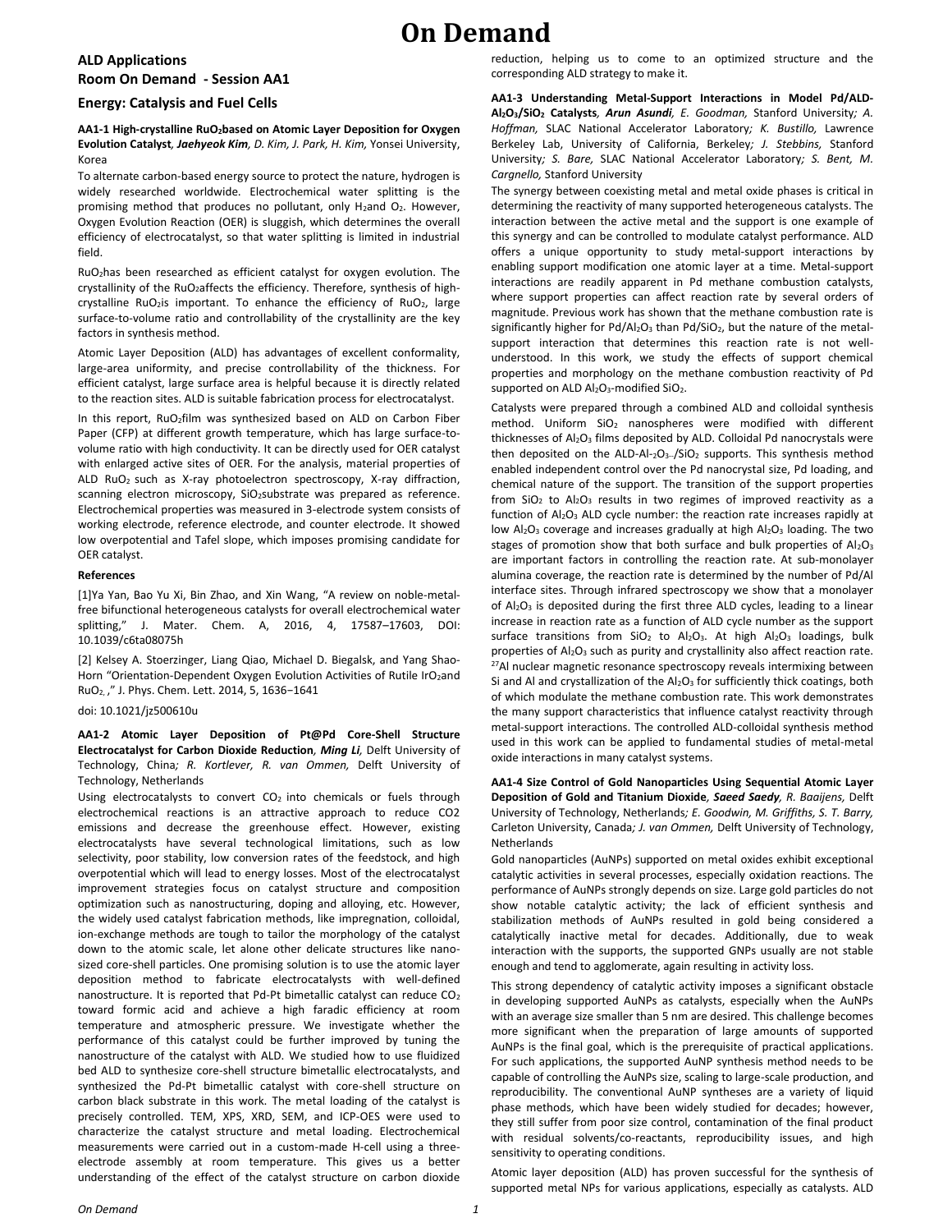# On Demand

## ALD Applications

### Room On Demand - Session AA1

### Energy: Catalysis and Fuel Cells

**AA1-1 High-crystalline $RuO_2$based on Atomic Layer Deposition for Oxygen Evolution Catalyst**, ***Jaehyeok Kim**, D. Kim, J. Park, H. Kim,* Yonsei University, Korea

To alternate carbon-based energy source to protect the nature, hydrogen is widely researched worldwide. Electrochemical water splitting is the promising method that produces no pollutant, only $H_2$and $O_2$. However, Oxygen Evolution Reaction (OER) is sluggish, which determines the overall efficiency of electrocatalyst, so that water splitting is limited in industrial field.

$RuO_2$has been researched as efficient catalyst for oxygen evolution. The crystallinity of the $RuO_2$affects the efficiency. Therefore, synthesis of high-crystalline $RuO_2$is important. To enhance the efficiency of $RuO_2$, large surface-to-volume ratio and controllability of the crystallinity are the key factors in synthesis method.

Atomic Layer Deposition (ALD) has advantages of excellent conformality, large-area uniformity, and precise controllability of the thickness. For efficient catalyst, large surface area is helpful because it is directly related to the reaction sites. ALD is suitable fabrication process for electrocatalyst.

In this report, $RuO_2$film was synthesized based on ALD on Carbon Fiber Paper (CFP) at different growth temperature, which has large surface-to-volume ratio with high conductivity. It can be directly used for OER catalyst with enlarged active sites of OER. For the analysis, material properties of ALD $RuO_2$ such as X-ray photoelectron spectroscopy, X-ray diffraction, scanning electron microscopy, $SiO_2$substrate was prepared as reference. Electrochemical properties was measured in 3-electrode system consists of working electrode, reference electrode, and counter electrode. It showed low overpotential and Tafel slope, which imposes promising candidate for OER catalyst.

**References**

[1]Ya Yan, Bao Yu Xi, Bin Zhao, and Xin Wang, "A review on noble-metal-free bifunctional heterogeneous catalysts for overall electrochemical water splitting," J. Mater. Chem. A, 2016, 4, 17587–17603, DOI: 10.1039/c6ta08075h

[2] Kelsey A. Stoerzinger, Liang Qiao, Michael D. Biegalsk, and Yang Shao-Horn "Orientation-Dependent Oxygen Evolution Activities of Rutile $IrO_2$and $RuO_2$, ," J. Phys. Chem. Lett. 2014, 5, 1636−1641

doi: 10.1021/jz500610u

**AA1-2 Atomic Layer Deposition of Pt@Pd Core-Shell Structure Electrocatalyst for Carbon Dioxide Reduction**, ***Ming Li**,* Delft University of Technology, China*; R. Kortlever, R. van Ommen,* Delft University of Technology, Netherlands

Using electrocatalysts to convert $CO_2$ into chemicals or fuels through electrochemical reactions is an attractive approach to reduce CO2 emissions and decrease the greenhouse effect. However, existing electrocatalysts have several technological limitations, such as low selectivity, poor stability, low conversion rates of the feedstock, and high overpotential which will lead to energy losses. Most of the electrocatalyst improvement strategies focus on catalyst structure and composition optimization such as nanostructuring, doping and alloying, etc. However, the widely used catalyst fabrication methods, like impregnation, colloidal, ion-exchange methods are tough to tailor the morphology of the catalyst down to the atomic scale, let alone other delicate structures like nano-sized core-shell particles. One promising solution is to use the atomic layer deposition method to fabricate electrocatalysts with well-defined nanostructure. It is reported that Pd-Pt bimetallic catalyst can reduce $CO_2$ toward formic acid and achieve a high faradic efficiency at room temperature and atmospheric pressure. We investigate whether the performance of this catalyst could be further improved by tuning the nanostructure of the catalyst with ALD. We studied how to use fluidized bed ALD to synthesize core-shell structure bimetallic electrocatalysts, and synthesized the Pd-Pt bimetallic catalyst with core-shell structure on carbon black substrate in this work. The metal loading of the catalyst is precisely controlled. TEM, XPS, XRD, SEM, and ICP-OES were used to characterize the catalyst structure and metal loading. Electrochemical measurements were carried out in a custom-made H-cell using a three-electrode assembly at room temperature. This gives us a better understanding of the effect of the catalyst structure on carbon dioxide reduction, helping us to come to an optimized structure and the corresponding ALD strategy to make it.

**AA1-3 Understanding Metal-Support Interactions in Model Pd/ALD-$Al_2O_3$/$SiO_2$ Catalysts**, ***Arun Asundi**, E. Goodman,* Stanford University*; A. Hoffman,* SLAC National Accelerator Laboratory*; K. Bustillo,* Lawrence Berkeley Lab, University of California, Berkeley*; J. Stebbins,* Stanford University*; S. Bare,* SLAC National Accelerator Laboratory*; S. Bent, M. Cargnello,* Stanford University

The synergy between coexisting metal and metal oxide phases is critical in determining the reactivity of many supported heterogeneous catalysts. The interaction between the active metal and the support is one example of this synergy and can be controlled to modulate catalyst performance. ALD offers a unique opportunity to study metal-support interactions by enabling support modification one atomic layer at a time. Metal-support interactions are readily apparent in Pd methane combustion catalysts, where support properties can affect reaction rate by several orders of magnitude. Previous work has shown that the methane combustion rate is significantly higher for Pd/$Al_2O_3$ than Pd/$SiO_2$, but the nature of the metal-support interaction that determines this reaction rate is not well-understood. In this work, we study the effects of support chemical properties and morphology on the methane combustion reactivity of Pd supported on ALD $Al_2O_3$-modified $SiO_2$.

Catalysts were prepared through a combined ALD and colloidal synthesis method. Uniform $SiO_2$ nanospheres were modified with different thicknesses of $Al_2O_3$ films deposited by ALD. Colloidal Pd nanocrystals were then deposited on the ALD-Al-$_2$O$_3$-/$SiO_2$ supports. This synthesis method enabled independent control over the Pd nanocrystal size, Pd loading, and chemical nature of the support. The transition of the support properties from $SiO_2$ to $Al_2O_3$ results in two regimes of improved reactivity as a function of $Al_2O_3$ ALD cycle number: the reaction rate increases rapidly at low $Al_2O_3$ coverage and increases gradually at high $Al_2O_3$ loading. The two stages of promotion show that both surface and bulk properties of $Al_2O_3$ are important factors in controlling the reaction rate. At sub-monolayer alumina coverage, the reaction rate is determined by the number of Pd/Al interface sites. Through infrared spectroscopy we show that a monolayer of $Al_2O_3$ is deposited during the first three ALD cycles, leading to a linear increase in reaction rate as a function of ALD cycle number as the support surface transitions from $SiO_2$ to $Al_2O_3$. At high $Al_2O_3$ loadings, bulk properties of $Al_2O_3$ such as purity and crystallinity also affect reaction rate. $^{27}$Al nuclear magnetic resonance spectroscopy reveals intermixing between Si and Al and crystallization of the $Al_2O_3$ for sufficiently thick coatings, both of which modulate the methane combustion rate. This work demonstrates the many support characteristics that influence catalyst reactivity through metal-support interactions. The controlled ALD-colloidal synthesis method used in this work can be applied to fundamental studies of metal-metal oxide interactions in many catalyst systems.

**AA1-4 Size Control of Gold Nanoparticles Using Sequential Atomic Layer Deposition of Gold and Titanium Dioxide**, ***Saeed Saedy**, R. Baaijens,* Delft University of Technology, Netherlands*; E. Goodwin, M. Griffiths, S. T. Barry,* Carleton University, Canada*; J. van Ommen,* Delft University of Technology, Netherlands

Gold nanoparticles (AuNPs) supported on metal oxides exhibit exceptional catalytic activities in several processes, especially oxidation reactions. The performance of AuNPs strongly depends on size. Large gold particles do not show notable catalytic activity; the lack of efficient synthesis and stabilization methods of AuNPs resulted in gold being considered a catalytically inactive metal for decades. Additionally, due to weak interaction with the supports, the supported GNPs usually are not stable enough and tend to agglomerate, again resulting in activity loss.

This strong dependency of catalytic activity imposes a significant obstacle in developing supported AuNPs as catalysts, especially when the AuNPs with an average size smaller than 5 nm are desired. This challenge becomes more significant when the preparation of large amounts of supported AuNPs is the final goal, which is the prerequisite of practical applications. For such applications, the supported AuNP synthesis method needs to be capable of controlling the AuNPs size, scaling to large-scale production, and reproducibility. The conventional AuNP syntheses are a variety of liquid phase methods, which have been widely studied for decades; however, they still suffer from poor size control, contamination of the final product with residual solvents/co-reactants, reproducibility issues, and high sensitivity to operating conditions.

Atomic layer deposition (ALD) has proven successful for the synthesis of supported metal NPs for various applications, especially as catalysts. ALD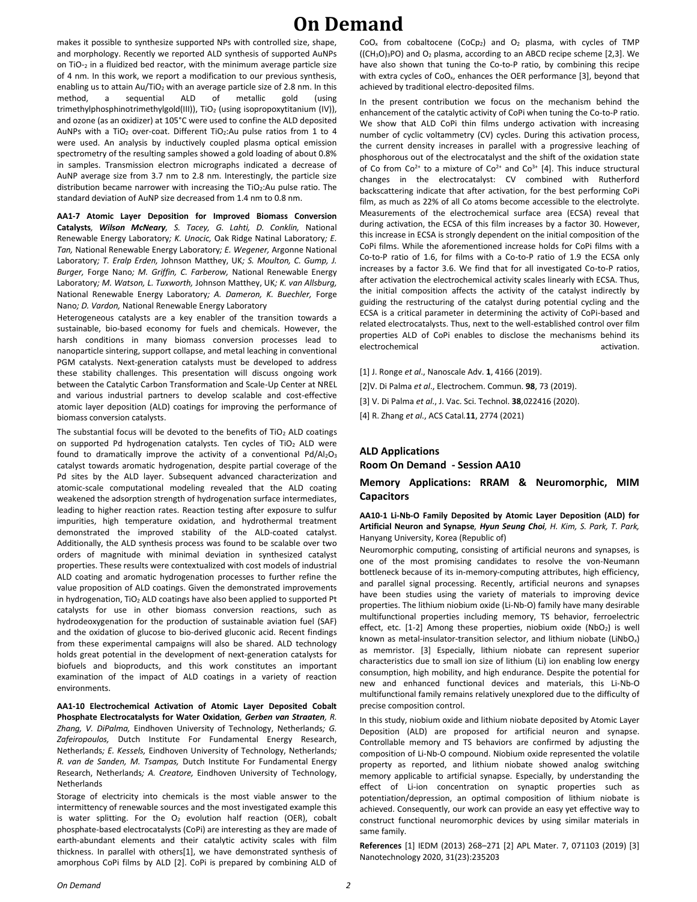makes it possible to synthesize supported NPs with controlled size, shape, and morphology. Recently we reported ALD synthesis of supported AuNPs on $TiO_2$ in a fluidized bed reactor, with the minimum average particle size of 4 nm. In this work, we report a modification to our previous synthesis, enabling us to attain Au/$TiO_2$ with an average particle size of 2.8 nm. In this method, a sequential ALD of metallic gold (using trimethylphosphinotrimethylgold(III)), $TiO_2$ (using isopropoxytitanium (IV)), and ozone (as an oxidizer) at 105°C were used to confine the ALD deposited AuNPs with a $TiO_2$ over-coat. Different $TiO_2$:Au pulse ratios from 1 to 4 were used. An analysis by inductively coupled plasma optical emission spectrometry of the resulting samples showed a gold loading of about 0.8% in samples. Transmission electron micrographs indicated a decrease of AuNP average size from 3.7 nm to 2.8 nm. Interestingly, the particle size distribution became narrower with increasing the $TiO_2$:Au pulse ratio. The standard deviation of AuNP size decreased from 1.4 nm to 0.8 nm.

**AA1-7 Atomic Layer Deposition for Improved Biomass Conversion Catalysts**, ***Wilson McNeary**, S. Tacey, G. Lahti, D. Conklin,* National Renewable Energy Laboratory*; K. Unocic,* Oak Ridge Natinal Laboratory*; E. Tan,* National Renewable Energy Laboratory*; E. Wegener,* Argonne National Laboratory*; T. Eralp Erden,* Johnson Matthey, UK*; S. Moulton, C. Gump, J. Burger,* Forge Nano*; M. Griffin, C. Farberow,* National Renewable Energy Laboratory*; M. Watson, L. Tuxworth,* Johnson Matthey, UK*; K. van Allsburg,* National Renewable Energy Laboratory*; A. Dameron, K. Buechler,* Forge Nano*; D. Vardon,* National Renewable Energy Laboratory

Heterogeneous catalysts are a key enabler of the transition towards a sustainable, bio-based economy for fuels and chemicals. However, the harsh conditions in many biomass conversion processes lead to nanoparticle sintering, support collapse, and metal leaching in conventional PGM catalysts. Next-generation catalysts must be developed to address these stability challenges. This presentation will discuss ongoing work between the Catalytic Carbon Transformation and Scale-Up Center at NREL and various industrial partners to develop scalable and cost-effective atomic layer deposition (ALD) coatings for improving the performance of biomass conversion catalysts.

The substantial focus will be devoted to the benefits of $TiO_2$ ALD coatings on supported Pd hydrogenation catalysts. Ten cycles of $TiO_2$ ALD were found to dramatically improve the activity of a conventional Pd/$Al_2O_3$ catalyst towards aromatic hydrogenation, despite partial coverage of the Pd sites by the ALD layer. Subsequent advanced characterization and atomic-scale computational modeling revealed that the ALD coating weakened the adsorption strength of hydrogenation surface intermediates, leading to higher reaction rates. Reaction testing after exposure to sulfur impurities, high temperature oxidation, and hydrothermal treatment demonstrated the improved stability of the ALD-coated catalyst. Additionally, the ALD synthesis process was found to be scalable over two orders of magnitude with minimal deviation in synthesized catalyst properties. These results were contextualized with cost models of industrial ALD coating and aromatic hydrogenation processes to further refine the value proposition of ALD coatings. Given the demonstrated improvements in hydrogenation, $TiO_2$ ALD coatings have also been applied to supported Pt catalysts for use in other biomass conversion reactions, such as hydrodeoxygenation for the production of sustainable aviation fuel (SAF) and the oxidation of glucose to bio-derived gluconic acid. Recent findings from these experimental campaigns will also be shared. ALD technology holds great potential in the development of next-generation catalysts for biofuels and bioproducts, and this work constitutes an important examination of the impact of ALD coatings in a variety of reaction environments.

**AA1-10 Electrochemical Activation of Atomic Layer Deposited Cobalt Phosphate Electrocatalysts for Water Oxidation**, ***Gerben van Straaten**, R. Zhang, V. DiPalma,* Eindhoven University of Technology, Netherlands*; G. Zafeiropoulos,* Dutch Institute For Fundamental Energy Research, Netherlands*; E. Kessels,* Eindhoven University of Technology, Netherlands*; R. van de Sanden, M. Tsampas,* Dutch Institute For Fundamental Energy Research, Netherlands*; A. Creatore,* Eindhoven University of Technology, Netherlands

Storage of electricity into chemicals is the most viable answer to the intermittency of renewable sources and the most investigated example this is water splitting. For the $O_2$ evolution half reaction (OER), cobalt phosphate-based electrocatalysts (CoPi) are interesting as they are made of earth-abundant elements and their catalytic activity scales with film thickness. In parallel with others[1], we have demonstrated synthesis of amorphous CoPi films by ALD [2]. CoPi is prepared by combining ALD of $CoO_x$ from cobaltocene ($CoCp_2$) and $O_2$ plasma, with cycles of TMP ($(CH_3O)_3PO$) and $O_2$ plasma, according to an ABCD recipe scheme [2,3]. We have also shown that tuning the Co-to-P ratio, by combining this recipe with extra cycles of $CoO_x$, enhances the OER performance [3], beyond that achieved by traditional electro-deposited films.

In the present contribution we focus on the mechanism behind the enhancement of the catalytic activity of CoPi when tuning the Co-to-P ratio. We show that ALD CoPi thin films undergo activation with increasing number of cyclic voltammetry (CV) cycles. During this activation process, the current density increases in parallel with a progressive leaching of phosphorous out of the electrocatalyst and the shift of the oxidation state of Co from $Co^{2+}$ to a mixture of $Co^{2+}$ and $Co^{3+}$ [4]. This induce structural changes in the electrocatalyst: CV combined with Rutherford backscattering indicate that after activation, for the best performing CoPi film, as much as 22% of all Co atoms become accessible to the electrolyte. Measurements of the electrochemical surface area (ECSA) reveal that during activation, the ECSA of this film increases by a factor 30. However, this increase in ECSA is strongly dependent on the initial composition of the CoPi films. While the aforementioned increase holds for CoPi films with a Co-to-P ratio of 1.6, for films with a Co-to-P ratio of 1.9 the ECSA only increases by a factor 3.6. We find that for all investigated Co-to-P ratios, after activation the electrochemical activity scales linearly with ECSA. Thus, the initial composition affects the activity of the catalyst indirectly by guiding the restructuring of the catalyst during potential cycling and the ECSA is a critical parameter in determining the activity of CoPi-based and related electrocatalysts. Thus, next to the well-established control over film properties ALD of CoPi enables to disclose the mechanisms behind its electrochemical activation.

[1] J. Ronge *et al*., Nanoscale Adv. **1**, 4166 (2019).

[2]V. Di Palma *et al*., Electrochem. Commun. **98**, 73 (2019).

[3] V. Di Palma *et al*., J. Vac. Sci. Technol. **38**,022416 (2020).

[4] R. Zhang *et al*., ACS Catal.**11**, 2774 (2021)

## ALD Applications
## Room On Demand - Session AA10
### Memory Applications: RRAM & Neuromorphic, MIM Capacitors

**AA10-1 Li-Nb-O Family Deposited by Atomic Layer Deposition (ALD) for Artificial Neuron and Synapse**, ***Hyun Seung Choi**, H. Kim, S. Park, T. Park,* Hanyang University, Korea (Republic of)

Neuromorphic computing, consisting of artificial neurons and synapses, is one of the most promising candidates to resolve the von-Neumann bottleneck because of its in-memory-computing attributes, high efficiency, and parallel signal processing. Recently, artificial neurons and synapses have been studies using the variety of materials to improving device properties. The lithium niobium oxide (Li-Nb-O) family have many desirable multifunctional properties including memory, TS behavior, ferroelectric effect, etc. [1-2] Among these properties, niobium oxide ($NbO_2$) is well known as metal-insulator-transition selector, and lithium niobate ($LiNbO_x$) as memristor. [3] Especially, lithium niobate can represent superior characteristics due to small ion size of lithium (Li) ion enabling low energy consumption, high mobility, and high endurance. Despite the potential for new and enhanced functional devices and materials, this Li-Nb-O multifunctional family remains relatively unexplored due to the difficulty of precise composition control.

In this study, niobium oxide and lithium niobate deposited by Atomic Layer Deposition (ALD) are proposed for artificial neuron and synapse. Controllable memory and TS behaviors are confirmed by adjusting the composition of Li-Nb-O compound. Niobium oxide represented the volatile property as reported, and lithium niobate showed analog switching memory applicable to artificial synapse. Especially, by understanding the effect of Li-ion concentration on synaptic properties such as potentiation/depression, an optimal composition of lithium niobate is achieved. Consequently, our work can provide an easy yet effective way to construct functional neuromorphic devices by using similar materials in same family.

**References** [1] IEDM (2013) 268–271 [2] APL Mater. 7, 071103 (2019) [3] Nanotechnology 2020, 31(23):235203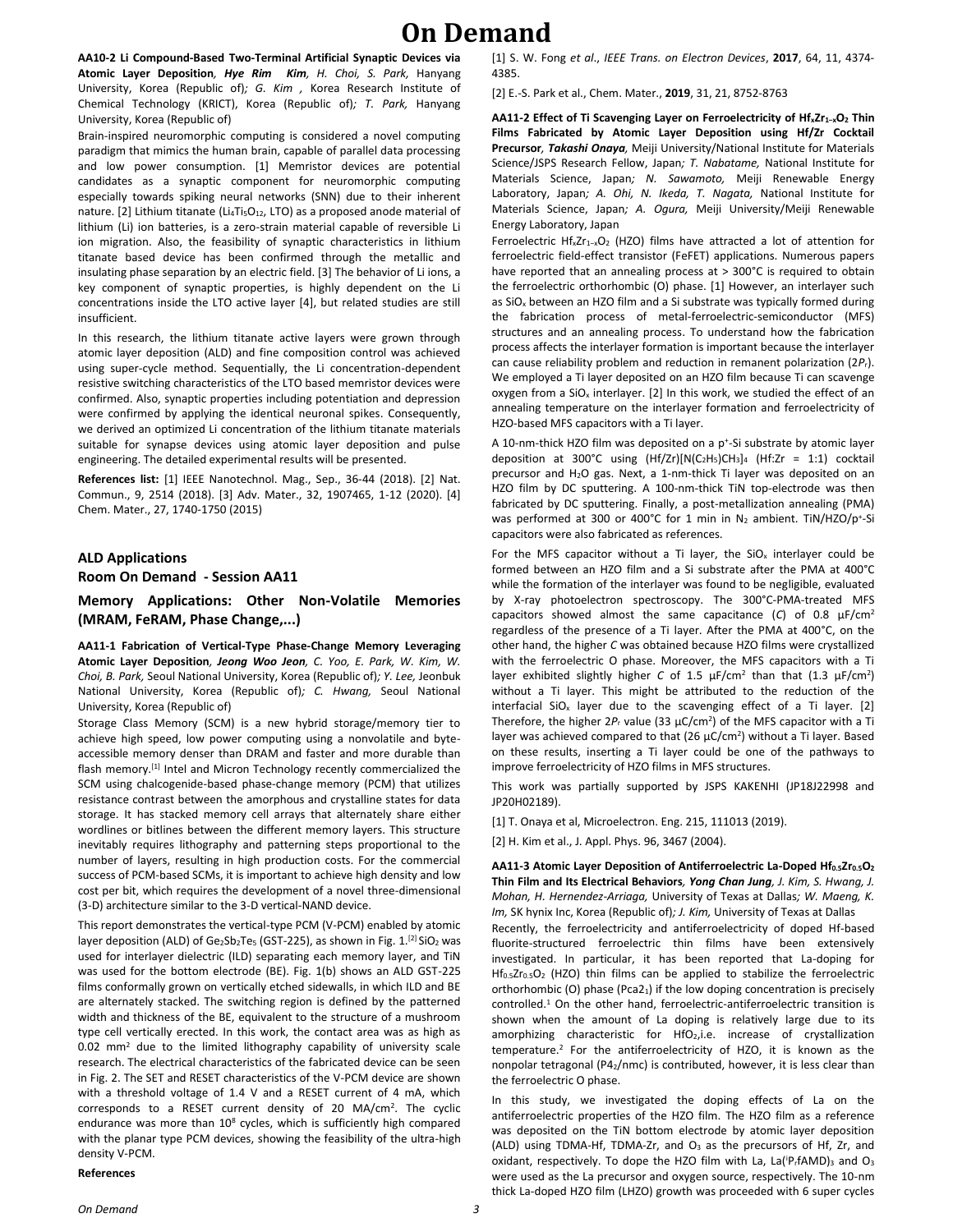# On Demand

**AA10-2 Li Compound-Based Two-Terminal Artificial Synaptic Devices via Atomic Layer Deposition**, ***Hye Rim Kim****, H. Choi, S. Park,* Hanyang University, Korea (Republic of)*; G. Kim ,* Korea Research Institute of Chemical Technology (KRICT), Korea (Republic of)*; T. Park,* Hanyang University, Korea (Republic of)

Brain-inspired neuromorphic computing is considered a novel computing paradigm that mimics the human brain, capable of parallel data processing and low power consumption. [1] Memristor devices are potential candidates as a synaptic component for neuromorphic computing especially towards spiking neural networks (SNN) due to their inherent nature. [2] Lithium titanate ($Li_4Ti_5O_{12}$, LTO) as a proposed anode material of lithium (Li) ion batteries, is a zero-strain material capable of reversible Li ion migration. Also, the feasibility of synaptic characteristics in lithium titanate based device has been confirmed through the metallic and insulating phase separation by an electric field. [3] The behavior of Li ions, a key component of synaptic properties, is highly dependent on the Li concentrations inside the LTO active layer [4], but related studies are still insufficient.

In this research, the lithium titanate active layers were grown through atomic layer deposition (ALD) and fine composition control was achieved using super-cycle method. Sequentially, the Li concentration-dependent resistive switching characteristics of the LTO based memristor devices were confirmed. Also, synaptic properties including potentiation and depression were confirmed by applying the identical neuronal spikes. Consequently, we derived an optimized Li concentration of the lithium titanate materials suitable for synapse devices using atomic layer deposition and pulse engineering. The detailed experimental results will be presented.

**References list:** [1] IEEE Nanotechnol. Mag., Sep., 36-44 (2018). [2] Nat. Commun., 9, 2514 (2018). [3] Adv. Mater., 32, 1907465, 1-12 (2020). [4] Chem. Mater., 27, 1740-1750 (2015)

## ALD Applications
## Room On Demand - Session AA11

### Memory Applications: Other Non-Volatile Memories (MRAM, FeRAM, Phase Change,...)

**AA11-1 Fabrication of Vertical-Type Phase-Change Memory Leveraging Atomic Layer Deposition**, ***Jeong Woo Jeon****, C. Yoo, E. Park, W. Kim, W. Choi, B. Park,* Seoul National University, Korea (Republic of)*; Y. Lee,* Jeonbuk National University, Korea (Republic of)*; C. Hwang,* Seoul National University, Korea (Republic of)

Storage Class Memory (SCM) is a new hybrid storage/memory tier to achieve high speed, low power computing using a nonvolatile and byte-accessible memory denser than DRAM and faster and more durable than flash memory.[1] Intel and Micron Technology recently commercialized the SCM using chalcogenide-based phase-change memory (PCM) that utilizes resistance contrast between the amorphous and crystalline states for data storage. It has stacked memory cell arrays that alternately share either wordlines or bitlines between the different memory layers. This structure inevitably requires lithography and patterning steps proportional to the number of layers, resulting in high production costs. For the commercial success of PCM-based SCMs, it is important to achieve high density and low cost per bit, which requires the development of a novel three-dimensional (3-D) architecture similar to the 3-D vertical-NAND device.

This report demonstrates the vertical-type PCM (V-PCM) enabled by atomic layer deposition (ALD) of $Ge_2Sb_2Te_5$ (GST-225), as shown in Fig. 1.[2] $SiO_2$ was used for interlayer dielectric (ILD) separating each memory layer, and TiN was used for the bottom electrode (BE). Fig. 1(b) shows an ALD GST-225 films conformally grown on vertically etched sidewalls, in which ILD and BE are alternately stacked. The switching region is defined by the patterned width and thickness of the BE, equivalent to the structure of a mushroom type cell vertically erected. In this work, the contact area was as high as 0.02 mm$^2$ due to the limited lithography capability of university scale research. The electrical characteristics of the fabricated device can be seen in Fig. 2. The SET and RESET characteristics of the V-PCM device are shown with a threshold voltage of 1.4 V and a RESET current of 4 mA, which corresponds to a RESET current density of 20 MA/cm$^2$. The cyclic endurance was more than $10^8$ cycles, which is sufficiently high compared with the planar type PCM devices, showing the feasibility of the ultra-high density V-PCM.

**References**

[1] S. W. Fong *et al.*, *IEEE Trans. on Electron Devices*, **2017**, 64, 11, 4374-4385.

[2] E.-S. Park et al., Chem. Mater., **2019**, 31, 21, 8752-8763

**AA11-2 Effect of Ti Scavenging Layer on Ferroelectricity of $Hf_xZr_{1-x}O_2$ Thin Films Fabricated by Atomic Layer Deposition using Hf/Zr Cocktail Precursor**, ***Takashi Onaya****,* Meiji University/National Institute for Materials Science/JSPS Research Fellow, Japan*; T. Nabatame,* National Institute for Materials Science, Japan*; N. Sawamoto,* Meiji Renewable Energy Laboratory, Japan*; A. Ohi, N. Ikeda, T. Nagata,* National Institute for Materials Science, Japan*; A. Ogura,* Meiji University/Meiji Renewable Energy Laboratory, Japan

Ferroelectric $Hf_xZr_{1-x}O_2$ (HZO) films have attracted a lot of attention for ferroelectric field-effect transistor (FeFET) applications. Numerous papers have reported that an annealing process at > 300°C is required to obtain the ferroelectric orthorhombic (O) phase. [1] However, an interlayer such as $SiO_x$ between an HZO film and a Si substrate was typically formed during the fabrication process of metal-ferroelectric-semiconductor (MFS) structures and an annealing process. To understand how the fabrication process affects the interlayer formation is important because the interlayer can cause reliability problem and reduction in remanent polarization ($2P_r$). We employed a Ti layer deposited on an HZO film because Ti can scavenge oxygen from a $SiO_x$ interlayer. [2] In this work, we studied the effect of an annealing temperature on the interlayer formation and ferroelectricity of HZO-based MFS capacitors with a Ti layer.

A 10-nm-thick HZO film was deposited on a p$^+$-Si substrate by atomic layer deposition at 300°C using $(Hf/Zr)[N(C_2H_5)CH_3]_4$ (Hf:Zr = 1:1) cocktail precursor and $H_2O$ gas. Next, a 1-nm-thick Ti layer was deposited on an HZO film by DC sputtering. A 100-nm-thick TiN top-electrode was then fabricated by DC sputtering. Finally, a post-metallization annealing (PMA) was performed at 300 or 400°C for 1 min in $N_2$ ambient. TiN/HZO/p$^+$-Si capacitors were also fabricated as references.

For the MFS capacitor without a Ti layer, the $SiO_x$ interlayer could be formed between an HZO film and a Si substrate after the PMA at 400°C while the formation of the interlayer was found to be negligible, evaluated by X-ray photoelectron spectroscopy. The 300°C-PMA-treated MFS capacitors showed almost the same capacitance ($C$) of 0.8 μF/cm$^2$ regardless of the presence of a Ti layer. After the PMA at 400°C, on the other hand, the higher $C$ was obtained because HZO films were crystallized with the ferroelectric O phase. Moreover, the MFS capacitors with a Ti layer exhibited slightly higher $C$ of 1.5 μF/cm$^2$ than that (1.3 μF/cm$^2$) without a Ti layer. This might be attributed to the reduction of the interfacial $SiO_x$ layer due to the scavenging effect of a Ti layer. [2] Therefore, the higher $2P_r$ value (33 μC/cm$^2$) of the MFS capacitor with a Ti layer was achieved compared to that (26 μC/cm$^2$) without a Ti layer. Based on these results, inserting a Ti layer could be one of the pathways to improve ferroelectricity of HZO films in MFS structures.

This work was partially supported by JSPS KAKENHI (JP18J22998 and JP20H02189).

[1] T. Onaya et al, Microelectron. Eng. 215, 111013 (2019).

[2] H. Kim et al., J. Appl. Phys. 96, 3467 (2004).

**AA11-3 Atomic Layer Deposition of Antiferroelectric La-Doped $Hf_{0.5}Zr_{0.5}O_2$ Thin Film and Its Electrical Behaviors**, ***Yong Chan Jung****, J. Kim, S. Hwang, J. Mohan, H. Hernendez-Arriaga,* University of Texas at Dallas*; W. Maeng, K. Im,* SK hynix Inc, Korea (Republic of)*; J. Kim,* University of Texas at Dallas

Recently, the ferroelectricity and antiferroelectricity of doped Hf-based fluorite-structured ferroelectric thin films have been extensively investigated. In particular, it has been reported that La-doping for $Hf_{0.5}Zr_{0.5}O_2$ (HZO) thin films can be applied to stabilize the ferroelectric orthorhombic (O) phase ($Pca2_1$) if the low doping concentration is precisely controlled.[1] On the other hand, ferroelectric-antiferroelectric transition is shown when the amount of La doping is relatively large due to its amorphizing characteristic for $HfO_2$,i.e. increase of crystallization temperature.[2] For the antiferroelectricity of HZO, it is known as the nonpolar tetragonal ($P4_2$/nmc) is contributed, however, it is less clear than the ferroelectric O phase.

In this study, we investigated the doping effects of La on the antiferroelectric properties of the HZO film. The HZO film as a reference was deposited on the TiN bottom electrode by atomic layer deposition (ALD) using TDMA-Hf, TDMA-Zr, and $O_3$ as the precursors of Hf, Zr, and oxidant, respectively. To dope the HZO film with La, La($^i$PrfAMD)$_3$ and $O_3$ were used as the La precursor and oxygen source, respectively. The 10-nm thick La-doped HZO film (LHZO) growth was proceeded with 6 super cycles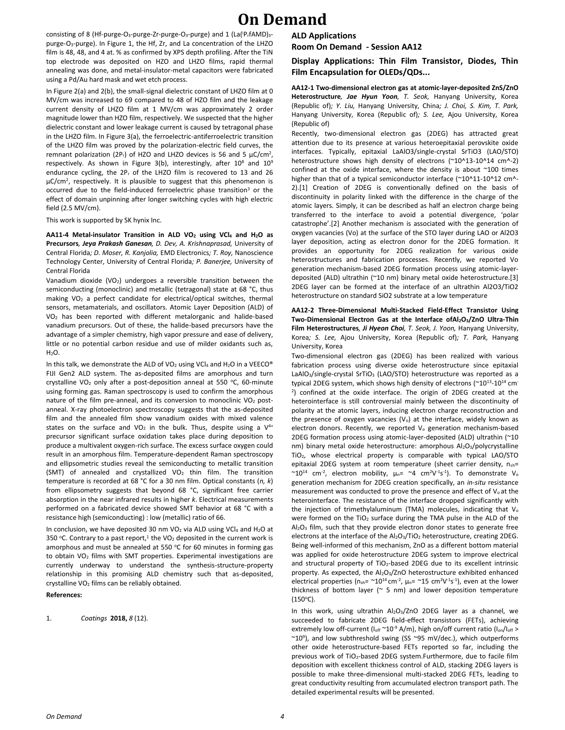consisting of 8 (Hf-purge-$O_3$-purge-Zr-purge-$O_3$-purge) and 1 (La($^iP_r$fAMD)$_3$-purge-$O_3$-purge). In Figure 1, the Hf, Zr, and La concentration of the LHZO film is 48, 48, and 4 at. % as confirmed by XPS depth profiling. After the TiN top electrode was deposited on HZO and LHZO films, rapid thermal annealing was done, and metal-insulator-metal capacitors were fabricated using a Pd/Au hard mask and wet etch process.

In Figure 2(a) and 2(b), the small-signal dielectric constant of LHZO film at 0 MV/cm was increased to 69 compared to 48 of HZO film and the leakage current density of LHZO film at 1 MV/cm was approximately 2 order magnitude lower than HZO film, respectively. We suspected that the higher dielectric constant and lower leakage current is caused by tetragonal phase in the LHZO film. In Figure 3(a), the ferroelectric-antiferroelectric transition of the LHZO film was proved by the polarization-electric field curves, the remnant polarization ($2P_r$) of HZO and LHZO devices is 56 and 5 μC/cm$^2$, respectively. As shown in Figure 3(b), interestingly, after $10^8$ and $10^9$ endurance cycling, the $2P_r$ of the LHZO film is recovered to 13 and 26 μC/cm$^2$, respectively. It is plausible to suggest that this phenomenon is occurred due to the field-induced ferroelectric phase transition[3] or the effect of domain unpinning after longer switching cycles with high electric field (2.5 MV/cm).

This work is supported by SK hynix Inc.

**AA11-4 Metal-insulator Transition in ALD $VO_2$ using $VCl_4$ and $H_2O$ as Precursors**, ***Jeya Prakash Ganesan***, *D. Dev, A. Krishnaprasad,* University of Central Florida*; D. Moser, R. Kanjolia,* EMD Electronics*; T. Roy,* Nanoscience Technology Center, University of Central Florida*; P. Banerjee,* University of Central Florida

Vanadium dioxide ($VO_2$) undergoes a reversible transition between the semiconducting (monoclinic) and metallic (tetragonal) state at 68 °C, thus making $VO_2$ a perfect candidate for electrical/optical switches, thermal sensors, metamaterials, and oscillators. Atomic Layer Deposition (ALD) of $VO_2$ has been reported with different metalorganic and halide-based vanadium precursors. Out of these, the halide-based precursors have the advantage of a simpler chemistry, high vapor pressure and ease of delivery, little or no potential carbon residue and use of milder oxidants such as, $H_2O$.

In this talk, we demonstrate the ALD of $VO_2$ using $VCl_4$ and $H_2O$ in a VEECO® FIJI Gen2 ALD system. The as-deposited films are amorphous and turn crystalline $VO_2$ only after a post-deposition anneal at 550 °C, 60-minute using forming gas. Raman spectroscopy is used to confirm the amorphous nature of the film pre-anneal, and its conversion to monoclinic $VO_2$ post-anneal. X-ray photoelectron spectroscopy suggests that the as-deposited film and the annealed film show vanadium oxides with mixed valence states on the surface and $VO_2$ in the bulk. Thus, despite using a $V^{4+}$ precursor significant surface oxidation takes place during deposition to produce a multivalent oxygen-rich surface. The excess surface oxygen could result in an amorphous film. Temperature-dependent Raman spectroscopy and ellipsometric studies reveal the semiconducting to metallic transition (SMT) of annealed and crystallized $VO_2$ thin film. The transition temperature is recorded at 68 °C for a 30 nm film. Optical constants (*n, k*) from ellipsometry suggests that beyond 68 °C, significant free carrier absorption in the near infrared results in higher *k*. Electrical measurements performed on a fabricated device showed SMT behavior at 68 °C with a resistance high (semiconducting) : low (metallic) ratio of 66.

In conclusion, we have deposited 30 nm $VO_2$ via ALD using $VCl_4$ and $H_2O$ at 350 °C. Contrary to a past report,[1] the $VO_2$ deposited in the current work is amorphous and must be annealed at 550 °C for 60 minutes in forming gas to obtain $VO_2$ films with SMT properties. Experimental investigations are currently underway to understand the synthesis-structure-property relationship in this promising ALD chemistry such that as-deposited, crystalline $VO_2$ films can be reliably obtained.

**References:**

1. *Coatings* **2018,** *8* (12).

## ALD Applications
## Room On Demand - Session AA12

### Display Applications: Thin Film Transistor, Diodes, Thin Film Encapsulation for OLEDs/QDs...

**AA12-1 Two-dimensional electron gas at atomic-layer-deposited ZnS/ZnO Heterostructure**, ***Jae Hyun Yoon***, *T. Seok,* Hanyang University, Korea (Republic of)*; Y. Liu,* Hanyang University, China*; J. Choi, S. Kim, T. Park,* Hanyang University, Korea (Republic of)*; S. Lee,* Ajou University, Korea (Republic of)

Recently, two-dimensional electron gas (2DEG) has attracted great attention due to its presence at various heteroepitaxial perovskite oxide interfaces. Typically, epitaxial LaAlO3/single-crystal SrTiO3 (LAO/STO) heterostructure shows high density of electrons (~10^13-10^14 cm^-2) confined at the oxide interface, where the density is about ~100 times higher than that of a typical semiconductor interface (~10^11-10^12 cm^-2).[1] Creation of 2DEG is conventionally defined on the basis of discontinuity in polarity linked with the difference in the charge of the atomic layers. Simply, it can be described as half an electron charge being transferred to the interface to avoid a potential divergence, 'polar catastrophe'.[2] Another mechanism is associated with the generation of oxygen vacancies (Vo) at the surface of the STO layer during LAO or Al2O3 layer deposition, acting as electron donor for the 2DEG formation. It provides an opportunity for 2DEG realization for various oxide heterostructures and fabrication processes. Recently, we reported Vo generation mechanism-based 2DEG formation process using atomic-layer-deposited (ALD) ultrathin (~10 nm) binary metal oxide heterostructure.[3] 2DEG layer can be formed at the interface of an ultrathin Al2O3/TiO2 heterostructure on standard SiO2 substrate at a low temperature

**AA12-2 Three-Dimensional Multi-Stacked Field-Effect Transistor Using Two-Dimensional Electron Gas at the Interface of $Al_2O_3$/ZnO Ultra-Thin Film Heterostructures**, ***Ji Hyeon Choi***, *T. Seok, J. Yoon,* Hanyang University, Korea*; S. Lee,* Ajou University, Korea (Republic of)*; T. Park,* Hanyang University, Korea

Two-dimensional electron gas (2DEG) has been realized with various fabrication process using diverse oxide heterostructure since epitaxial $LaAlO_3$/single-crystal $SrTiO_3$ (LAO/STO) heterostructure was reported as a typical 2DEG system, which shows high density of electrons (~$10^{13}$-$10^{14}$ cm$^{-2}$) confined at the oxide interface. The origin of 2DEG created at the heterointerface is still controversial mainly between the discontinuity of polarity at the atomic layers, inducing electron charge reconstruction and the presence of oxygen vacancies ($V_o$) at the interface, widely known as electron donors. Recently, we reported $V_o$ generation mechanism-based 2DEG formation process using atomic-layer-deposited (ALD) ultrathin (~10 nm) binary metal oxide heterostructure: amorphous $Al_2O_3$/polycrystalline $TiO_2$, whose electrical property is comparable with typical LAO/STO epitaxial 2DEG system at room temperature (sheet carrier density, $n_{sh}$= ~$10^{14}$ cm$^{-2}$, electron mobility, $\mu_n$= ~4 cm$^2$V$^{-1}$s$^{-1}$). To demonstrate $V_o$ generation mechanism for 2DEG creation specifically, an *in-situ* resistance measurement was conducted to prove the presence and effect of $V_o$ at the heterointerface. The resistance of the interface dropped significantly with the injection of trimethylaluminum (TMA) molecules, indicating that $V_o$ were formed on the $TiO_2$ surface during the TMA pulse in the ALD of the $Al_2O_3$ film, such that they provide electron donor states to generate free electrons at the interface of the $Al_2O_3$/$TiO_2$ heterostructure, creating 2DEG. Being well-informed of this mechanism, ZnO as a different bottom material was applied for oxide heterostructure 2DEG system to improve electrical and structural property of $TiO_2$-based 2DEG due to its excellent intrinsic property. As expected, the $Al_2O_3$/ZnO heterostructure exhibited enhanced electrical properties ($n_{sh}$= ~$10^{14}$ cm$^{-2}$, $\mu_n$= ~15 cm$^2$V$^{-1}$s$^{-1}$), even at the lower thickness of bottom layer (~ 5 nm) and lower deposition temperature (150°C).

In this work, using ultrathin $Al_2O_3$/ZnO 2DEG layer as a channel, we succeeded to fabricate 2DEG field-effect transistors (FETs), achieving extremely low off-current ($I_{off}$ ~$10^{-9}$ A/m), high on/off current ratio ($I_{on}/I_{off}$ > ~$10^9$), and low subthreshold swing (SS ~95 mV/dec.), which outperforms other oxide heterostructure-based FETs reported so far, including the previous work of $TiO_2$-based 2DEG system.Furthermore, due to facile film deposition with excellent thickness control of ALD, stacking 2DEG layers is possible to make three-dimensional multi-stacked 2DEG FETs, leading to great conductivity resulting from accumulated electron transport path. The detailed experimental results will be presented.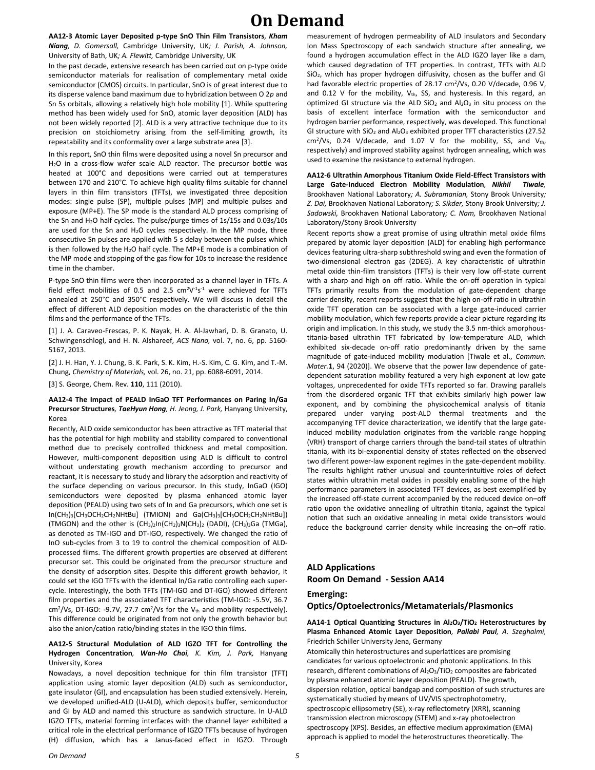**AA12-3 Atomic Layer Deposited p-type SnO Thin Film Transistors***, Kham Niang, D. Gomersall,* Cambridge University, UK*; J. Parish, A. Johnson,* University of Bath, UK*; A. Flewitt,* Cambridge University, UK

In the past decade, extensive research has been carried out on p-type oxide semiconductor materials for realisation of complementary metal oxide semiconductor (CMOS) circuits. In particular, SnO is of great interest due to its disperse valence band maximum due to hybridization between O 2*p* and Sn 5*s* orbitals, allowing a relatively high hole mobility [1]. While sputtering method has been widely used for SnO, atomic layer deposition (ALD) has not been widely reported [2]. ALD is a very attractive technique due to its precision on stoichiometry arising from the self-limiting growth, its repeatability and its conformality over a large substrate area [3].

In this report, SnO thin films were deposited using a novel Sn precursor and $H_2O$ in a cross-flow wafer scale ALD reactor. The precursor bottle was heated at 100°C and depositions were carried out at temperatures between 170 and 210°C. To achieve high quality films suitable for channel layers in thin film transistors (TFTs), we investigated three deposition modes: single pulse (SP), multiple pulses (MP) and multiple pulses and exposure (MP+E). The SP mode is the standard ALD process comprising of the Sn and $H_2O$ half cycles. The pulse/purge times of 1s/15s and 0.03s/10s are used for the Sn and $H_2O$ cycles respectively. In the MP mode, three consecutive Sn pulses are applied with 5 s delay between the pulses which is then followed by the $H_2O$ half cycle. The MP+E mode is a combination of the MP mode and stopping of the gas flow for 10s to increase the residence time in the chamber.

P-type SnO thin films were then incorporated as a channel layer in TFTs. A field effect mobilities of 0.5 and 2.5 $cm^2V^{-1}s^{-1}$ were achieved for TFTs annealed at 250°C and 350°C respectively. We will discuss in detail the effect of different ALD deposition modes on the characteristic of the thin films and the performance of the TFTs.

[1] J. A. Caraveo-Frescas, P. K. Nayak, H. A. Al-Jawhari, D. B. Granato, U. Schwingenschlogl, and H. N. Alshareef, *ACS Nano,* vol. 7, no. 6, pp. 5160-5167, 2013.

[2] J. H. Han, Y. J. Chung, B. K. Park, S. K. Kim, H.-S. Kim, C. G. Kim, and T.-M. Chung, *Chemistry of Materials,* vol. 26, no. 21, pp. 6088-6091, 2014.

[3] S. George, Chem. Rev. **110**, 111 (2010).

**AA12-4 The Impact of PEALD InGaO TFT Performances on Paring In/Ga Precursor Structures***, **TaeHyun Hong**, H. Jeong, J. Park,* Hanyang University, Korea

Recently, ALD oxide semiconductor has been attractive as TFT material that has the potential for high mobility and stability compared to conventional method due to precisely controlled thickness and metal composition. However, multi-component deposition using ALD is difficult to control without understating growth mechanism according to precursor and reactant, it is necessary to study and library the adsorption and reactivity of the surface depending on various precursor. In this study, InGaO (IGO) semiconductors were deposited by plasma enhanced atomic layer deposition (PEALD) using two sets of In and Ga precursors, which one set is $In(CH_3)_3[CH_3OCH_2CH_2NHtBu]$ (TMION) and $Ga(CH_3)_3[CH_3OCH_2CH_2NHtBu]$) (TMGON) and the other is $(CH_3)_2In(CH_2)_3N(CH_3)_2$ (DADI), $(CH_3)_3Ga$ (TMGa), as denoted as TM-IGO and DT-IGO, respectively. We changed the ratio of InO sub-cycles from 3 to 19 to control the chemical composition of ALD-processed films. The different growth properties are observed at different precursor set. This could be originated from the precursor structure and the density of adsorption sites. Despite this different growth behavior, it could set the IGO TFTs with the identical In/Ga ratio controlling each super-cycle. Interestingly, the both TFTs (TM-IGO and DT-IGO) showed different film properties and the associated TFT characteristics (TM-IGO: -5.5V, 36.7 $cm^2/Vs$, DT-IGO: -9.7V, 27.7 $cm^2/Vs$ for the $V_{th}$ and mobility respectively). This difference could be originated from not only the growth behavior but also the anion/cation ratio/binding states in the IGO thin films.

**AA12-5 Structural Modulation of ALD IGZO TFT for Controlling the Hydrogen Concentration***, **Wan-Ho Choi**, K. Kim, J. Park,* Hanyang University, Korea

Nowadays, a novel deposition technique for thin film transistor (TFT) application using atomic layer deposition (ALD) such as semiconductor, gate insulator (GI), and encapsulation has been studied extensively. Herein, we developed unified-ALD (U-ALD), which deposits buffer, semiconductor and GI by ALD and named this structure as sandwich structure. In U-ALD IGZO TFTs, material forming interfaces with the channel layer exhibited a critical role in the electrical performance of IGZO TFTs because of hydrogen (H) diffusion, which has a Janus-faced effect in IGZO. Through measurement of hydrogen permeability of ALD insulators and Secondary Ion Mass Spectroscopy of each sandwich structure after annealing, we found a hydrogen accumulation effect in the ALD IGZO layer like a dam, which caused degradation of TFT properties. In contrast, TFTs with ALD $SiO_2$, which has proper hydrogen diffusivity, chosen as the buffer and GI had favorable electric properties of 28.17 $cm^2/Vs$, 0.20 V/decade, 0.96 V, and 0.12 V for the mobility, $V_{th}$, SS, and hysteresis. In this regard, an optimized GI structure via the ALD $SiO_2$ and $Al_2O_3$ in situ process on the basis of excellent interface formation with the semiconductor and hydrogen barrier performance, respectively, was developed. This functional GI structure with $SiO_2$ and $Al_2O_3$ exhibited proper TFT characteristics (27.52 $cm^2/Vs$, 0.24 V/decade, and 1.07 V for the mobility, SS, and $V_{th}$, respectively) and improved stability against hydrogen annealing, which was used to examine the resistance to external hydrogen.

**AA12-6 Ultrathin Amorphous Titanium Oxide Field-Effect Transistors with Large Gate-Induced Electron Mobility Modulation***, **Nikhil Tiwale**,* Brookhaven National Laboratory*; A. Subramanian,* Stony Brook University*; Z. Dai,* Brookhaven National Laboratory*; S. Sikder,* Stony Brook University*; J. Sadowski,* Brookhaven National Laboratory*; C. Nam,* Brookhaven National Laboratory/Stony Brook University

Recent reports show a great promise of using ultrathin metal oxide films prepared by atomic layer deposition (ALD) for enabling high performance devices featuring ultra-sharp subthreshold swing and even the formation of two-dimensional electron gas (2DEG). A key characteristic of ultrathin metal oxide thin-film transistors (TFTs) is their very low off-state current with a sharp and high on off ratio. While the on-off operation in typical TFTs primarily results from the modulation of gate-dependent charge carrier density, recent reports suggest that the high on-off ratio in ultrathin oxide TFT operation can be associated with a large gate-induced carrier mobility modulation, which few reports provide a clear picture regarding its origin and implication. In this study, we study the 3.5 nm-thick amorphous-titania-based ultrathin TFT fabricated by low-temperature ALD, which exhibited six-decade on-off ratio predominantly driven by the same magnitude of gate-induced mobility modulation [Tiwale et al., *Commun. Mater.***1**, 94 (2020)]. We observe that the power law dependence of gate-dependent saturation mobility featured a very high exponent at low gate voltages, unprecedented for oxide TFTs reported so far. Drawing parallels from the disordered organic TFT that exhibits similarly high power law exponent, and by combining the physicochemical analysis of titania prepared under varying post-ALD thermal treatments and the accompanying TFT device characterization, we identify that the large gate-induced mobility modulation originates from the variable range hopping (VRH) transport of charge carriers through the band-tail states of ultrathin titania, with its bi-exponential density of states reflected on the observed two different power-law exponent regimes in the gate-dependent mobility. The results highlight rather unusual and counterintuitive roles of defect states within ultrathin metal oxides in possibly enabling some of the high performance parameters in associated TFT devices, as best exemplified by the increased off-state current accompanied by the reduced device on–off ratio upon the oxidative annealing of ultrathin titania, against the typical notion that such an oxidative annealing in metal oxide transistors would reduce the background carrier density while increasing the on–off ratio.

## ALD Applications
## Room On Demand - Session AA14

### Emerging: Optics/Optoelectronics/Metamaterials/Plasmonics

**AA14-1 Optical Quantizing Structures in $Al_2O_3/TiO_2$ Heterostructures by Plasma Enhanced Atomic Layer Deposition***, **Pallabi Paul**, A. Szeghalmi,* Friedrich Schiller University Jena, Germany

Atomically thin heterostructures and superlattices are promising candidates for various optoelectronic and photonic applications. In this research, different combinations of $Al_2O_3/TiO_2$ composites are fabricated by plasma enhanced atomic layer deposition (PEALD). The growth, dispersion relation, optical bandgap and composition of such structures are systematically studied by means of UV/VIS spectrophotometry, spectroscopic ellipsometry (SE), x-ray reflectometry (XRR), scanning transmission electron microscopy (STEM) and x-ray photoelectron spectroscopy (XPS). Besides, an effective medium approximation (EMA) approach is applied to model the heterostructures theoretically. The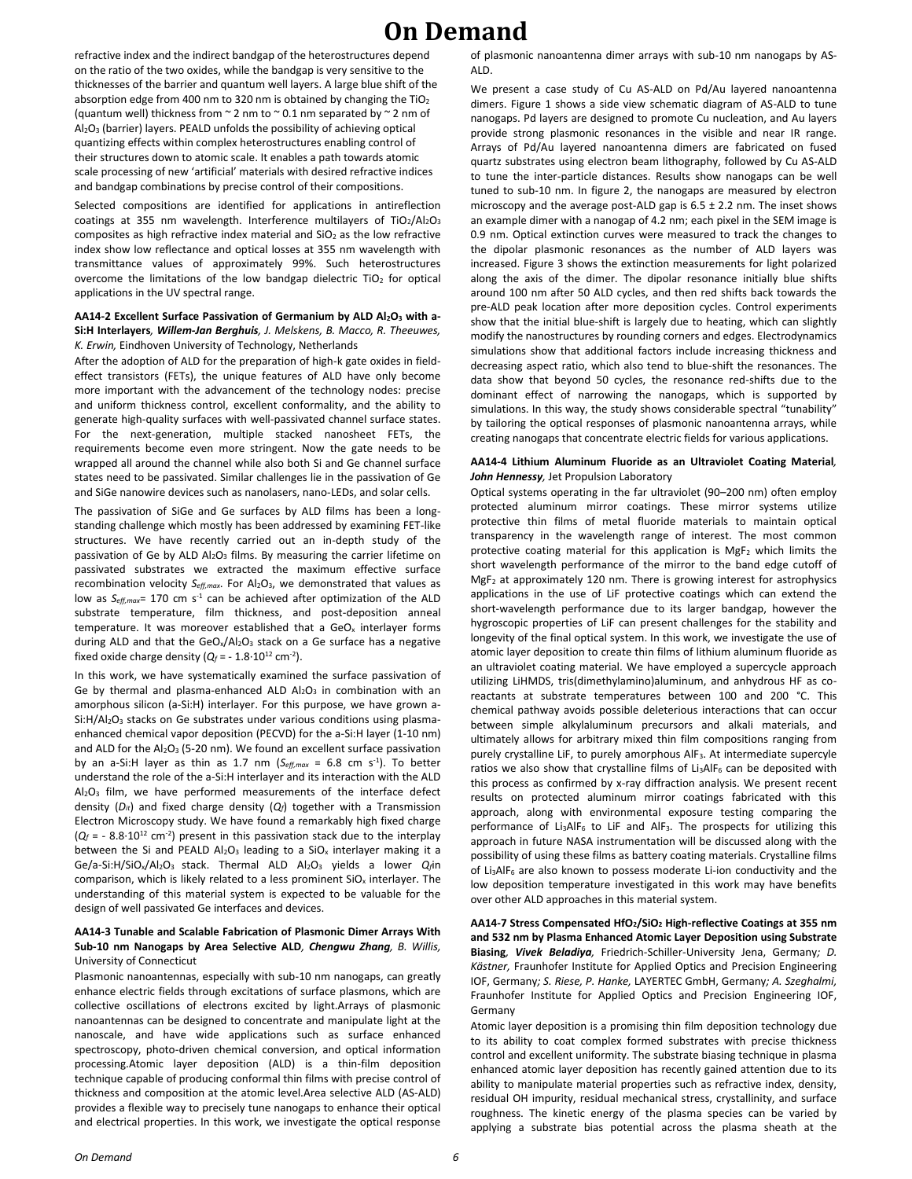refractive index and the indirect bandgap of the heterostructures depend on the ratio of the two oxides, while the bandgap is very sensitive to the thicknesses of the barrier and quantum well layers. A large blue shift of the absorption edge from 400 nm to 320 nm is obtained by changing the $TiO_2$ (quantum well) thickness from ~ 2 nm to ~ 0.1 nm separated by ~ 2 nm of $Al_2O_3$ (barrier) layers. PEALD unfolds the possibility of achieving optical quantizing effects within complex heterostructures enabling control of their structures down to atomic scale. It enables a path towards atomic scale processing of new 'artificial' materials with desired refractive indices and bandgap combinations by precise control of their compositions.

Selected compositions are identified for applications in antireflection coatings at 355 nm wavelength. Interference multilayers of $TiO_2/Al_2O_3$ composites as high refractive index material and $SiO_2$ as the low refractive index show low reflectance and optical losses at 355 nm wavelength with transmittance values of approximately 99%. Such heterostructures overcome the limitations of the low bandgap dielectric $TiO_2$ for optical applications in the UV spectral range.

**AA14-2 Excellent Surface Passivation of Germanium by ALD $Al_2O_3$ with a-Si:H Interlayers**, ***Willem-Jan Berghuis**, J. Melskens, B. Macco, R. Theeuwes, K. Erwin,* Eindhoven University of Technology, Netherlands

After the adoption of ALD for the preparation of high-k gate oxides in field-effect transistors (FETs), the unique features of ALD have only become more important with the advancement of the technology nodes: precise and uniform thickness control, excellent conformality, and the ability to generate high-quality surfaces with well-passivated channel surface states. For the next-generation, multiple stacked nanosheet FETs, the requirements become even more stringent. Now the gate needs to be wrapped all around the channel while also both Si and Ge channel surface states need to be passivated. Similar challenges lie in the passivation of Ge and SiGe nanowire devices such as nanolasers, nano-LEDs, and solar cells.

The passivation of SiGe and Ge surfaces by ALD films has been a long-standing challenge which mostly has been addressed by examining FET-like structures. We have recently carried out an in-depth study of the passivation of Ge by ALD $Al_2O_3$ films. By measuring the carrier lifetime on passivated substrates we extracted the maximum effective surface recombination velocity $S_{eff,max}$. For $Al_2O_3$, we demonstrated that values as low as $S_{eff,max}$= 170 cm $s^{-1}$ can be achieved after optimization of the ALD substrate temperature, film thickness, and post-deposition anneal temperature. It was moreover established that a $GeO_x$ interlayer forms during ALD and that the $GeO_x/Al_2O_3$ stack on a Ge surface has a negative fixed oxide charge density ($Q_f$ = - $1.8\cdot10^{12}$ $cm^{-2}$).

In this work, we have systematically examined the surface passivation of Ge by thermal and plasma-enhanced ALD $Al_2O_3$ in combination with an amorphous silicon (a-Si:H) interlayer. For this purpose, we have grown a-Si:H/$Al_2O_3$ stacks on Ge substrates under various conditions using plasma-enhanced chemical vapor deposition (PECVD) for the a-Si:H layer (1-10 nm) and ALD for the $Al_2O_3$ (5-20 nm). We found an excellent surface passivation by an a-Si:H layer as thin as 1.7 nm ($S_{eff,max}$ = 6.8 cm $s^{-1}$). To better understand the role of the a-Si:H interlayer and its interaction with the ALD $Al_2O_3$ film, we have performed measurements of the interface defect density ($D_{it}$) and fixed charge density ($Q_f$) together with a Transmission Electron Microscopy study. We have found a remarkably high fixed charge ($Q_f$ = - $8.8\cdot10^{12}$ $cm^{-2}$) present in this passivation stack due to the interplay between the Si and PEALD $Al_2O_3$ leading to a $SiO_x$ interlayer making it a Ge/a-Si:H/$SiO_x$/$Al_2O_3$ stack. Thermal ALD $Al_2O_3$ yields a lower $Q_f$ in comparison, which is likely related to a less prominent $SiO_x$ interlayer. The understanding of this material system is expected to be valuable for the design of well passivated Ge interfaces and devices.

**AA14-3 Tunable and Scalable Fabrication of Plasmonic Dimer Arrays With Sub-10 nm Nanogaps by Area Selective ALD**, ***Chengwu Zhang**, B. Willis,* University of Connecticut

Plasmonic nanoantennas, especially with sub-10 nm nanogaps, can greatly enhance electric fields through excitations of surface plasmons, which are collective oscillations of electrons excited by light.Arrays of plasmonic nanoantennas can be designed to concentrate and manipulate light at the nanoscale, and have wide applications such as surface enhanced spectroscopy, photo-driven chemical conversion, and optical information processing.Atomic layer deposition (ALD) is a thin-film deposition technique capable of producing conformal thin films with precise control of thickness and composition at the atomic level.Area selective ALD (AS-ALD) provides a flexible way to precisely tune nanogaps to enhance their optical and electrical properties. In this work, we investigate the optical response of plasmonic nanoantenna dimer arrays with sub-10 nm nanogaps by AS-ALD.

We present a case study of Cu AS-ALD on Pd/Au layered nanoantenna dimers. Figure 1 shows a side view schematic diagram of AS-ALD to tune nanogaps. Pd layers are designed to promote Cu nucleation, and Au layers provide strong plasmonic resonances in the visible and near IR range. Arrays of Pd/Au layered nanoantenna dimers are fabricated on fused quartz substrates using electron beam lithography, followed by Cu AS-ALD to tune the inter-particle distances. Results show nanogaps can be well tuned to sub-10 nm. In figure 2, the nanogaps are measured by electron microscopy and the average post-ALD gap is 6.5 ± 2.2 nm. The inset shows an example dimer with a nanogap of 4.2 nm; each pixel in the SEM image is 0.9 nm. Optical extinction curves were measured to track the changes to the dipolar plasmonic resonances as the number of ALD layers was increased. Figure 3 shows the extinction measurements for light polarized along the axis of the dimer. The dipolar resonance initially blue shifts around 100 nm after 50 ALD cycles, and then red shifts back towards the pre-ALD peak location after more deposition cycles. Control experiments show that the initial blue-shift is largely due to heating, which can slightly modify the nanostructures by rounding corners and edges. Electrodynamics simulations show that additional factors include increasing thickness and decreasing aspect ratio, which also tend to blue-shift the resonances. The data show that beyond 50 cycles, the resonance red-shifts due to the dominant effect of narrowing the nanogaps, which is supported by simulations. In this way, the study shows considerable spectral "tunability" by tailoring the optical responses of plasmonic nanoantenna arrays, while creating nanogaps that concentrate electric fields for various applications.

**AA14-4 Lithium Aluminum Fluoride as an Ultraviolet Coating Material**, ***John Hennessy**,* Jet Propulsion Laboratory

Optical systems operating in the far ultraviolet (90–200 nm) often employ protected aluminum mirror coatings. These mirror systems utilize protective thin films of metal fluoride materials to maintain optical transparency in the wavelength range of interest. The most common protective coating material for this application is $MgF_2$ which limits the short wavelength performance of the mirror to the band edge cutoff of $MgF_2$ at approximately 120 nm. There is growing interest for astrophysics applications in the use of LiF protective coatings which can extend the short-wavelength performance due to its larger bandgap, however the hygroscopic properties of LiF can present challenges for the stability and longevity of the final optical system. In this work, we investigate the use of atomic layer deposition to create thin films of lithium aluminum fluoride as an ultraviolet coating material. We have employed a supercycle approach utilizing LiHMDS, tris(dimethylamino)aluminum, and anhydrous HF as co-reactants at substrate temperatures between 100 and 200 °C. This chemical pathway avoids possible deleterious interactions that can occur between simple alkylaluminum precursors and alkali materials, and ultimately allows for arbitrary mixed thin film compositions ranging from purely crystalline LiF, to purely amorphous $AlF_3$. At intermediate supercycle ratios we also show that crystalline films of $Li_3AlF_6$ can be deposited with this process as confirmed by x-ray diffraction analysis. We present recent results on protected aluminum mirror coatings fabricated with this approach, along with environmental exposure testing comparing the performance of $Li_3AlF_6$ to LiF and $AlF_3$. The prospects for utilizing this approach in future NASA instrumentation will be discussed along with the possibility of using these films as battery coating materials. Crystalline films of $Li_3AlF_6$ are also known to possess moderate Li-ion conductivity and the low deposition temperature investigated in this work may have benefits over other ALD approaches in this material system.

**AA14-7 Stress Compensated $HfO_2/SiO_2$ High-reflective Coatings at 355 nm and 532 nm by Plasma Enhanced Atomic Layer Deposition using Substrate Biasing**, ***Vivek Beladiya**,* Friedrich-Schiller-University Jena, Germany*; D. Kästner,* Fraunhofer Institute for Applied Optics and Precision Engineering IOF, Germany*; S. Riese, P. Hanke,* LAYERTEC GmbH, Germany*; A. Szeghalmi,* Fraunhofer Institute for Applied Optics and Precision Engineering IOF, Germany

Atomic layer deposition is a promising thin film deposition technology due to its ability to coat complex formed substrates with precise thickness control and excellent uniformity. The substrate biasing technique in plasma enhanced atomic layer deposition has recently gained attention due to its ability to manipulate material properties such as refractive index, density, residual OH impurity, residual mechanical stress, crystallinity, and surface roughness. The kinetic energy of the plasma species can be varied by applying a substrate bias potential across the plasma sheath at the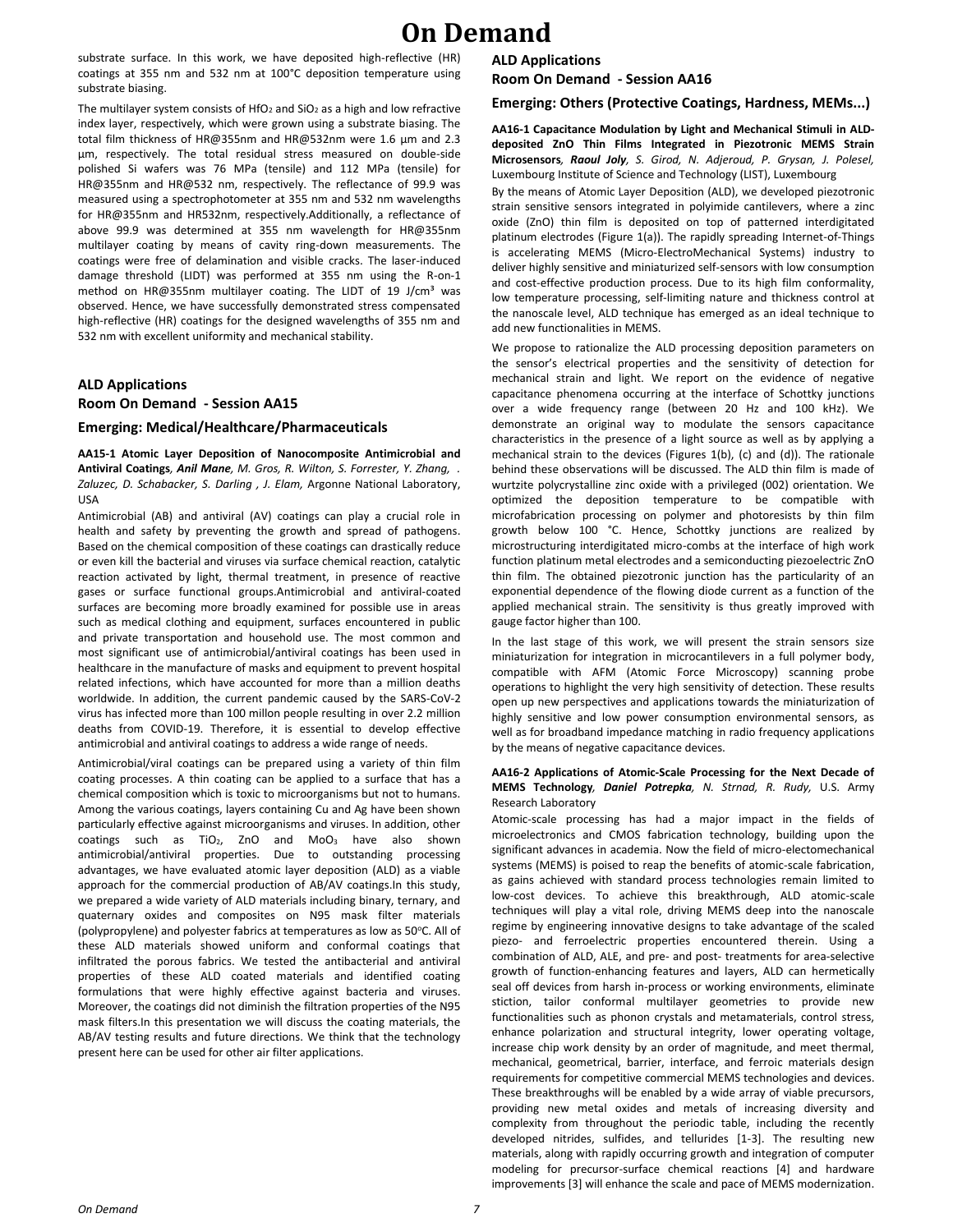substrate surface. In this work, we have deposited high-reflective (HR) coatings at 355 nm and 532 nm at 100°C deposition temperature using substrate biasing.

The multilayer system consists of $HfO_2$ and $SiO_2$ as a high and low refractive index layer, respectively, which were grown using a substrate biasing. The total film thickness of HR@355nm and HR@532nm were 1.6 µm and 2.3 µm, respectively. The total residual stress measured on double-side polished Si wafers was 76 MPa (tensile) and 112 MPa (tensile) for HR@355nm and HR@532 nm, respectively. The reflectance of 99.9 was measured using a spectrophotometer at 355 nm and 532 nm wavelengths for HR@355nm and HR532nm, respectively.Additionally, a reflectance of above 99.9 was determined at 355 nm wavelength for HR@355nm multilayer coating by means of cavity ring-down measurements. The coatings were free of delamination and visible cracks. The laser-induced damage threshold (LIDT) was performed at 355 nm using the R-on-1 method on HR@355nm multilayer coating. The LIDT of 19 J/cm³ was observed. Hence, we have successfully demonstrated stress compensated high-reflective (HR) coatings for the designed wavelengths of 355 nm and 532 nm with excellent uniformity and mechanical stability.

## ALD Applications
## Room On Demand - Session AA15

### Emerging: Medical/Healthcare/Pharmaceuticals

**AA15-1 Atomic Layer Deposition of Nanocomposite Antimicrobial and Antiviral Coatings**, ***Anil Mane***, *M. Gros, R. Wilton, S. Forrester, Y. Zhang, . Zaluzec, D. Schabacker, S. Darling , J. Elam,* Argonne National Laboratory, USA

Antimicrobial (AB) and antiviral (AV) coatings can play a crucial role in health and safety by preventing the growth and spread of pathogens. Based on the chemical composition of these coatings can drastically reduce or even kill the bacterial and viruses via surface chemical reaction, catalytic reaction activated by light, thermal treatment, in presence of reactive gases or surface functional groups.Antimicrobial and antiviral-coated surfaces are becoming more broadly examined for possible use in areas such as medical clothing and equipment, surfaces encountered in public and private transportation and household use. The most common and most significant use of antimicrobial/antiviral coatings has been used in healthcare in the manufacture of masks and equipment to prevent hospital related infections, which have accounted for more than a million deaths worldwide. In addition, the current pandemic caused by the SARS-CoV-2 virus has infected more than 100 millon people resulting in over 2.2 million deaths from COVID-19. Therefore, it is essential to develop effective antimicrobial and antiviral coatings to address a wide range of needs.

Antimicrobial/viral coatings can be prepared using a variety of thin film coating processes. A thin coating can be applied to a surface that has a chemical composition which is toxic to microorganisms but not to humans. Among the various coatings, layers containing Cu and Ag have been shown particularly effective against microorganisms and viruses. In addition, other coatings such as $TiO_2$, ZnO and $MoO_3$ have also shown antimicrobial/antiviral properties. Due to outstanding processing advantages, we have evaluated atomic layer deposition (ALD) as a viable approach for the commercial production of AB/AV coatings.In this study, we prepared a wide variety of ALD materials including binary, ternary, and quaternary oxides and composites on N95 mask filter materials (polypropylene) and polyester fabrics at temperatures as low as 50°C. All of these ALD materials showed uniform and conformal coatings that infiltrated the porous fabrics. We tested the antibacterial and antiviral properties of these ALD coated materials and identified coating formulations that were highly effective against bacteria and viruses. Moreover, the coatings did not diminish the filtration properties of the N95 mask filters.In this presentation we will discuss the coating materials, the AB/AV testing results and future directions. We think that the technology present here can be used for other air filter applications.

## ALD Applications
## Room On Demand - Session AA16

### Emerging: Others (Protective Coatings, Hardness, MEMs...)

**AA16-1 Capacitance Modulation by Light and Mechanical Stimuli in ALD-deposited ZnO Thin Films Integrated in Piezotronic MEMS Strain Microsensors**, ***Raoul Joly***, *S. Girod, N. Adjeroud, P. Grysan, J. Polesel,* Luxembourg Institute of Science and Technology (LIST), Luxembourg

By the means of Atomic Layer Deposition (ALD), we developed piezotronic strain sensitive sensors integrated in polyimide cantilevers, where a zinc oxide (ZnO) thin film is deposited on top of patterned interdigitated platinum electrodes (Figure 1(a)). The rapidly spreading Internet-of-Things is accelerating MEMS (Micro-ElectroMechanical Systems) industry to deliver highly sensitive and miniaturized self-sensors with low consumption and cost-effective production process. Due to its high film conformality, low temperature processing, self-limiting nature and thickness control at the nanoscale level, ALD technique has emerged as an ideal technique to add new functionalities in MEMS.

We propose to rationalize the ALD processing deposition parameters on the sensor's electrical properties and the sensitivity of detection for mechanical strain and light. We report on the evidence of negative capacitance phenomena occurring at the interface of Schottky junctions over a wide frequency range (between 20 Hz and 100 kHz). We demonstrate an original way to modulate the sensors capacitance characteristics in the presence of a light source as well as by applying a mechanical strain to the devices (Figures 1(b), (c) and (d)). The rationale behind these observations will be discussed. The ALD thin film is made of wurtzite polycrystalline zinc oxide with a privileged (002) orientation. We optimized the deposition temperature to be compatible with microfabrication processing on polymer and photoresists by thin film growth below 100 °C. Hence, Schottky junctions are realized by microstructuring interdigitated micro-combs at the interface of high work function platinum metal electrodes and a semiconducting piezoelectric ZnO thin film. The obtained piezotronic junction has the particularity of an exponential dependence of the flowing diode current as a function of the applied mechanical strain. The sensitivity is thus greatly improved with gauge factor higher than 100.

In the last stage of this work, we will present the strain sensors size miniaturization for integration in microcantilevers in a full polymer body, compatible with AFM (Atomic Force Microscopy) scanning probe operations to highlight the very high sensitivity of detection. These results open up new perspectives and applications towards the miniaturization of highly sensitive and low power consumption environmental sensors, as well as for broadband impedance matching in radio frequency applications by the means of negative capacitance devices.

**AA16-2 Applications of Atomic-Scale Processing for the Next Decade of MEMS Technology**, ***Daniel Potrepka***, *N. Strnad, R. Rudy,* U.S. Army Research Laboratory

Atomic-scale processing has had a major impact in the fields of microelectronics and CMOS fabrication technology, building upon the significant advances in academia. Now the field of micro-electomechanical systems (MEMS) is poised to reap the benefits of atomic-scale fabrication, as gains achieved with standard process technologies remain limited to low-cost devices. To achieve this breakthrough, ALD atomic-scale techniques will play a vital role, driving MEMS deep into the nanoscale regime by engineering innovative designs to take advantage of the scaled piezo- and ferroelectric properties encountered therein. Using a combination of ALD, ALE, and pre- and post- treatments for area-selective growth of function-enhancing features and layers, ALD can hermetically seal off devices from harsh in-process or working environments, eliminate stiction, tailor conformal multilayer geometries to provide new functionalities such as phonon crystals and metamaterials, control stress, enhance polarization and structural integrity, lower operating voltage, increase chip work density by an order of magnitude, and meet thermal, mechanical, geometrical, barrier, interface, and ferroic materials design requirements for competitive commercial MEMS technologies and devices. These breakthroughs will be enabled by a wide array of viable precursors, providing new metal oxides and metals of increasing diversity and complexity from throughout the periodic table, including the recently developed nitrides, sulfides, and tellurides [1-3]. The resulting new materials, along with rapidly occurring growth and integration of computer modeling for precursor-surface chemical reactions [4] and hardware improvements [3] will enhance the scale and pace of MEMS modernization.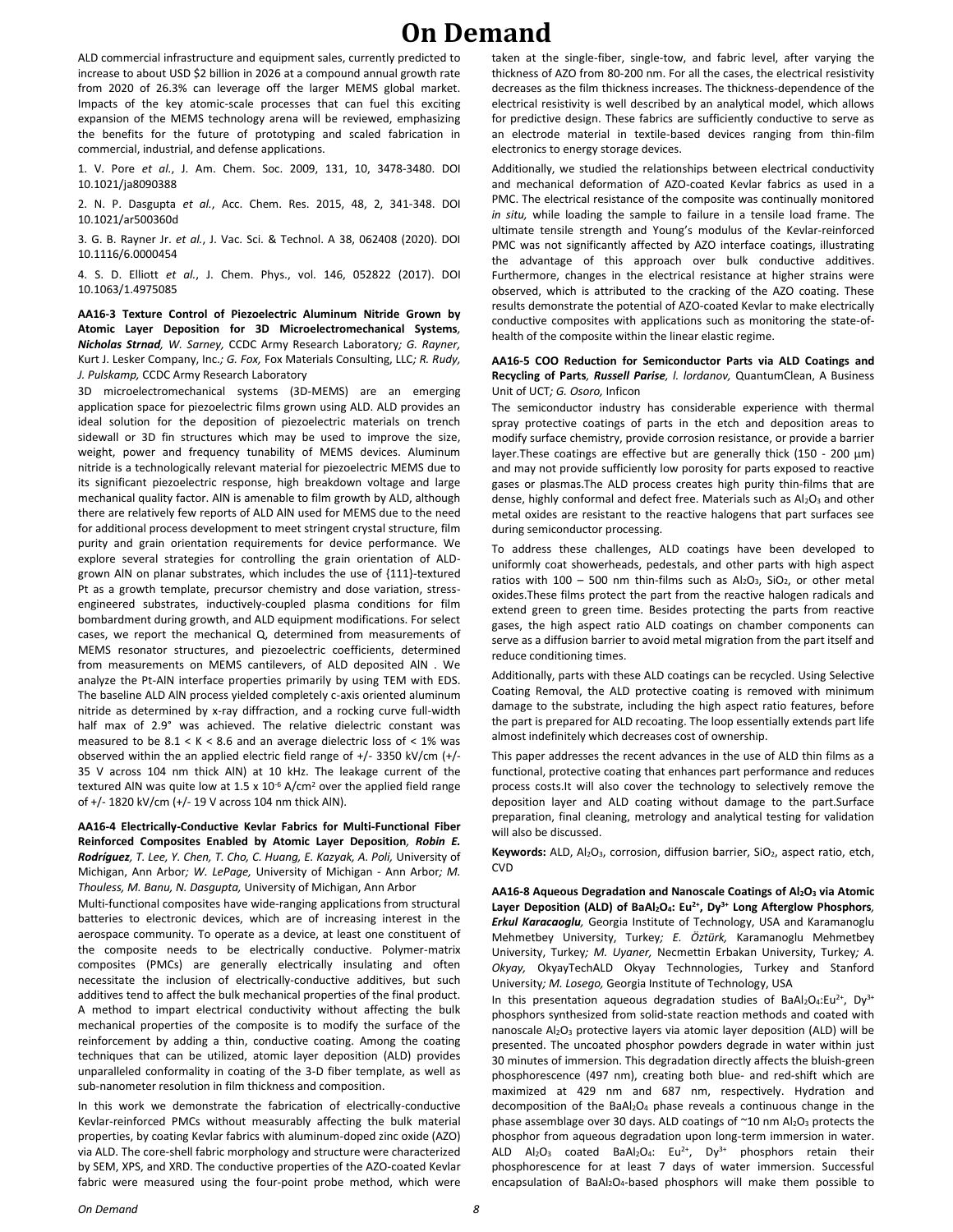ALD commercial infrastructure and equipment sales, currently predicted to increase to about USD $2 billion in 2026 at a compound annual growth rate from 2020 of 26.3% can leverage off the larger MEMS global market. Impacts of the key atomic-scale processes that can fuel this exciting expansion of the MEMS technology arena will be reviewed, emphasizing the benefits for the future of prototyping and scaled fabrication in commercial, industrial, and defense applications.

1. V. Pore *et al.*, J. Am. Chem. Soc. 2009, 131, 10, 3478-3480. DOI 10.1021/ja8090388

2. N. P. Dasgupta *et al.*, Acc. Chem. Res. 2015, 48, 2, 341-348. DOI 10.1021/ar500360d

3. G. B. Rayner Jr. *et al.*, J. Vac. Sci. & Technol. A 38, 062408 (2020). DOI 10.1116/6.0000454

4. S. D. Elliott *et al.*, J. Chem. Phys., vol. 146, 052822 (2017). DOI 10.1063/1.4975085

**AA16-3 Texture Control of Piezoelectric Aluminum Nitride Grown by Atomic Layer Deposition for 3D Microelectromechanical Systems**, ***Nicholas Strnad****, W. Sarney,* CCDC Army Research Laboratory*; G. Rayner,* Kurt J. Lesker Company, Inc.*; G. Fox,* Fox Materials Consulting, LLC*; R. Rudy, J. Pulskamp,* CCDC Army Research Laboratory

3D microelectromechanical systems (3D-MEMS) are an emerging application space for piezoelectric films grown using ALD. ALD provides an ideal solution for the deposition of piezoelectric materials on trench sidewall or 3D fin structures which may be used to improve the size, weight, power and frequency tunability of MEMS devices. Aluminum nitride is a technologically relevant material for piezoelectric MEMS due to its significant piezoelectric response, high breakdown voltage and large mechanical quality factor. AlN is amenable to film growth by ALD, although there are relatively few reports of ALD AlN used for MEMS due to the need for additional process development to meet stringent crystal structure, film purity and grain orientation requirements for device performance. We explore several strategies for controlling the grain orientation of ALD-grown AlN on planar substrates, which includes the use of {111}-textured Pt as a growth template, precursor chemistry and dose variation, stress-engineered substrates, inductively-coupled plasma conditions for film bombardment during growth, and ALD equipment modifications. For select cases, we report the mechanical Q, determined from measurements of MEMS resonator structures, and piezoelectric coefficients, determined from measurements on MEMS cantilevers, of ALD deposited AlN . We analyze the Pt-AlN interface properties primarily by using TEM with EDS. The baseline ALD AlN process yielded completely c-axis oriented aluminum nitride as determined by x-ray diffraction, and a rocking curve full-width half max of 2.9° was achieved. The relative dielectric constant was measured to be $8.1 < K < 8.6$ and an average dielectric loss of < 1% was observed within the an applied electric field range of +/- 3350 kV/cm (+/- 35 V across 104 nm thick AlN) at 10 kHz. The leakage current of the textured AlN was quite low at $1.5 \times 10^{-6}$ A/cm$^2$ over the applied field range of +/- 1820 kV/cm (+/- 19 V across 104 nm thick AlN).

**AA16-4 Electrically-Conductive Kevlar Fabrics for Multi-Functional Fiber Reinforced Composites Enabled by Atomic Layer Deposition***,* ***Robin E. Rodríguez****, T. Lee, Y. Chen, T. Cho, C. Huang, E. Kazyak, A. Poli,* University of Michigan, Ann Arbor*; W. LePage,* University of Michigan - Ann Arbor*; M. Thouless, M. Banu, N. Dasgupta,* University of Michigan, Ann Arbor

Multi-functional composites have wide-ranging applications from structural batteries to electronic devices, which are of increasing interest in the aerospace community. To operate as a device, at least one constituent of the composite needs to be electrically conductive. Polymer-matrix composites (PMCs) are generally electrically insulating and often necessitate the inclusion of electrically-conductive additives, but such additives tend to affect the bulk mechanical properties of the final product. A method to impart electrical conductivity without affecting the bulk mechanical properties of the composite is to modify the surface of the reinforcement by adding a thin, conductive coating. Among the coating techniques that can be utilized, atomic layer deposition (ALD) provides unparalleled conformality in coating of the 3-D fiber template, as well as sub-nanometer resolution in film thickness and composition.

In this work we demonstrate the fabrication of electrically-conductive Kevlar-reinforced PMCs without measurably affecting the bulk material properties, by coating Kevlar fabrics with aluminum-doped zinc oxide (AZO) via ALD. The core-shell fabric morphology and structure were characterized by SEM, XPS, and XRD. The conductive properties of the AZO-coated Kevlar fabric were measured using the four-point probe method, which were taken at the single-fiber, single-tow, and fabric level, after varying the thickness of AZO from 80-200 nm. For all the cases, the electrical resistivity decreases as the film thickness increases. The thickness-dependence of the electrical resistivity is well described by an analytical model, which allows for predictive design. These fabrics are sufficiently conductive to serve as an electrode material in textile-based devices ranging from thin-film electronics to energy storage devices.

Additionally, we studied the relationships between electrical conductivity and mechanical deformation of AZO-coated Kevlar fabrics as used in a PMC. The electrical resistance of the composite was continually monitored *in situ,* while loading the sample to failure in a tensile load frame. The ultimate tensile strength and Young's modulus of the Kevlar-reinforced PMC was not significantly affected by AZO interface coatings, illustrating the advantage of this approach over bulk conductive additives. Furthermore, changes in the electrical resistance at higher strains were observed, which is attributed to the cracking of the AZO coating. These results demonstrate the potential of AZO-coated Kevlar to make electrically conductive composites with applications such as monitoring the state-of-health of the composite within the linear elastic regime.

**AA16-5 COO Reduction for Semiconductor Parts via ALD Coatings and Recycling of Parts**, ***Russell Parise****, I. Iordanov,* QuantumClean, A Business Unit of UCT*; G. Osoro,* Inficon

The semiconductor industry has considerable experience with thermal spray protective coatings of parts in the etch and deposition areas to modify surface chemistry, provide corrosion resistance, or provide a barrier layer.These coatings are effective but are generally thick (150 - 200 µm) and may not provide sufficiently low porosity for parts exposed to reactive gases or plasmas.The ALD process creates high purity thin-films that are dense, highly conformal and defect free. Materials such as $Al_2O_3$ and other metal oxides are resistant to the reactive halogens that part surfaces see during semiconductor processing.

To address these challenges, ALD coatings have been developed to uniformly coat showerheads, pedestals, and other parts with high aspect ratios with 100 – 500 nm thin-films such as $Al_2O_3$, $SiO_2$, or other metal oxides.These films protect the part from the reactive halogen radicals and extend green to green time. Besides protecting the parts from reactive gases, the high aspect ratio ALD coatings on chamber components can serve as a diffusion barrier to avoid metal migration from the part itself and reduce conditioning times.

Additionally, parts with these ALD coatings can be recycled. Using Selective Coating Removal, the ALD protective coating is removed with minimum damage to the substrate, including the high aspect ratio features, before the part is prepared for ALD recoating. The loop essentially extends part life almost indefinitely which decreases cost of ownership.

This paper addresses the recent advances in the use of ALD thin films as a functional, protective coating that enhances part performance and reduces process costs.It will also cover the technology to selectively remove the deposition layer and ALD coating without damage to the part.Surface preparation, final cleaning, metrology and analytical testing for validation will also be discussed.

**Keywords:** ALD, $Al_2O_3$, corrosion, diffusion barrier, $SiO_2$, aspect ratio, etch, CVD

**AA16-8 Aqueous Degradation and Nanoscale Coatings of $Al_2O_3$ via Atomic Layer Deposition (ALD) of $BaAl_2O_4$: $Eu^{2+}$, $Dy^{3+}$ Long Afterglow Phosphors***,* ***Erkul Karacaoglu****,* Georgia Institute of Technology, USA and Karamanoglu Mehmetbey University, Turkey*; E. Öztürk,* Karamanoglu Mehmetbey University, Turkey*; M. Uyaner,* Necmettin Erbakan University, Turkey*; A. Okyay,* OkyayTechALD Okyay Technnologies, Turkey and Stanford University*; M. Losego,* Georgia Institute of Technology, USA

In this presentation aqueous degradation studies of $BaAl_2O_4$:$Eu^{2+}$, $Dy^{3+}$ phosphors synthesized from solid-state reaction methods and coated with nanoscale $Al_2O_3$ protective layers via atomic layer deposition (ALD) will be presented. The uncoated phosphor powders degrade in water within just 30 minutes of immersion. This degradation directly affects the bluish-green phosphorescence (497 nm), creating both blue- and red-shift which are maximized at 429 nm and 687 nm, respectively. Hydration and decomposition of the $BaAl_2O_4$ phase reveals a continuous change in the phase assemblage over 30 days. ALD coatings of ~10 nm $Al_2O_3$ protects the phosphor from aqueous degradation upon long-term immersion in water. ALD $Al_2O_3$ coated $BaAl_2O_4$: $Eu^{2+}$, $Dy^{3+}$ phosphors retain their phosphorescence for at least 7 days of water immersion. Successful encapsulation of $BaAl_2O_4$-based phosphors will make them possible to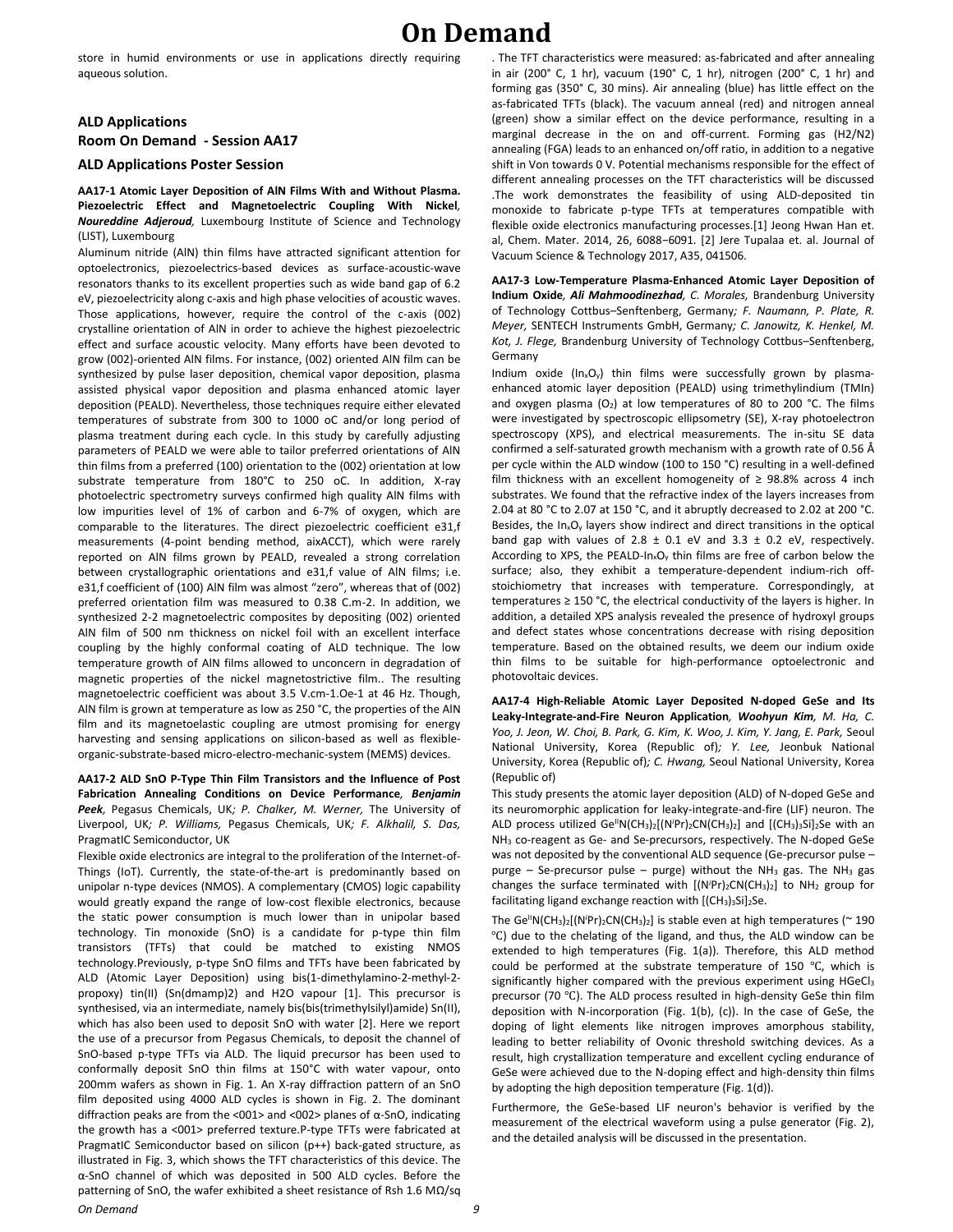store in humid environments or use in applications directly requiring aqueous solution.

## ALD Applications
### Room On Demand - Session AA17
### ALD Applications Poster Session

**AA17-1 Atomic Layer Deposition of AlN Films With and Without Plasma. Piezoelectric Effect and Magnetoelectric Coupling With Nickel**, ***Noureddine Adjeroud,*** Luxembourg Institute of Science and Technology (LIST), Luxembourg

Aluminum nitride (AlN) thin films have attracted significant attention for optoelectronics, piezoelectrics-based devices as surface-acoustic-wave resonators thanks to its excellent properties such as wide band gap of 6.2 eV, piezoelectricity along c-axis and high phase velocities of acoustic waves. Those applications, however, require the control of the c-axis (002) crystalline orientation of AlN in order to achieve the highest piezoelectric effect and surface acoustic velocity. Many efforts have been devoted to grow (002)-oriented AlN films. For instance, (002) oriented AlN film can be synthesized by pulse laser deposition, chemical vapor deposition, plasma assisted physical vapor deposition and plasma enhanced atomic layer deposition (PEALD). Nevertheless, those techniques require either elevated temperatures of substrate from 300 to 1000 oC and/or long period of plasma treatment during each cycle. In this study by carefully adjusting parameters of PEALD we were able to tailor preferred orientations of AlN thin films from a preferred (100) orientation to the (002) orientation at low substrate temperature from 180°C to 250 oC. In addition, X-ray photoelectric spectrometry surveys confirmed high quality AlN films with low impurities level of 1% of carbon and 6-7% of oxygen, which are comparable to the literatures. The direct piezoelectric coefficient e31,f measurements (4-point bending method, aixACCT), which were rarely reported on AlN films grown by PEALD, revealed a strong correlation between crystallographic orientations and e31,f value of AlN films; i.e. e31,f coefficient of (100) AlN film was almost "zero", whereas that of (002) preferred orientation film was measured to 0.38 C.m-2. In addition, we synthesized 2-2 magnetoelectric composites by depositing (002) oriented AlN film of 500 nm thickness on nickel foil with an excellent interface coupling by the highly conformal coating of ALD technique. The low temperature growth of AlN films allowed to unconcern in degradation of magnetic properties of the nickel magnetostrictive film.. The resulting magnetoelectric coefficient was about 3.5 V.cm-1.Oe-1 at 46 Hz. Though, AlN film is grown at temperature as low as 250 °C, the properties of the AlN film and its magnetoelastic coupling are utmost promising for energy harvesting and sensing applications on silicon-based as well as flexible-organic-substrate-based micro-electro-mechanic-system (MEMS) devices.

**AA17-2 ALD SnO P-Type Thin Film Transistors and the Influence of Post Fabrication Annealing Conditions on Device Performance**, ***Benjamin Peek,*** Pegasus Chemicals, UK; *P. Chalker, M. Werner,* The University of Liverpool, UK; *P. Williams,* Pegasus Chemicals, UK; *F. Alkhalil, S. Das,* PragmatIC Semiconductor, UK

Flexible oxide electronics are integral to the proliferation of the Internet-of-Things (IoT). Currently, the state-of-the-art is predominantly based on unipolar n-type devices (NMOS). A complementary (CMOS) logic capability would greatly expand the range of low-cost flexible electronics, because the static power consumption is much lower than in unipolar based technology. Tin monoxide (SnO) is a candidate for p-type thin film transistors (TFTs) that could be matched to existing NMOS technology.Previously, p-type SnO films and TFTs have been fabricated by ALD (Atomic Layer Deposition) using bis(1-dimethylamino-2-methyl-2-propoxy) tin(II) (Sn(dmamp)2) and H2O vapour [1]. This precursor is synthesised, via an intermediate, namely bis(bis(trimethylsilyl)amide) Sn(II), which has also been used to deposit SnO with water [2]. Here we report the use of a precursor from Pegasus Chemicals, to deposit the channel of SnO-based p-type TFTs via ALD. The liquid precursor has been used to conformally deposit SnO thin films at 150°C with water vapour, onto 200mm wafers as shown in Fig. 1. An X-ray diffraction pattern of an SnO film deposited using 4000 ALD cycles is shown in Fig. 2. The dominant diffraction peaks are from the <001> and <002> planes of α-SnO, indicating the growth has a <001> preferred texture.P-type TFTs were fabricated at PragmatIC Semiconductor based on silicon (p++) back-gated structure, as illustrated in Fig. 3, which shows the TFT characteristics of this device. The α-SnO channel of which was deposited in 500 ALD cycles. Before the patterning of SnO, the wafer exhibited a sheet resistance of Rsh 1.6 MΩ/sq . The TFT characteristics were measured: as-fabricated and after annealing in air (200° C, 1 hr), vacuum (190° C, 1 hr), nitrogen (200° C, 1 hr) and forming gas (350° C, 30 mins). Air annealing (blue) has little effect on the as-fabricated TFTs (black). The vacuum anneal (red) and nitrogen anneal (green) show a similar effect on the device performance, resulting in a marginal decrease in the on and off-current. Forming gas (H2/N2) annealing (FGA) leads to an enhanced on/off ratio, in addition to a negative shift in Von towards 0 V. Potential mechanisms responsible for the effect of different annealing processes on the TFT characteristics will be discussed .The work demonstrates the feasibility of using ALD-deposited tin monoxide to fabricate p-type TFTs at temperatures compatible with flexible oxide electronics manufacturing processes.[1] Jeong Hwan Han et. al, Chem. Mater. 2014, 26, 6088−6091. [2] Jere Tupalaa et. al. Journal of Vacuum Science & Technology 2017, A35, 041506.

**AA17-3 Low-Temperature Plasma-Enhanced Atomic Layer Deposition of Indium Oxide**, ***Ali Mahmoodinezhad,*** *C. Morales,* Brandenburg University of Technology Cottbus–Senftenberg, Germany; *F. Naumann, P. Plate, R. Meyer,* SENTECH Instruments GmbH, Germany; *C. Janowitz, K. Henkel, M. Kot, J. Flege,* Brandenburg University of Technology Cottbus–Senftenberg, Germany

Indium oxide ($In_xO_y$) thin films were successfully grown by plasma-enhanced atomic layer deposition (PEALD) using trimethylindium (TMIn) and oxygen plasma ($O_2$) at low temperatures of 80 to 200 °C. The films were investigated by spectroscopic ellipsometry (SE), X-ray photoelectron spectroscopy (XPS), and electrical measurements. The in-situ SE data confirmed a self-saturated growth mechanism with a growth rate of 0.56 Å per cycle within the ALD window (100 to 150 °C) resulting in a well-defined film thickness with an excellent homogeneity of ≥ 98.8% across 4 inch substrates. We found that the refractive index of the layers increases from 2.04 at 80 °C to 2.07 at 150 °C, and it abruptly decreased to 2.02 at 200 °C. Besides, the $In_xO_y$ layers show indirect and direct transitions in the optical band gap with values of 2.8 ± 0.1 eV and 3.3 ± 0.2 eV, respectively. According to XPS, the PEALD-$In_xO_y$ thin films are free of carbon below the surface; also, they exhibit a temperature-dependent indium-rich off-stoichiometry that increases with temperature. Correspondingly, at temperatures ≥ 150 °C, the electrical conductivity of the layers is higher. In addition, a detailed XPS analysis revealed the presence of hydroxyl groups and defect states whose concentrations decrease with rising deposition temperature. Based on the obtained results, we deem our indium oxide thin films to be suitable for high-performance optoelectronic and photovoltaic devices.

**AA17-4 High-Reliable Atomic Layer Deposited N-doped GeSe and Its Leaky-Integrate-and-Fire Neuron Application**, ***Woohyun Kim,*** *M. Ha, C. Yoo, J. Jeon, W. Choi, B. Park, G. Kim, K. Woo, J. Kim, Y. Jang, E. Park,* Seoul National University, Korea (Republic of); *Y. Lee,* Jeonbuk National University, Korea (Republic of); *C. Hwang,* Seoul National University, Korea (Republic of)

This study presents the atomic layer deposition (ALD) of N-doped GeSe and its neuromorphic application for leaky-integrate-and-fire (LIF) neuron. The ALD process utilized $Ge^{II}N(CH_3)_2[(N^iPr)_2CN(CH_3)_2]$ and $[(CH_3)_3Si]_2Se$ with an $NH_3$ co-reagent as Ge- and Se-precursors, respectively. The N-doped GeSe was not deposited by the conventional ALD sequence (Ge-precursor pulse – purge – Se-precursor pulse – purge) without the $NH_3$ gas. The $NH_3$ gas changes the surface terminated with $[(N^iPr)_2CN(CH_3)_2]$ to $NH_2$ group for facilitating ligand exchange reaction with $[(CH_3)_3Si]_2Se$.

The $Ge^{II}N(CH_3)_2[(N^iPr)_2CN(CH_3)_2]$ is stable even at high temperatures (~ 190 °C) due to the chelating of the ligand, and thus, the ALD window can be extended to high temperatures (Fig. 1(a)). Therefore, this ALD method could be performed at the substrate temperature of 150 °C, which is significantly higher compared with the previous experiment using $HGeCl_3$ precursor (70 °C). The ALD process resulted in high-density GeSe thin film deposition with N-incorporation (Fig. 1(b), (c)). In the case of GeSe, the doping of light elements like nitrogen improves amorphous stability, leading to better reliability of Ovonic threshold switching devices. As a result, high crystallization temperature and excellent cycling endurance of GeSe were achieved due to the N-doping effect and high-density thin films by adopting the high deposition temperature (Fig. 1(d)).

Furthermore, the GeSe-based LIF neuron's behavior is verified by the measurement of the electrical waveform using a pulse generator (Fig. 2), and the detailed analysis will be discussed in the presentation.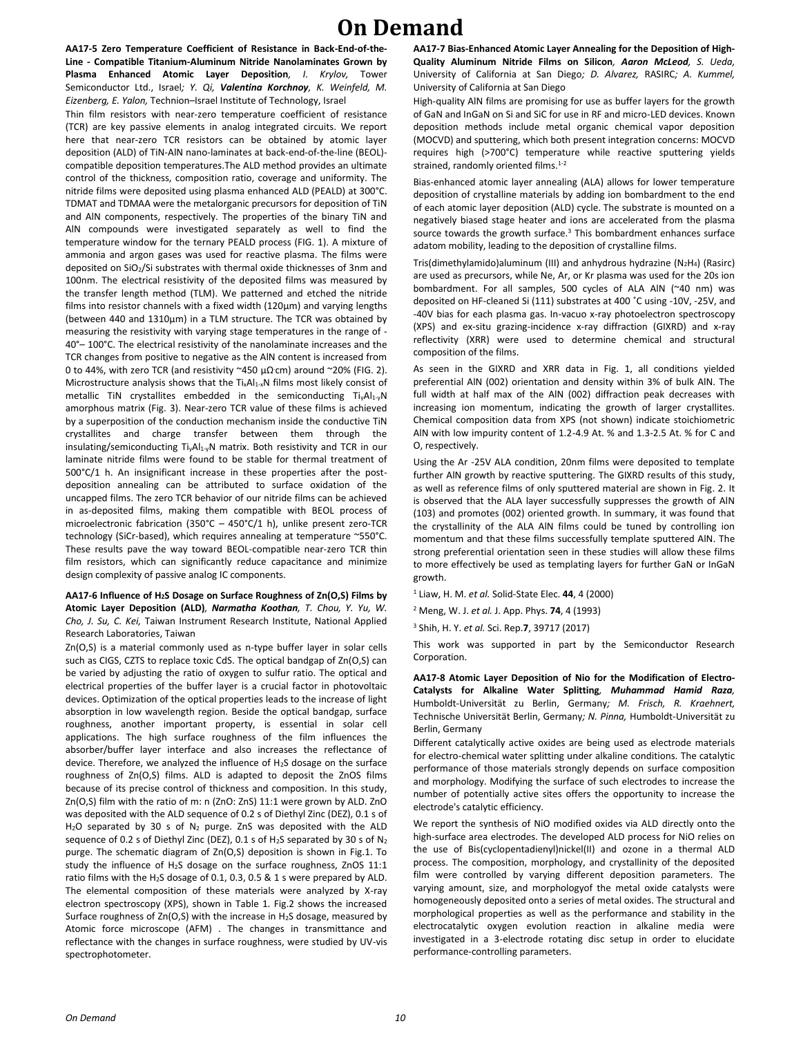# On Demand

**AA17-5 Zero Temperature Coefficient of Resistance in Back-End-of-the-Line - Compatible Titanium-Aluminum Nitride Nanolaminates Grown by Plasma Enhanced Atomic Layer Deposition**, *I. Krylov,* Tower Semiconductor Ltd., Israel*; Y. Qi, **Valentina Korchnoy**, K. Weinfeld, M. Eizenberg, E. Yalon,* Technion–Israel Institute of Technology, Israel

Thin film resistors with near-zero temperature coefficient of resistance (TCR) are key passive elements in analog integrated circuits. We report here that near-zero TCR resistors can be obtained by atomic layer deposition (ALD) of TiN-AlN nano-laminates at back-end-of-the-line (BEOL)-compatible deposition temperatures.The ALD method provides an ultimate control of the thickness, composition ratio, coverage and uniformity. The nitride films were deposited using plasma enhanced ALD (PEALD) at 300°C. TDMAT and TDMAA were the metalorganic precursors for deposition of TiN and AlN components, respectively. The properties of the binary TiN and AlN compounds were investigated separately as well to find the temperature window for the ternary PEALD process (FIG. 1). A mixture of ammonia and argon gases was used for reactive plasma. The films were deposited on $SiO_2$/Si substrates with thermal oxide thicknesses of 3nm and 100nm. The electrical resistivity of the deposited films was measured by the transfer length method (TLM). We patterned and etched the nitride films into resistor channels with a fixed width (120µm) and varying lengths (between 440 and 1310µm) in a TLM structure. The TCR was obtained by measuring the resistivity with varying stage temperatures in the range of -40°– 100°C. The electrical resistivity of the nanolaminate increases and the TCR changes from positive to negative as the AlN content is increased from 0 to 44%, with zero TCR (and resistivity ~450 µΩ·cm) around ~20% (FIG. 2). Microstructure analysis shows that the $Ti_xAl_{1-x}N$ films most likely consist of metallic TiN crystallites embedded in the semiconducting $Ti_yAl_{1-y}N$ amorphous matrix (Fig. 3). Near-zero TCR value of these films is achieved by a superposition of the conduction mechanism inside the conductive TiN crystallites and charge transfer between them through the insulating/semiconducting $Ti_yAl_{1-y}N$ matrix. Both resistivity and TCR in our laminate nitride films were found to be stable for thermal treatment of 500°C/1 h. An insignificant increase in these properties after the post-deposition annealing can be attributed to surface oxidation of the uncapped films. The zero TCR behavior of our nitride films can be achieved in as-deposited films, making them compatible with BEOL process of microelectronic fabrication (350°C – 450°C/1 h), unlike present zero-TCR technology (SiCr-based), which requires annealing at temperature ~550°C. These results pave the way toward BEOL-compatible near-zero TCR thin film resistors, which can significantly reduce capacitance and minimize design complexity of passive analog IC components.

**AA17-6 Influence of $H_2S$ Dosage on Surface Roughness of Zn(O,S) Films by Atomic Layer Deposition (ALD)**, ***Narmatha Koothan**, T. Chou, Y. Yu, W. Cho, J. Su, C. Kei,* Taiwan Instrument Research Institute, National Applied Research Laboratories, Taiwan

Zn(O,S) is a material commonly used as n-type buffer layer in solar cells such as CIGS, CZTS to replace toxic CdS. The optical bandgap of Zn(O,S) can be varied by adjusting the ratio of oxygen to sulfur ratio. The optical and electrical properties of the buffer layer is a crucial factor in photovoltaic devices. Optimization of the optical properties leads to the increase of light absorption in low wavelength region. Beside the optical bandgap, surface roughness, another important property, is essential in solar cell applications. The high surface roughness of the film influences the absorber/buffer layer interface and also increases the reflectance of device. Therefore, we analyzed the influence of $H_2S$ dosage on the surface roughness of Zn(O,S) films. ALD is adapted to deposit the ZnOS films because of its precise control of thickness and composition. In this study, Zn(O,S) film with the ratio of m: n (ZnO: ZnS) 11:1 were grown by ALD. ZnO was deposited with the ALD sequence of 0.2 s of Diethyl Zinc (DEZ), 0.1 s of $H_2O$ separated by 30 s of $N_2$ purge. ZnS was deposited with the ALD sequence of 0.2 s of Diethyl Zinc (DEZ), 0.1 s of $H_2S$ separated by 30 s of $N_2$ purge. The schematic diagram of Zn(O,S) deposition is shown in Fig.1. To study the influence of $H_2S$ dosage on the surface roughness, ZnOS 11:1 ratio films with the $H_2S$ dosage of 0.1, 0.3, 0.5 & 1 s were prepared by ALD. The elemental composition of these materials were analyzed by X-ray electron spectroscopy (XPS), shown in Table 1. Fig.2 shows the increased Surface roughness of Zn(O,S) with the increase in $H_2S$ dosage, measured by Atomic force microscope (AFM) . The changes in transmittance and reflectance with the changes in surface roughness, were studied by UV-vis spectrophotometer.

**AA17-7 Bias-Enhanced Atomic Layer Annealing for the Deposition of High-Quality Aluminum Nitride Films on Silicon**, ***Aaron McLeod**, S. Ueda,* University of California at San Diego*; D. Alvarez,* RASIRC*; A. Kummel,* University of California at San Diego

High-quality AlN films are promising for use as buffer layers for the growth of GaN and InGaN on Si and SiC for use in RF and micro-LED devices. Known deposition methods include metal organic chemical vapor deposition (MOCVD) and sputtering, which both present integration concerns: MOCVD requires high (>700°C) temperature while reactive sputtering yields strained, randomly oriented films.[1-2]

Bias-enhanced atomic layer annealing (ALA) allows for lower temperature deposition of crystalline materials by adding ion bombardment to the end of each atomic layer deposition (ALD) cycle. The substrate is mounted on a negatively biased stage heater and ions are accelerated from the plasma source towards the growth surface.[3] This bombardment enhances surface adatom mobility, leading to the deposition of crystalline films.

Tris(dimethylamido)aluminum (III) and anhydrous hydrazine ($N_2H_4$) (Rasirc) are used as precursors, while Ne, Ar, or Kr plasma was used for the 20s ion bombardment. For all samples, 500 cycles of ALA AlN (~40 nm) was deposited on HF-cleaned Si (111) substrates at 400 ˚C using -10V, -25V, and -40V bias for each plasma gas. In-vacuo x-ray photoelectron spectroscopy (XPS) and ex-situ grazing-incidence x-ray diffraction (GIXRD) and x-ray reflectivity (XRR) were used to determine chemical and structural composition of the films.

As seen in the GIXRD and XRR data in Fig. 1, all conditions yielded preferential AlN (002) orientation and density within 3% of bulk AlN. The full width at half max of the AlN (002) diffraction peak decreases with increasing ion momentum, indicating the growth of larger crystallites. Chemical composition data from XPS (not shown) indicate stoichiometric AlN with low impurity content of 1.2-4.9 At. % and 1.3-2.5 At. % for C and O, respectively.

Using the Ar -25V ALA condition, 20nm films were deposited to template further AlN growth by reactive sputtering. The GIXRD results of this study, as well as reference films of only sputtered material are shown in Fig. 2. It is observed that the ALA layer successfully suppresses the growth of AlN (103) and promotes (002) oriented growth. In summary, it was found that the crystallinity of the ALA AlN films could be tuned by controlling ion momentum and that these films successfully template sputtered AlN. The strong preferential orientation seen in these studies will allow these films to more effectively be used as templating layers for further GaN or InGaN growth.

[1] Liaw, H. M. *et al.* Solid-State Elec. **44**, 4 (2000)

[2] Meng, W. J. *et al.* J. App. Phys. **74**, 4 (1993)

[3] Shih, H. Y. *et al.* Sci. Rep.**7**, 39717 (2017)

This work was supported in part by the Semiconductor Research Corporation.

**AA17-8 Atomic Layer Deposition of Nio for the Modification of Electro-Catalysts for Alkaline Water Splitting**, ***Muhammad Hamid Raza,*** Humboldt-Universität zu Berlin, Germany*; M. Frisch, R. Kraehnert,* Technische Universität Berlin, Germany*; N. Pinna,* Humboldt-Universität zu Berlin, Germany

Different catalytically active oxides are being used as electrode materials for electro-chemical water splitting under alkaline conditions. The catalytic performance of those materials strongly depends on surface composition and morphology. Modifying the surface of such electrodes to increase the number of potentially active sites offers the opportunity to increase the electrode's catalytic efficiency.

We report the synthesis of NiO modified oxides via ALD directly onto the high-surface area electrodes. The developed ALD process for NiO relies on the use of Bis(cyclopentadienyl)nickel(II) and ozone in a thermal ALD process. The composition, morphology, and crystallinity of the deposited film were controlled by varying different deposition parameters. The varying amount, size, and morphologyof the metal oxide catalysts were homogeneously deposited onto a series of metal oxides. The structural and morphological properties as well as the performance and stability in the electrocatalytic oxygen evolution reaction in alkaline media were investigated in a 3-electrode rotating disc setup in order to elucidate performance-controlling parameters.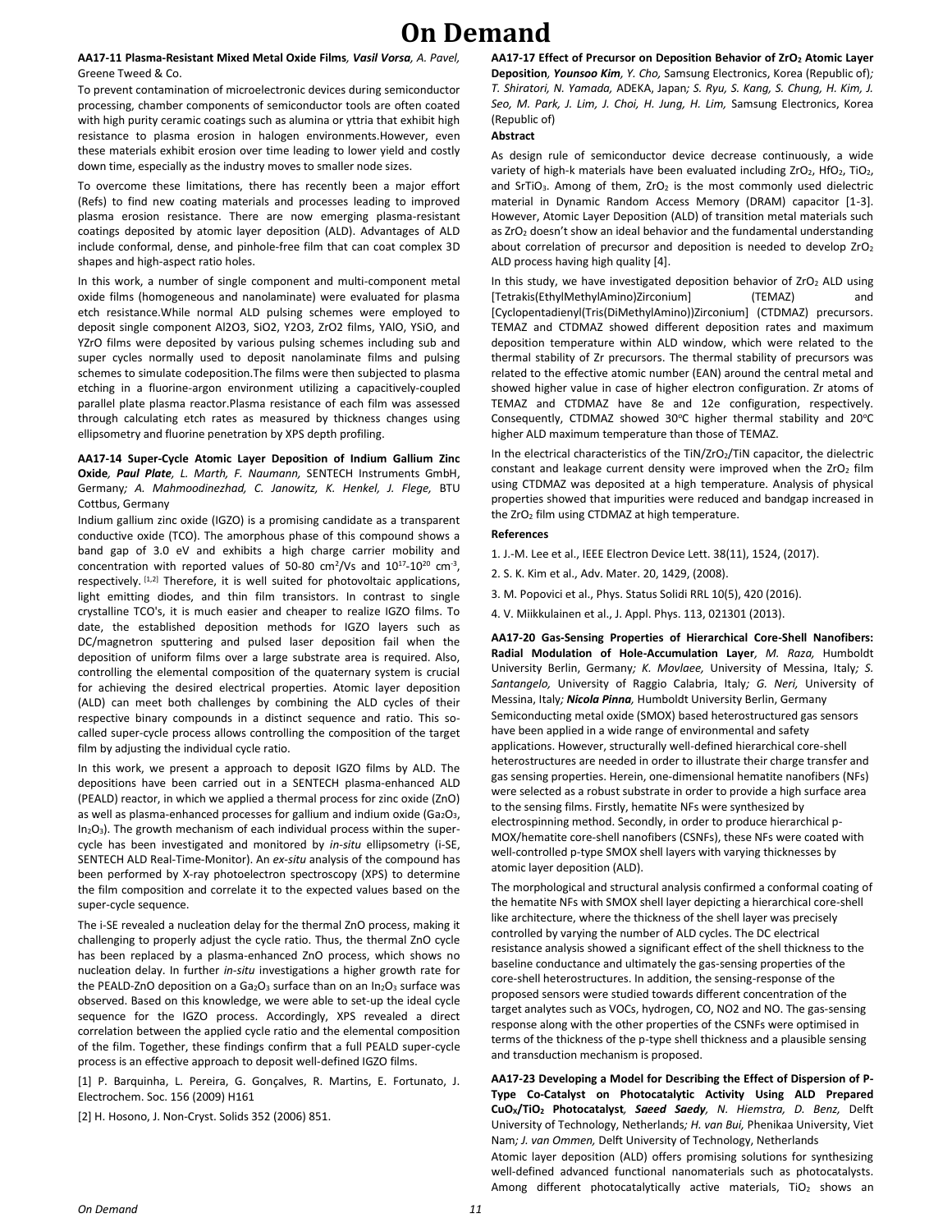# On Demand

**AA17-11 Plasma-Resistant Mixed Metal Oxide Films**, ***Vasil Vorsa**, A. Pavel,* Greene Tweed & Co.

To prevent contamination of microelectronic devices during semiconductor processing, chamber components of semiconductor tools are often coated with high purity ceramic coatings such as alumina or yttria that exhibit high resistance to plasma erosion in halogen environments.However, even these materials exhibit erosion over time leading to lower yield and costly down time, especially as the industry moves to smaller node sizes.

To overcome these limitations, there has recently been a major effort (Refs) to find new coating materials and processes leading to improved plasma erosion resistance. There are now emerging plasma-resistant coatings deposited by atomic layer deposition (ALD). Advantages of ALD include conformal, dense, and pinhole-free film that can coat complex 3D shapes and high-aspect ratio holes.

In this work, a number of single component and multi-component metal oxide films (homogeneous and nanolaminate) were evaluated for plasma etch resistance.While normal ALD pulsing schemes were employed to deposit single component Al2O3, SiO2, Y2O3, ZrO2 films, YAlO, YSiO, and YZrO films were deposited by various pulsing schemes including sub and super cycles normally used to deposit nanolaminate films and pulsing schemes to simulate codeposition.The films were then subjected to plasma etching in a fluorine-argon environment utilizing a capacitively-coupled parallel plate plasma reactor.Plasma resistance of each film was assessed through calculating etch rates as measured by thickness changes using ellipsometry and fluorine penetration by XPS depth profiling.

**AA17-14 Super-Cycle Atomic Layer Deposition of Indium Gallium Zinc Oxide**, ***Paul Plate**, L. Marth, F. Naumann,* SENTECH Instruments GmbH, Germany*; A. Mahmoodinezhad, C. Janowitz, K. Henkel, J. Flege,* BTU Cottbus, Germany

Indium gallium zinc oxide (IGZO) is a promising candidate as a transparent conductive oxide (TCO). The amorphous phase of this compound shows a band gap of 3.0 eV and exhibits a high charge carrier mobility and concentration with reported values of 50-80 $cm^2/Vs$ and $10^{17}$-$10^{20}$ $cm^{-3}$, respectively. [1,2] Therefore, it is well suited for photovoltaic applications, light emitting diodes, and thin film transistors. In contrast to single crystalline TCO's, it is much easier and cheaper to realize IGZO films. To date, the established deposition methods for IGZO layers such as DC/magnetron sputtering and pulsed laser deposition fail when the deposition of uniform films over a large substrate area is required. Also, controlling the elemental composition of the quaternary system is crucial for achieving the desired electrical properties. Atomic layer deposition (ALD) can meet both challenges by combining the ALD cycles of their respective binary compounds in a distinct sequence and ratio. This so-called super-cycle process allows controlling the composition of the target film by adjusting the individual cycle ratio.

In this work, we present a approach to deposit IGZO films by ALD. The depositions have been carried out in a SENTECH plasma-enhanced ALD (PEALD) reactor, in which we applied a thermal process for zinc oxide (ZnO) as well as plasma-enhanced processes for gallium and indium oxide ($Ga_2O_3$, $In_2O_3$). The growth mechanism of each individual process within the super-cycle has been investigated and monitored by *in-situ* ellipsometry (i-SE, SENTECH ALD Real-Time-Monitor). An *ex-situ* analysis of the compound has been performed by X-ray photoelectron spectroscopy (XPS) to determine the film composition and correlate it to the expected values based on the super-cycle sequence.

The i-SE revealed a nucleation delay for the thermal ZnO process, making it challenging to properly adjust the cycle ratio. Thus, the thermal ZnO cycle has been replaced by a plasma-enhanced ZnO process, which shows no nucleation delay. In further *in-situ* investigations a higher growth rate for the PEALD-ZnO deposition on a $Ga_2O_3$ surface than on an $In_2O_3$ surface was observed. Based on this knowledge, we were able to set-up the ideal cycle sequence for the IGZO process. Accordingly, XPS revealed a direct correlation between the applied cycle ratio and the elemental composition of the film. Together, these findings confirm that a full PEALD super-cycle process is an effective approach to deposit well-defined IGZO films.

[1] P. Barquinha, L. Pereira, G. Gonçalves, R. Martins, E. Fortunato, J. Electrochem. Soc. 156 (2009) H161

[2] H. Hosono, J. Non-Cryst. Solids 352 (2006) 851.

**AA17-17 Effect of Precursor on Deposition Behavior of $ZrO_2$ Atomic Layer Deposition**, ***Younsoo Kim**, Y. Cho,* Samsung Electronics, Korea (Republic of)*; T. Shiratori, N. Yamada,* ADEKA, Japan*; S. Ryu, S. Kang, S. Chung, H. Kim, J. Seo, M. Park, J. Lim, J. Choi, H. Jung, H. Lim,* Samsung Electronics, Korea (Republic of)

**Abstract**

As design rule of semiconductor device decrease continuously, a wide variety of high-k materials have been evaluated including $ZrO_2$, $HfO_2$, $TiO_2$, and $SrTiO_3$. Among of them, $ZrO_2$ is the most commonly used dielectric material in Dynamic Random Access Memory (DRAM) capacitor [1-3]. However, Atomic Layer Deposition (ALD) of transition metal materials such as $ZrO_2$ doesn't show an ideal behavior and the fundamental understanding about correlation of precursor and deposition is needed to develop $ZrO_2$ ALD process having high quality [4].

In this study, we have investigated deposition behavior of $ZrO_2$ ALD using [Tetrakis(EthylMethylAmino)Zirconium] (TEMAZ) and [Cyclopentadienyl(Tris(DiMethylAmino))Zirconium] (CTDMAZ) precursors. TEMAZ and CTDMAZ showed different deposition rates and maximum deposition temperature within ALD window, which were related to the thermal stability of Zr precursors. The thermal stability of precursors was related to the effective atomic number (EAN) around the central metal and showed higher value in case of higher electron configuration. Zr atoms of TEMAZ and CTDMAZ have 8e and 12e configuration, respectively. Consequently, CTDMAZ showed 30°C higher thermal stability and 20°C higher ALD maximum temperature than those of TEMAZ.

In the electrical characteristics of the TiN/$ZrO_2$/TiN capacitor, the dielectric constant and leakage current density were improved when the $ZrO_2$ film using CTDMAZ was deposited at a high temperature. Analysis of physical properties showed that impurities were reduced and bandgap increased in the $ZrO_2$ film using CTDMAZ at high temperature.

**References**

1. J.-M. Lee et al., IEEE Electron Device Lett. 38(11), 1524, (2017).
2. S. K. Kim et al., Adv. Mater. 20, 1429, (2008).
3. M. Popovici et al., Phys. Status Solidi RRL 10(5), 420 (2016).
4. V. Miikkulainen et al., J. Appl. Phys. 113, 021301 (2013).

**AA17-20 Gas-Sensing Properties of Hierarchical Core-Shell Nanofibers: Radial Modulation of Hole-Accumulation Layer**, *M. Raza,* Humboldt University Berlin, Germany*; K. Movlaee,* University of Messina, Italy*; S. Santangelo,* University of Raggio Calabria, Italy*; G. Neri,* University of Messina, Italy*; **Nicola Pinna**,* Humboldt University Berlin, Germany

Semiconducting metal oxide (SMOX) based heterostructured gas sensors have been applied in a wide range of environmental and safety applications. However, structurally well-defined hierarchical core-shell heterostructures are needed in order to illustrate their charge transfer and gas sensing properties. Herein, one-dimensional hematite nanofibers (NFs) were selected as a robust substrate in order to provide a high surface area to the sensing films. Firstly, hematite NFs were synthesized by electrospinning method. Secondly, in order to produce hierarchical p-MOX/hematite core-shell nanofibers (CSNFs), these NFs were coated with well-controlled p-type SMOX shell layers with varying thicknesses by atomic layer deposition (ALD).

The morphological and structural analysis confirmed a conformal coating of the hematite NFs with SMOX shell layer depicting a hierarchical core-shell like architecture, where the thickness of the shell layer was precisely controlled by varying the number of ALD cycles. The DC electrical resistance analysis showed a significant effect of the shell thickness to the baseline conductance and ultimately the gas-sensing properties of the core-shell heterostructures. In addition, the sensing-response of the proposed sensors were studied towards different concentration of the target analytes such as VOCs, hydrogen, CO, NO2 and NO. The gas-sensing response along with the other properties of the CSNFs were optimised in terms of the thickness of the p-type shell thickness and a plausible sensing and transduction mechanism is proposed.

**AA17-23 Developing a Model for Describing the Effect of Dispersion of P-Type Co-Catalyst on Photocatalytic Activity Using ALD Prepared $CuO_X/TiO_2$ Photocatalyst**, ***Saeed Saedy**, N. Hiemstra, D. Benz,* Delft University of Technology, Netherlands*; H. van Bui,* Phenikaa University, Viet Nam*; J. van Ommen,* Delft University of Technology, Netherlands

Atomic layer deposition (ALD) offers promising solutions for synthesizing well-defined advanced functional nanomaterials such as photocatalysts. Among different photocatalytically active materials, $TiO_2$ shows an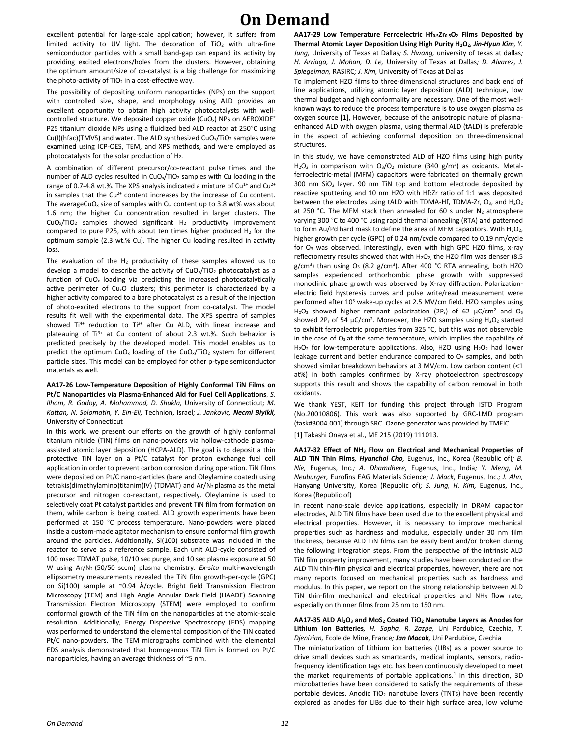excellent potential for large-scale application; however, it suffers from limited activity to UV light. The decoration of $TiO_2$ with ultra-fine semiconductor particles with a small band-gap can expand its activity by providing excited electrons/holes from the clusters. However, obtaining the optimum amount/size of co-catalyst is a big challenge for maximizing the photo-activity of $TiO_2$ in a cost-effective way.

The possibility of depositing uniform nanoparticles (NPs) on the support with controlled size, shape, and morphology using ALD provides an excellent opportunity to obtain high activity photocatalysts with well-controlled structure. We deposited copper oxide ($CuO_x$) NPs on AEROXIDE® P25 titanium dioxide NPs using a fluidized bed ALD reactor at 250°C using Cu(I)(hfac)(TMVS) and water. The ALD synthesized $CuO_x/TiO_2$ samples were examined using ICP-OES, TEM, and XPS methods, and were employed as photocatalysts for the solar production of $H_2$.

A combination of different precursor/co-reactant pulse times and the number of ALD cycles resulted in $CuO_x/TiO_2$ samples with Cu loading in the range of 0.7-4.8 wt.%. The XPS analysis indicated a mixture of $Cu^{1+}$ and $Cu^{2+}$ in samples that the $Cu^{2+}$ content increases by the increase of Cu content. The average$CuO_x$ size of samples with Cu content up to 3.8 wt% was about 1.6 nm; the higher Cu concentration resulted in larger clusters. The $CuO_x/TiO_2$ samples showed significant $H_2$ productivity improvement compared to pure P25, with about ten times higher produced $H_2$ for the optimum sample (2.3 wt.% Cu). The higher Cu loading resulted in activity loss.

The evaluation of the $H_2$ productivity of these samples allowed us to develop a model to describe the activity of $CuO_x/TiO_2$ photocatalyst as a function of $CuO_x$ loading via predicting the increased photocatalytically active perimeter of $Cu_xO$ clusters; this perimeter is characterized by a higher activity compared to a bare photocatalyst as a result of the injection of photo-excited electrons to the support from co-catalyst. The model results fit well with the experimental data. The XPS spectra of samples showed $Ti^{4+}$ reduction to $Ti^{3+}$ after Cu ALD, with linear increase and plateauing of $Ti^{3+}$ at Cu content of about 2.3 wt.%. Such behavior is predicted precisely by the developed model. This model enables us to predict the optimum $CuO_x$ loading of the $CuO_x/TiO_2$ system for different particle sizes. This model can be employed for other p-type semiconductor materials as well.

**AA17-26 Low-Temperature Deposition of Highly Conformal TiN Films on Pt/C Nanoparticles via Plasma-Enhanced Ald for Fuel Cell Applications***, S. Ilhom, R. Godoy, A. Mohammad, D. Shukla,* University of Connecticut*; M. Kattan, N. Solomatin, Y. Ein-Eli,* Technion, Israel*; J. Jankovic, **Necmi Biyikli**,* University of Connecticut

In this work, we present our efforts on the growth of highly conformal titanium nitride (TiN) films on nano-powders via hollow-cathode plasma-assisted atomic layer deposition (HCPA-ALD). The goal is to deposit a thin protective TiN layer on a Pt/C catalyst for proton exchange fuel cell application in order to prevent carbon corrosion during operation. TiN films were deposited on Pt/C nano-particles (bare and Oleylamine coated) using tetrakis(dimethylamino)titanim(IV) (TDMAT) and $Ar/N_2$ plasma as the metal precursor and nitrogen co-reactant, respectively. Oleylamine is used to selectively coat Pt catalyst particles and prevent TiN film from formation on them, while carbon is being coated. ALD growth experiments have been performed at 150 °C process temperature. Nano-powders were placed inside a custom-made agitator mechanism to ensure conformal film growth around the particles. Additionally, Si(100) substrate was included in the reactor to serve as a reference sample. Each unit ALD-cycle consisted of 100 msec TDMAT pulse, 10/10 sec purge, and 10 sec plasma exposure at 50 W using $Ar/N_2$ (50/50 sccm) plasma chemistry. *Ex-situ* multi-wavelength ellipsometry measurements revealed the TiN film growth-per-cycle (GPC) on Si(100) sample at ~0.94 Å/cycle. Bright field Transmission Electron Microscopy (TEM) and High Angle Annular Dark Field (HAADF) Scanning Transmission Electron Microscopy (STEM) were employed to confirm conformal growth of the TiN film on the nanoparticles at the atomic-scale resolution. Additionally, Energy Dispersive Spectroscopy (EDS) mapping was performed to understand the elemental composition of the TiN coated Pt/C nano-powders. The TEM micrographs combined with the elemental EDS analysis demonstrated that homogenous TiN film is formed on Pt/C nanoparticles, having an average thickness of ~5 nm.

**AA17-29 Low Temperature Ferroelectric $Hf_{0.5}Zr_{0.5}O_2$ Films Deposited by Thermal Atomic Layer Deposition Using High Purity $H_2O_2$***, **Jin-Hyun Kim**, Y. Jung,* University of Texas at Dallas*; S. Hwang,* university of texas at dallas*; H. Arriaga, J. Mohan, D. Le,* University of Texas at Dallas*; D. Alvarez, J. Spiegelman,* RASIRC*; J. Kim,* University of Texas at Dallas

To implement HZO films to three-dimensional structures and back end of line applications, utilizing atomic layer deposition (ALD) technique, low thermal budget and high conformality are necessary. One of the most well-known ways to reduce the process temperature is to use oxygen plasma as oxygen source [1], However, because of the anisotropic nature of plasma-enhanced ALD with oxygen plasma, using thermal ALD (tALD) is preferable in the aspect of achieving conformal deposition on three-dimensional structures.

In this study, we have demonstrated ALD of HZO films using high purity $H_2O_2$ in comparison with $O_3/O_2$ mixture (340 g/m³) as oxidants. Metal-ferroelectric-metal (MFM) capacitors were fabricated on thermally grown 300 nm $SiO_2$ layer. 90 nm TiN top and bottom electrode deposited by reactive sputtering and 10 nm HZO with Hf:Zr ratio of 1:1 was deposited between the electrodes using tALD with TDMA-Hf, TDMA-Zr, $O_3$, and $H_2O_2$ at 250 °C. The MFM stack then annealed for 60 s under $N_2$ atmosphere varying 300 °C to 400 °C using rapid thermal annealing (RTA) and patterned to form Au/Pd hard mask to define the area of MFM capacitors. With $H_2O_2$, higher growth per cycle (GPC) of 0.24 nm/cycle compared to 0.19 nm/cycle for $O_3$ was observed. Interestingly, even with high GPC HZO films, x-ray reflectometry results showed that with $H_2O_2$, the HZO film was denser (8.5 g/cm³) than using $O_3$ (8.2 g/cm³). After 400 °C RTA annealing, both HZO samples experienced orthorhombic phase growth with suppressed monoclinic phase growth was observed by X-ray diffraction. Polarization-electric field hysteresis curves and pulse write/read measurement were performed after $10^5$ wake-up cycles at 2.5 MV/cm field. HZO samples using $H_2O_2$ showed higher remnant polarization ($2P_r$) of 62 μC/cm² and $O_3$ showed $2P_r$ of 54 μC/cm². Moreover, the HZO samples using $H_2O_2$ started to exhibit ferroelectric properties from 325 °C, but this was not observable in the case of $O_3$ at the same temperature, which implies the capability of $H_2O_2$ for low-temperature applications. Also, HZO using $H_2O_2$ had lower leakage current and better endurance compared to $O_3$ samples, and both showed similar breakdown behaviors at 3 MV/cm. Low carbon content (<1 at%) in both samples confirmed by X-ray photoelectron spectroscopy supports this result and shows the capability of carbon removal in both oxidants.

We thank YEST, KEIT for funding this project through ISTD Program (No.20010806). This work was also supported by GRC-LMD program (task#3004.001) through SRC. Ozone generator was provided by TMEIC.

[1] Takashi Onaya et al., ME 215 (2019) 111013.

**AA17-32 Effect of $NH_3$ Flow on Electrical and Mechanical Properties of ALD TiN Thin Films***, **Hyunchol Cho**,* Eugenus, Inc., Korea (Republic of)*; B. Nie,* Eugenus, Inc.*; A. Dhamdhere,* Eugenus, Inc., India*; Y. Meng, M. Neuburger,* Eurofins EAG Materials Science*; J. Mack,* Eugenus, Inc.*; J. Ahn,* Hanyang University, Korea (Republic of)*; S. Jung, H. Kim,* Eugenus, Inc., Korea (Republic of)

In recent nano-scale device applications, especially in DRAM capacitor electrodes, ALD TiN films have been used due to the excellent physical and electrical properties. However, it is necessary to improve mechanical properties such as hardness and modulus, especially under 30 nm film thickness, because ALD TiN films can be easily bent and/or broken during the following integration steps. From the perspective of the intrinsic ALD TiN film property improvement, many studies have been conducted on the ALD TiN thin-film physical and electrical properties, however, there are not many reports focused on mechanical properties such as hardness and modulus. In this paper, we report on the strong relationship between ALD TiN thin-film mechanical and electrical properties and $NH_3$ flow rate, especially on thinner films from 25 nm to 150 nm.

**AA17-35 ALD $Al_2O_3$ and $MoS_2$ Coated $TiO_2$ Nanotube Layers as Anodes for Lithium Ion Batteries***, H. Sopha, R. Zazpe,* Uni Pardubice, Czechia*; T. Djenizian,* Ecole de Mine, France*; **Jan Macak**,* Uni Pardubice, Czechia

The miniaturization of Lithium ion batteries (LIBs) as a power source to drive small devices such as smartcards, medical implants, sensors, radio-frequency identification tags etc. has been continuously developed to meet the market requirements of portable applications.[1] In this direction, 3D microbatteries have been considered to satisfy the requirements of these portable devices. Anodic $TiO_2$ nanotube layers (TNTs) have been recently explored as anodes for LIBs due to their high surface area, low volume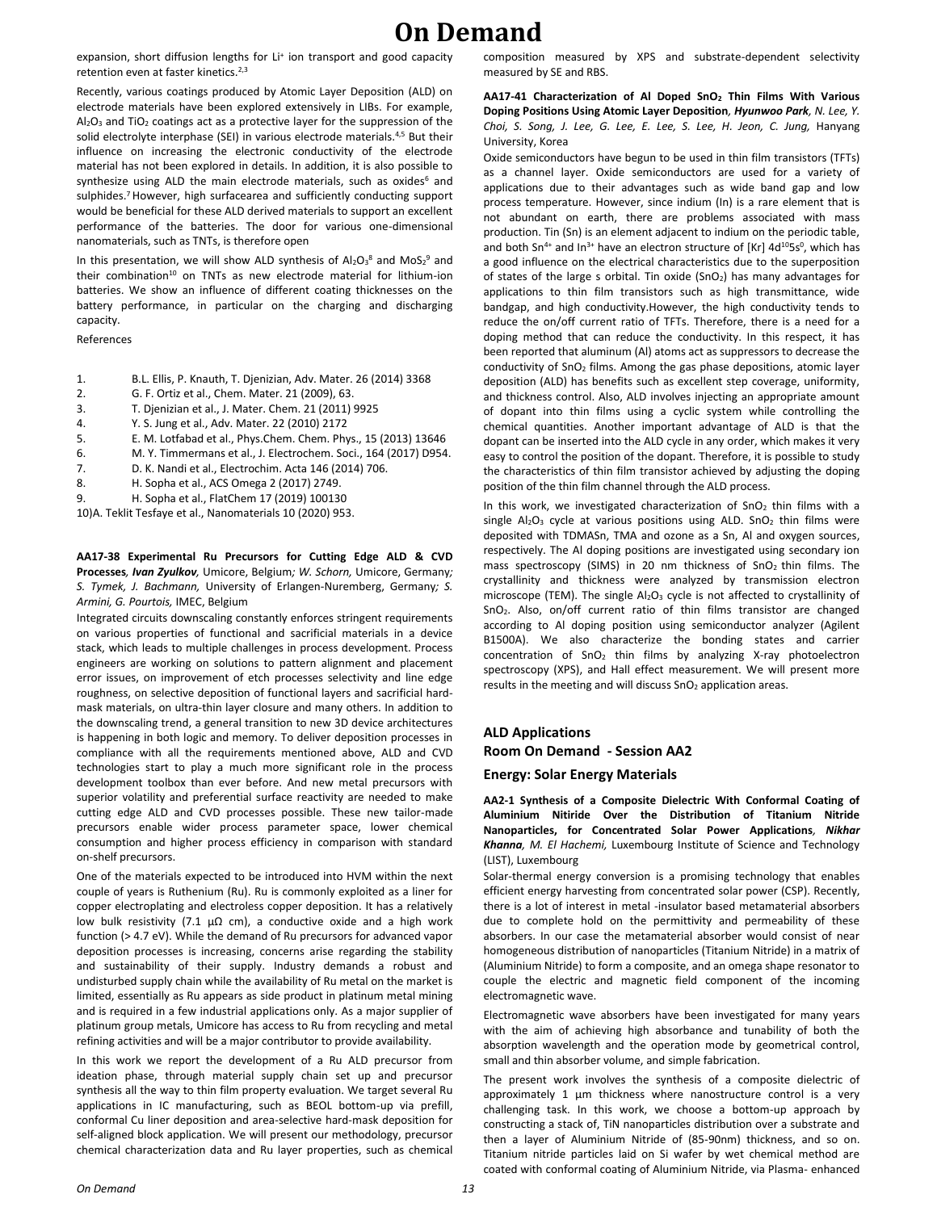expansion, short diffusion lengths for $Li^+$ ion transport and good capacity retention even at faster kinetics.[2,3]

Recently, various coatings produced by Atomic Layer Deposition (ALD) on electrode materials have been explored extensively in LIBs. For example, $Al_2O_3$ and $TiO_2$ coatings act as a protective layer for the suppression of the solid electrolyte interphase (SEI) in various electrode materials.[4,5] But their influence on increasing the electronic conductivity of the electrode material has not been explored in details. In addition, it is also possible to synthesize using ALD the main electrode materials, such as oxides[6] and sulphides.[7] However, high surfacearea and sufficiently conducting support would be beneficial for these ALD derived materials to support an excellent performance of the batteries. The door for various one-dimensional nanomaterials, such as TNTs, is therefore open

In this presentation, we will show ALD synthesis of $Al_2O_3$[8] and $MoS_2$[9] and their combination[10] on TNTs as new electrode material for lithium-ion batteries. We show an influence of different coating thicknesses on the battery performance, in particular on the charging and discharging capacity.

References

1. B.L. Ellis, P. Knauth, T. Djenizian, Adv. Mater. 26 (2014) 3368
2. G. F. Ortiz et al., Chem. Mater. 21 (2009), 63.
3. T. Djenizian et al., J. Mater. Chem. 21 (2011) 9925
4. Y. S. Jung et al., Adv. Mater. 22 (2010) 2172
5. E. M. Lotfabad et al., Phys.Chem. Chem. Phys., 15 (2013) 13646
6. M. Y. Timmermans et al., J. Electrochem. Soci., 164 (2017) D954.
7. D. K. Nandi et al., Electrochim. Acta 146 (2014) 706.
8. H. Sopha et al., ACS Omega 2 (2017) 2749.
9. H. Sopha et al., FlatChem 17 (2019) 100130

10)A. Teklit Tesfaye et al., Nanomaterials 10 (2020) 953.

**AA17-38 Experimental Ru Precursors for Cutting Edge ALD & CVD Processes**, ***Ivan Zyulkov,*** *Umicore, Belgium; W. Schorn,* Umicore, Germany; *S. Tymek, J. Bachmann,* University of Erlangen-Nuremberg, Germany; *S. Armini, G. Pourtois,* IMEC, Belgium

Integrated circuits downscaling constantly enforces stringent requirements on various properties of functional and sacrificial materials in a device stack, which leads to multiple challenges in process development. Process engineers are working on solutions to pattern alignment and placement error issues, on improvement of etch processes selectivity and line edge roughness, on selective deposition of functional layers and sacrificial hard-mask materials, on ultra-thin layer closure and many others. In addition to the downscaling trend, a general transition to new 3D device architectures is happening in both logic and memory. To deliver deposition processes in compliance with all the requirements mentioned above, ALD and CVD technologies start to play a much more significant role in the process development toolbox than ever before. And new metal precursors with superior volatility and preferential surface reactivity are needed to make cutting edge ALD and CVD processes possible. These new tailor-made precursors enable wider process parameter space, lower chemical consumption and higher process efficiency in comparison with standard on-shelf precursors.

One of the materials expected to be introduced into HVM within the next couple of years is Ruthenium (Ru). Ru is commonly exploited as a liner for copper electroplating and electroless copper deposition. It has a relatively low bulk resistivity (7.1 μΩ cm), a conductive oxide and a high work function (> 4.7 eV). While the demand of Ru precursors for advanced vapor deposition processes is increasing, concerns arise regarding the stability and sustainability of their supply. Industry demands a robust and undisturbed supply chain while the availability of Ru metal on the market is limited, essentially as Ru appears as side product in platinum metal mining and is required in a few industrial applications only. As a major supplier of platinum group metals, Umicore has access to Ru from recycling and metal refining activities and will be a major contributor to provide availability.

In this work we report the development of a Ru ALD precursor from ideation phase, through material supply chain set up and precursor synthesis all the way to thin film property evaluation. We target several Ru applications in IC manufacturing, such as BEOL bottom-up via prefill, conformal Cu liner deposition and area-selective hard-mask deposition for self-aligned block application. We will present our methodology, precursor chemical characterization data and Ru layer properties, such as chemical composition measured by XPS and substrate-dependent selectivity measured by SE and RBS.

**AA17-41 Characterization of Al Doped $SnO_2$ Thin Films With Various Doping Positions Using Atomic Layer Deposition**, ***Hyunwoo Park,*** *N. Lee, Y. Choi, S. Song, J. Lee, G. Lee, E. Lee, S. Lee, H. Jeon, C. Jung,* Hanyang University, Korea

Oxide semiconductors have begun to be used in thin film transistors (TFTs) as a channel layer. Oxide semiconductors are used for a variety of applications due to their advantages such as wide band gap and low process temperature. However, since indium (In) is a rare element that is not abundant on earth, there are problems associated with mass production. Tin (Sn) is an element adjacent to indium on the periodic table, and both $Sn^{4+}$ and $In^{3+}$ have an electron structure of [Kr] $4d^{10}5s^0$, which has a good influence on the electrical characteristics due to the superposition of states of the large s orbital. Tin oxide ($SnO_2$) has many advantages for applications to thin film transistors such as high transmittance, wide bandgap, and high conductivity.However, the high conductivity tends to reduce the on/off current ratio of TFTs. Therefore, there is a need for a doping method that can reduce the conductivity. In this respect, it has been reported that aluminum (Al) atoms act as suppressors to decrease the conductivity of $SnO_2$ films. Among the gas phase depositions, atomic layer deposition (ALD) has benefits such as excellent step coverage, uniformity, and thickness control. Also, ALD involves injecting an appropriate amount of dopant into thin films using a cyclic system while controlling the chemical quantities. Another important advantage of ALD is that the dopant can be inserted into the ALD cycle in any order, which makes it very easy to control the position of the dopant. Therefore, it is possible to study the characteristics of thin film transistor achieved by adjusting the doping position of the thin film channel through the ALD process.

In this work, we investigated characterization of $SnO_2$ thin films with a single $Al_2O_3$ cycle at various positions using ALD. $SnO_2$ thin films were deposited with TDMASn, TMA and ozone as a Sn, Al and oxygen sources, respectively. The Al doping positions are investigated using secondary ion mass spectroscopy (SIMS) in 20 nm thickness of $SnO_2$ thin films. The crystallinity and thickness were analyzed by transmission electron microscope (TEM). The single $Al_2O_3$ cycle is not affected to crystallinity of $SnO_2$. Also, on/off current ratio of thin films transistor are changed according to Al doping position using semiconductor analyzer (Agilent B1500A). We also characterize the bonding states and carrier concentration of $SnO_2$ thin films by analyzing X-ray photoelectron spectroscopy (XPS), and Hall effect measurement. We will present more results in the meeting and will discuss $SnO_2$ application areas.

## ALD Applications
## Room On Demand - Session AA2
### Energy: Solar Energy Materials

**AA2-1 Synthesis of a Composite Dielectric With Conformal Coating of Aluminium Nitiride Over the Distribution of Titanium Nitride Nanoparticles, for Concentrated Solar Power Applications**, ***Nikhar Khanna,*** *M. El Hachemi,* Luxembourg Institute of Science and Technology (LIST), Luxembourg

Solar-thermal energy conversion is a promising technology that enables efficient energy harvesting from concentrated solar power (CSP). Recently, there is a lot of interest in metal -insulator based metamaterial absorbers due to complete hold on the permittivity and permeability of these absorbers. In our case the metamaterial absorber would consist of near homogeneous distribution of nanoparticles (Titanium Nitride) in a matrix of (Aluminium Nitride) to form a composite, and an omega shape resonator to couple the electric and magnetic field component of the incoming electromagnetic wave.

Electromagnetic wave absorbers have been investigated for many years with the aim of achieving high absorbance and tunability of both the absorption wavelength and the operation mode by geometrical control, small and thin absorber volume, and simple fabrication.

The present work involves the synthesis of a composite dielectric of approximately 1 µm thickness where nanostructure control is a very challenging task. In this work, we choose a bottom-up approach by constructing a stack of, TiN nanoparticles distribution over a substrate and then a layer of Aluminium Nitride of (85-90nm) thickness, and so on. Titanium nitride particles laid on Si wafer by wet chemical method are coated with conformal coating of Aluminium Nitride, via Plasma- enhanced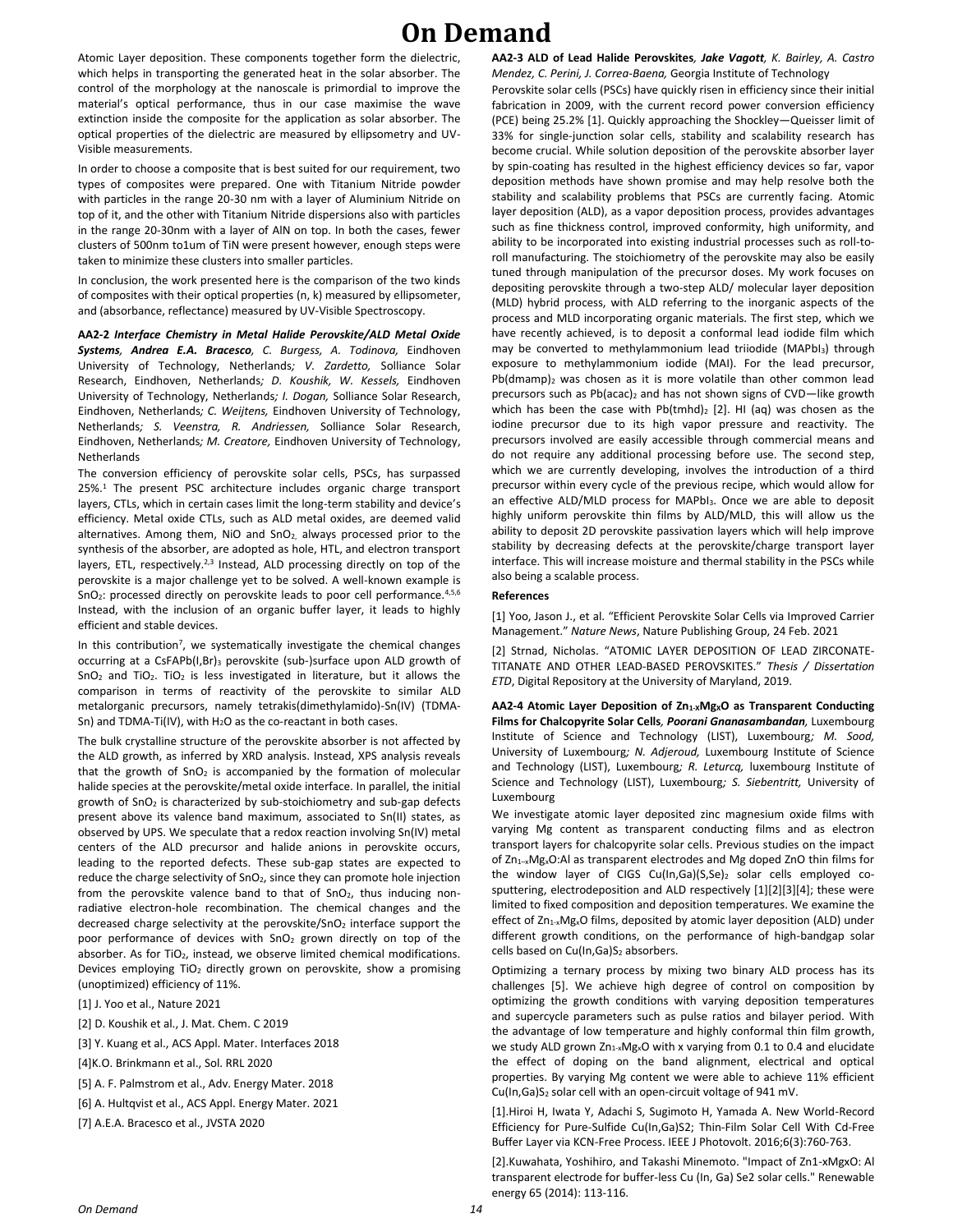Atomic Layer deposition. These components together form the dielectric, which helps in transporting the generated heat in the solar absorber. The control of the morphology at the nanoscale is primordial to improve the material's optical performance, thus in our case maximise the wave extinction inside the composite for the application as solar absorber. The optical properties of the dielectric are measured by ellipsometry and UV-Visible measurements.

In order to choose a composite that is best suited for our requirement, two types of composites were prepared. One with Titanium Nitride powder with particles in the range 20-30 nm with a layer of Aluminium Nitride on top of it, and the other with Titanium Nitride dispersions also with particles in the range 20-30nm with a layer of AlN on top. In both the cases, fewer clusters of 500nm to1um of TiN were present however, enough steps were taken to minimize these clusters into smaller particles.

In conclusion, the work presented here is the comparison of the two kinds of composites with their optical properties (n, k) measured by ellipsometer, and (absorbance, reflectance) measured by UV-Visible Spectroscopy.

**AA2-2 *Interface Chemistry in Metal Halide Perovskite/ALD Metal Oxide Systems*, *Andrea E.A. Bracesco,* *C. Burgess, A. Todinova,* Eindhoven University of Technology, Netherlands*; V. Zardetto,* Solliance Solar Research, Eindhoven, Netherlands*; D. Koushik, W. Kessels,* Eindhoven University of Technology, Netherlands*; I. Dogan,* Solliance Solar Research, Eindhoven, Netherlands*; C. Weijtens,* Eindhoven University of Technology, Netherlands*; S. Veenstra, R. Andriessen,* Solliance Solar Research, Eindhoven, Netherlands*; M. Creatore,* Eindhoven University of Technology, Netherlands**

The conversion efficiency of perovskite solar cells, PSCs, has surpassed 25%.[1] The present PSC architecture includes organic charge transport layers, CTLs, which in certain cases limit the long-term stability and device's efficiency. Metal oxide CTLs, such as ALD metal oxides, are deemed valid alternatives. Among them, NiO and $SnO_2$, always processed prior to the synthesis of the absorber, are adopted as hole, HTL, and electron transport layers, ETL, respectively.[2,3] Instead, ALD processing directly on top of the perovskite is a major challenge yet to be solved. A well-known example is $SnO_2$: processed directly on perovskite leads to poor cell performance.[4,5,6] Instead, with the inclusion of an organic buffer layer, it leads to highly efficient and stable devices.

In this contribution[7], we systematically investigate the chemical changes occurring at a $CsFAPb(I,Br)_3$ perovskite (sub-)surface upon ALD growth of $SnO_2$ and $TiO_2$. $TiO_2$ is less investigated in literature, but it allows the comparison in terms of reactivity of the perovskite to similar ALD metalorganic precursors, namely tetrakis(dimethylamido)-Sn(IV) (TDMA-Sn) and TDMA-Ti(IV), with $H_2O$ as the co-reactant in both cases.

The bulk crystalline structure of the perovskite absorber is not affected by the ALD growth, as inferred by XRD analysis. Instead, XPS analysis reveals that the growth of $SnO_2$ is accompanied by the formation of molecular halide species at the perovskite/metal oxide interface. In parallel, the initial growth of $SnO_2$ is characterized by sub-stoichiometry and sub-gap defects present above its valence band maximum, associated to Sn(II) states, as observed by UPS. We speculate that a redox reaction involving Sn(IV) metal centers of the ALD precursor and halide anions in perovskite occurs, leading to the reported defects. These sub-gap states are expected to reduce the charge selectivity of $SnO_2$, since they can promote hole injection from the perovskite valence band to that of $SnO_2$, thus inducing non-radiative electron-hole recombination. The chemical changes and the decreased charge selectivity at the perovskite/$SnO_2$ interface support the poor performance of devices with $SnO_2$ grown directly on top of the absorber. As for $TiO_2$, instead, we observe limited chemical modifications. Devices employing $TiO_2$ directly grown on perovskite, show a promising (unoptimized) efficiency of 11%.

[1] J. Yoo et al., Nature 2021

[2] D. Koushik et al., J. Mat. Chem. C 2019

[3] Y. Kuang et al., ACS Appl. Mater. Interfaces 2018

[4]K.O. Brinkmann et al., Sol. RRL 2020

[5] A. F. Palmstrom et al., Adv. Energy Mater. 2018

[6] A. Hultqvist et al., ACS Appl. Energy Mater. 2021

[7] A.E.A. Bracesco et al., JVSTA 2020

**AA2-3 ALD of Lead Halide Perovskites*, Jake Vagott, K. Bairley, A. Castro Mendez, C. Perini, J. Correa-Baena,* Georgia Institute of Technology**

Perovskite solar cells (PSCs) have quickly risen in efficiency since their initial fabrication in 2009, with the current record power conversion efficiency (PCE) being 25.2% [1]. Quickly approaching the Shockley—Queisser limit of 33% for single-junction solar cells, stability and scalability research has become crucial. While solution deposition of the perovskite absorber layer by spin-coating has resulted in the highest efficiency devices so far, vapor deposition methods have shown promise and may help resolve both the stability and scalability problems that PSCs are currently facing. Atomic layer deposition (ALD), as a vapor deposition process, provides advantages such as fine thickness control, improved conformity, high uniformity, and ability to be incorporated into existing industrial processes such as roll-to-roll manufacturing. The stoichiometry of the perovskite may also be easily tuned through manipulation of the precursor doses. My work focuses on depositing perovskite through a two-step ALD/ molecular layer deposition (MLD) hybrid process, with ALD referring to the inorganic aspects of the process and MLD incorporating organic materials. The first step, which we have recently achieved, is to deposit a conformal lead iodide film which may be converted to methylammonium lead triiodide ($MAPbI_3$) through exposure to methylammonium iodide (MAI). For the lead precursor, $Pb(dmamp)_2$ was chosen as it is more volatile than other common lead precursors such as $Pb(acac)_2$ and has not shown signs of CVD—like growth which has been the case with $Pb(tmhd)_2$ [2]. HI (aq) was chosen as the iodine precursor due to its high vapor pressure and reactivity. The precursors involved are easily accessible through commercial means and do not require any additional processing before use. The second step, which we are currently developing, involves the introduction of a third precursor within every cycle of the previous recipe, which would allow for an effective ALD/MLD process for $MAPbI_3$. Once we are able to deposit highly uniform perovskite thin films by ALD/MLD, this will allow us the ability to deposit 2D perovskite passivation layers which will help improve stability by decreasing defects at the perovskite/charge transport layer interface. This will increase moisture and thermal stability in the PSCs while also being a scalable process.

**References**

[1] Yoo, Jason J., et al. "Efficient Perovskite Solar Cells via Improved Carrier Management." *Nature News*, Nature Publishing Group, 24 Feb. 2021

[2] Strnad, Nicholas. "ATOMIC LAYER DEPOSITION OF LEAD ZIRCONATE-TITANATE AND OTHER LEAD-BASED PEROVSKITES." *Thesis / Dissertation ETD*, Digital Repository at the University of Maryland, 2019.

**AA2-4 Atomic Layer Deposition of $Zn_{1-x}Mg_xO$ as Transparent Conducting Films for Chalcopyrite Solar Cells*, Poorani Gnanasambandan,* Luxembourg Institute of Science and Technology (LIST), Luxembourg*; M. Sood,* University of Luxembourg*; N. Adjeroud,* Luxembourg Institute of Science and Technology (LIST), Luxembourg*; R. Leturcq,* luxembourg Institute of Science and Technology (LIST), Luxembourg*; S. Siebentritt,* University of Luxembourg**

We investigate atomic layer deposited zinc magnesium oxide films with varying Mg content as transparent conducting films and as electron transport layers for chalcopyrite solar cells. Previous studies on the impact of $Zn_{1-x}Mg_xO$:Al as transparent electrodes and Mg doped ZnO thin films for the window layer of CIGS $Cu(In,Ga)(S,Se)_2$ solar cells employed co-sputtering, electrodeposition and ALD respectively [1][2][3][4]; these were limited to fixed composition and deposition temperatures. We examine the effect of $Zn_{1-x}Mg_xO$ films, deposited by atomic layer deposition (ALD) under different growth conditions, on the performance of high-bandgap solar cells based on $Cu(In,Ga)S_2$ absorbers.

Optimizing a ternary process by mixing two binary ALD process has its challenges [5]. We achieve high degree of control on composition by optimizing the growth conditions with varying deposition temperatures and supercycle parameters such as pulse ratios and bilayer period. With the advantage of low temperature and highly conformal thin film growth, we study ALD grown $Zn_{1-x}Mg_xO$ with x varying from 0.1 to 0.4 and elucidate the effect of doping on the band alignment, electrical and optical properties. By varying Mg content we were able to achieve 11% efficient $Cu(In,Ga)S_2$ solar cell with an open-circuit voltage of 941 mV.

[1].Hiroi H, Iwata Y, Adachi S, Sugimoto H, Yamada A. New World-Record Efficiency for Pure-Sulfide Cu(In,Ga)S2; Thin-Film Solar Cell With Cd-Free Buffer Layer via KCN-Free Process. IEEE J Photovolt. 2016;6(3):760-763.

[2].Kuwahata, Yoshihiro, and Takashi Minemoto. "Impact of Zn1-xMgxO: Al transparent electrode for buffer-less Cu (In, Ga) Se2 solar cells." Renewable energy 65 (2014): 113-116.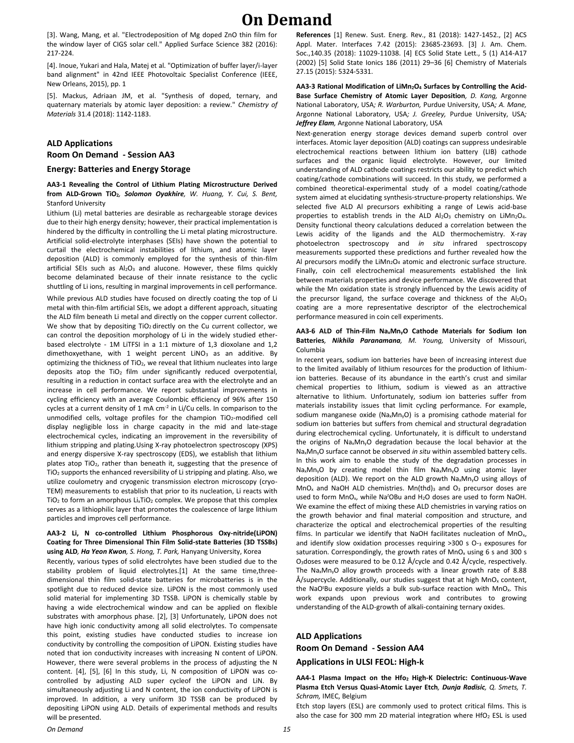[3]. Wang, Mang, et al. "Electrodeposition of Mg doped ZnO thin film for the window layer of CIGS solar cell." Applied Surface Science 382 (2016): 217-224.

[4]. Inoue, Yukari and Hala, Matej et al. "Optimization of buffer layer/i-layer band alignment" in 42nd IEEE Photovoltaic Specialist Conference (IEEE, New Orleans, 2015), pp. 1

[5]. Mackus, Adriaan JM, et al. "Synthesis of doped, ternary, and quaternary materials by atomic layer deposition: a review." *Chemistry of Materials* 31.4 (2018): 1142-1183.

## ALD Applications
## Room On Demand - Session AA3
### Energy: Batteries and Energy Storage

**AA3-1 Revealing the Control of Lithium Plating Microstructure Derived from ALD-Grown $TiO_2$**, ***Solomon Oyakhire****, W. Huang, Y. Cui, S. Bent,* Stanford University

Lithium (Li) metal batteries are desirable as rechargeable storage devices due to their high energy density; however, their practical implementation is hindered by the difficulty in controlling the Li metal plating microstructure. Artificial solid-electrolyte interphases (SEIs) have shown the potential to curtail the electrochemical instabilities of lithium, and atomic layer deposition (ALD) is commonly employed for the synthesis of thin-film artificial SEIs such as $Al_2O_3$ and alucone. However, these films quickly become delaminated because of their innate resistance to the cyclic shuttling of Li ions, resulting in marginal improvements in cell performance.

While previous ALD studies have focused on directly coating the top of Li metal with thin-film artificial SEIs, we adopt a different approach, situating the ALD film beneath Li metal and directly on the copper current collector. We show that by depositing $TiO_2$ directly on the Cu current collector, we can control the deposition morphology of Li in the widely studied ether-based electrolyte - 1M LiTFSI in a 1:1 mixture of 1,3 dioxolane and 1,2 dimethoxyethane, with 1 weight percent $LiNO_3$ as an additive. By optimizing the thickness of $TiO_2$, we reveal that lithium nucleates into large deposits atop the $TiO_2$ film under significantly reduced overpotential, resulting in a reduction in contact surface area with the electrolyte and an increase in cell performance. We report substantial improvements in cycling efficiency with an average Coulombic efficiency of 96% after 150 cycles at a current density of 1 mA $cm^{-2}$ in Li/Cu cells. In comparison to the unmodified cells, voltage profiles for the champion $TiO_2$-modified cell display negligible loss in charge capacity in the mid and late-stage electrochemical cycles, indicating an improvement in the reversibility of lithium stripping and plating.Using X-ray photoelectron spectroscopy (XPS) and energy dispersive X-ray spectroscopy (EDS), we establish that lithium plates atop $TiO_2$, rather than beneath it, suggesting that the presence of $TiO_2$ supports the enhanced reversibility of Li stripping and plating. Also, we utilize coulometry and cryogenic transmission electron microscopy (cryo-TEM) measurements to establish that prior to its nucleation, Li reacts with $TiO_2$ to form an amorphous $Li_xTiO_2$ complex. We propose that this complex serves as a lithiophilic layer that promotes the coalescence of large lithium particles and improves cell performance.

**AA3-2 Li, N co-controlled Lithium Phosphorous Oxy-nitride(LiPON) Coating for Three Dimensional Thin Film Solid-state Batteries (3D TSSBs) using ALD**, ***Ha Yeon Kwon****, S. Hong, T. Park,* Hanyang University, Korea

Recently, various types of solid electrolytes have been studied due to the stability problem of liquid electrolytes.[1] At the same time,three-dimensional thin film solid-state batteries for microbatteries is in the spotlight due to reduced device size. LiPON is the most commonly used solid material for implementing 3D TSSB. LiPON is chemically stable by having a wide electrochemical window and can be applied on flexible substrates with amorphous phase. [2], [3] Unfortunately, LiPON does not have high ionic conductivity among all solid electrolytes. To compensate this point, existing studies have conducted studies to increase ion conductivity by controlling the composition of LiPON. Existing studies have noted that ion conductivity increases with increasing N content of LiPON. However, there were several problems in the process of adjusting the N content. [4], [5], [6] In this study, Li, N composition of LiPON was co-controlled by adjusting ALD super cycleof the LiPON and LiN. By simultaneously adjusting Li and N content, the ion conductivity of LiPON is improved. In addition, a very uniform 3D TSSB can be produced by depositing LiPON using ALD. Details of experimental methods and results will be presented.

**References** [1] Renew. Sust. Energ. Rev., 81 (2018): 1427-1452., [2] ACS Appl. Mater. Interfaces 7.42 (2015): 23685-23693. [3] J. Am. Chem. Soc.,140.35 (2018): 11029-11038. [4] ECS Solid State Lett., 5 (1) A14-A17 (2002) [5] Solid State Ionics 186 (2011) 29–36 [6] Chemistry of Materials 27.15 (2015): 5324-5331.

**AA3-3 Rational Modification of $LiMn_2O_4$ Surfaces by Controlling the Acid-Base Surface Chemistry of Atomic Layer Deposition**, *D. Kang,* Argonne National Laboratory, USA*; R. Warburton,* Purdue University, USA*; A. Mane,* Argonne National Laboratory, USA*; J. Greeley,* Purdue University, USA*;* ***Jeffrey Elam****,* Argonne National Laboratory, USA

Next-generation energy storage devices demand superb control over interfaces. Atomic layer deposition (ALD) coatings can suppress undesirable electrochemical reactions between lithium ion battery (LIB) cathode surfaces and the organic liquid electrolyte. However, our limited understanding of ALD cathode coatings restricts our ability to predict which coating/cathode combinations will succeed. In this study, we performed a combined theoretical-experimental study of a model coating/cathode system aimed at elucidating synthesis-structure-property relationships. We selected five ALD Al precursors exhibiting a range of Lewis acid-base properties to establish trends in the ALD $Al_2O_3$ chemistry on $LiMn_2O_4$. Density functional theory calculations deduced a correlation between the Lewis acidity of the ligands and the ALD thermochemistry. X-ray photoelectron spectroscopy and *in situ* infrared spectroscopy measurements supported these predictions and further revealed how the Al precursors modify the $LiMn_2O_4$ atomic and electronic surface structure. Finally, coin cell electrochemical measurements established the link between materials properties and device performance. We discovered that while the Mn oxidation state is strongly influenced by the Lewis acidity of the precursor ligand, the surface coverage and thickness of the $Al_2O_3$ coating are a more representative descriptor of the electrochemical performance measured in coin cell experiments.

**AA3-6 ALD of Thin-Film $Na_xMn_yO$ Cathode Materials for Sodium Ion Batteries**, ***Nikhila Paranamana****, M. Young,* University of Missouri, Columbia

In recent years, sodium ion batteries have been of increasing interest due to the limited availably of lithium resources for the production of lithium-ion batteries. Because of its abundance in the earth's crust and similar chemical properties to lithium, sodium is viewed as an attractive alternative to lithium. Unfortunately, sodium ion batteries suffer from materials instability issues that limit cycling performance. For example, sodium manganese oxide ($Na_xMn_yO$) is a promising cathode material for sodium ion batteries but suffers from chemical and structural degradation during electrochemical cycling. Unfortunately, it is difficult to understand the origins of $Na_xMn_yO$ degradation because the local behavior at the $Na_xMn_yO$ surface cannot be observed *in situ* within assembled battery cells. In this work aim to enable the study of the degradation processes in $Na_xMn_yO$ by creating model thin film $Na_xMn_yO$ using atomic layer deposition (ALD). We report on the ALD growth $Na_xMn_yO$ using alloys of $MnO_x$ and NaOH ALD chemistries. $Mn(thd)_3$ and $O_3$ precursor doses are used to form $MnO_x$, while $Na^tOBu$ and $H_2O$ doses are used to form NaOH. We examine the effect of mixing these ALD chemistries in varying ratios on the growth behavior and final material composition and structure, and characterize the optical and electrochemical properties of the resulting films. In particular we identify that NaOH facilitates nucleation of $MnO_x$, and identify slow oxidation processes requiring >300 s $O_3$ exposures for saturation. Correspondingly, the growth rates of $MnO_x$ using 6 s and 300 s $O_3$doses were measured to be 0.12 Å/cycle and 0.42 Å/cycle, respectively. The $Na_xMn_yO$ alloy growth proceeds with a linear growth rate of 8.88 Å/supercycle. Additionally, our studies suggest that at high $MnO_x$ content, the $NaO^tBu$ exposure yields a bulk sub-surface reaction with $MnO_x$. This work expands upon previous work and contributes to growing understanding of the ALD-growth of alkali-containing ternary oxides.

## ALD Applications
## Room On Demand - Session AA4
### Applications in ULSI FEOL: High-k

**AA4-1 Plasma Impact on the $HfO_2$ High-K Dielectric: Continuous-Wave Plasma Etch Versus Quasi-Atomic Layer Etch**, ***Dunja Radisic****, Q. Smets, T. Schram,* IMEC, Belgium

Etch stop layers (ESL) are commonly used to protect critical films. This is also the case for 300 mm 2D material integration where $HfO_2$ ESL is used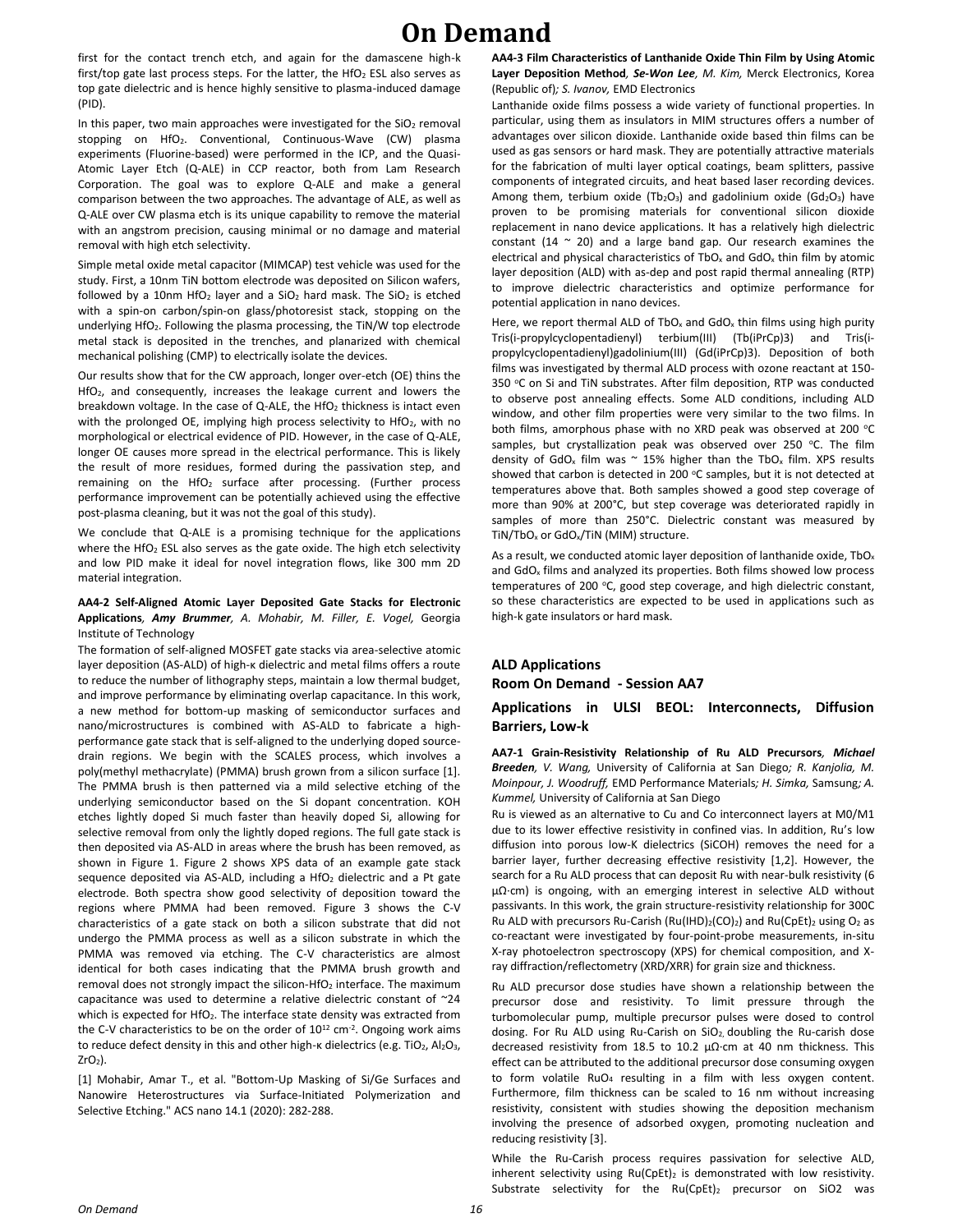first for the contact trench etch, and again for the damascene high-k first/top gate last process steps. For the latter, the $HfO_2$ ESL also serves as top gate dielectric and is hence highly sensitive to plasma-induced damage (PID).

In this paper, two main approaches were investigated for the $SiO_2$ removal stopping on $HfO_2$. Conventional, Continuous-Wave (CW) plasma experiments (Fluorine-based) were performed in the ICP, and the Quasi-Atomic Layer Etch (Q-ALE) in CCP reactor, both from Lam Research Corporation. The goal was to explore Q-ALE and make a general comparison between the two approaches. The advantage of ALE, as well as Q-ALE over CW plasma etch is its unique capability to remove the material with an angstrom precision, causing minimal or no damage and material removal with high etch selectivity.

Simple metal oxide metal capacitor (MIMCAP) test vehicle was used for the study. First, a 10nm TiN bottom electrode was deposited on Silicon wafers, followed by a 10nm $HfO_2$ layer and a $SiO_2$ hard mask. The $SiO_2$ is etched with a spin-on carbon/spin-on glass/photoresist stack, stopping on the underlying $HfO_2$. Following the plasma processing, the TiN/W top electrode metal stack is deposited in the trenches, and planarized with chemical mechanical polishing (CMP) to electrically isolate the devices.

Our results show that for the CW approach, longer over-etch (OE) thins the $HfO_2$, and consequently, increases the leakage current and lowers the breakdown voltage. In the case of Q-ALE, the $HfO_2$ thickness is intact even with the prolonged OE, implying high process selectivity to $HfO_2$, with no morphological or electrical evidence of PID. However, in the case of Q-ALE, longer OE causes more spread in the electrical performance. This is likely the result of more residues, formed during the passivation step, and remaining on the $HfO_2$ surface after processing. (Further process performance improvement can be potentially achieved using the effective post-plasma cleaning, but it was not the goal of this study).

We conclude that Q-ALE is a promising technique for the applications where the $HfO_2$ ESL also serves as the gate oxide. The high etch selectivity and low PID make it ideal for novel integration flows, like 300 mm 2D material integration.

**AA4-2 Self-Aligned Atomic Layer Deposited Gate Stacks for Electronic Applications**, ***Amy Brummer****, A. Mohabir, M. Filler, E. Vogel,* Georgia Institute of Technology

The formation of self-aligned MOSFET gate stacks via area-selective atomic layer deposition (AS-ALD) of high-κ dielectric and metal films offers a route to reduce the number of lithography steps, maintain a low thermal budget, and improve performance by eliminating overlap capacitance. In this work, a new method for bottom-up masking of semiconductor surfaces and nano/microstructures is combined with AS-ALD to fabricate a high-performance gate stack that is self-aligned to the underlying doped source-drain regions. We begin with the SCALES process, which involves a poly(methyl methacrylate) (PMMA) brush grown from a silicon surface [1]. The PMMA brush is then patterned via a mild selective etching of the underlying semiconductor based on the Si dopant concentration. KOH etches lightly doped Si much faster than heavily doped Si, allowing for selective removal from only the lightly doped regions. The full gate stack is then deposited via AS-ALD in areas where the brush has been removed, as shown in Figure 1. Figure 2 shows XPS data of an example gate stack sequence deposited via AS-ALD, including a $HfO_2$ dielectric and a Pt gate electrode. Both spectra show good selectivity of deposition toward the regions where PMMA had been removed. Figure 3 shows the C-V characteristics of a gate stack on both a silicon substrate that did not undergo the PMMA process as well as a silicon substrate in which the PMMA was removed via etching. The C-V characteristics are almost identical for both cases indicating that the PMMA brush growth and removal does not strongly impact the silicon-$HfO_2$ interface. The maximum capacitance was used to determine a relative dielectric constant of ~24 which is expected for $HfO_2$. The interface state density was extracted from the C-V characteristics to be on the order of $10^{12}$ $cm^{-2}$. Ongoing work aims to reduce defect density in this and other high-κ dielectrics (e.g. $TiO_2$, $Al_2O_3$, $ZrO_2$).

[1] Mohabir, Amar T., et al. "Bottom-Up Masking of Si/Ge Surfaces and Nanowire Heterostructures via Surface-Initiated Polymerization and Selective Etching." ACS nano 14.1 (2020): 282-288.

**AA4-3 Film Characteristics of Lanthanide Oxide Thin Film by Using Atomic Layer Deposition Method**, ***Se-Won Lee****, M. Kim,* Merck Electronics, Korea (Republic of)*; S. Ivanov,* EMD Electronics

Lanthanide oxide films possess a wide variety of functional properties. In particular, using them as insulators in MIM structures offers a number of advantages over silicon dioxide. Lanthanide oxide based thin films can be used as gas sensors or hard mask. They are potentially attractive materials for the fabrication of multi layer optical coatings, beam splitters, passive components of integrated circuits, and heat based laser recording devices. Among them, terbium oxide ($Tb_2O_3$) and gadolinium oxide ($Gd_2O_3$) have proven to be promising materials for conventional silicon dioxide replacement in nano device applications. It has a relatively high dielectric constant (14 ~ 20) and a large band gap. Our research examines the electrical and physical characteristics of $TbO_x$ and $GdO_x$ thin film by atomic layer deposition (ALD) with as-dep and post rapid thermal annealing (RTP) to improve dielectric characteristics and optimize performance for potential application in nano devices.

Here, we report thermal ALD of $TbO_x$ and $GdO_x$ thin films using high purity Tris(i-propylcyclopentadienyl) terbium(III) (Tb(iPrCp)3) and Tris(i-propylcyclopentadienyl)gadolinium(III) (Gd(iPrCp)3). Deposition of both films was investigated by thermal ALD process with ozone reactant at 150-350 °C on Si and TiN substrates. After film deposition, RTP was conducted to observe post annealing effects. Some ALD conditions, including ALD window, and other film properties were very similar to the two films. In both films, amorphous phase with no XRD peak was observed at 200 °C samples, but crystallization peak was observed over 250 °C. The film density of $GdO_x$ film was ~ 15% higher than the $TbO_x$ film. XPS results showed that carbon is detected in 200 °C samples, but it is not detected at temperatures above that. Both samples showed a good step coverage of more than 90% at 200°C, but step coverage was deteriorated rapidly in samples of more than 250°C. Dielectric constant was measured by TiN/$TbO_x$ or $GdO_x$/TiN (MIM) structure.

As a result, we conducted atomic layer deposition of lanthanide oxide, $TbO_x$ and $GdO_x$ films and analyzed its properties. Both films showed low process temperatures of 200 °C, good step coverage, and high dielectric constant, so these characteristics are expected to be used in applications such as high-k gate insulators or hard mask.

## ALD Applications
## Room On Demand - Session AA7

### Applications in ULSI BEOL: Interconnects, Diffusion Barriers, Low-k

**AA7-1 Grain-Resistivity Relationship of Ru ALD Precursors**, ***Michael Breeden****, V. Wang,* University of California at San Diego*; R. Kanjolia, M. Moinpour, J. Woodruff,* EMD Performance Materials*; H. Simka,* Samsung*; A. Kummel,* University of California at San Diego

Ru is viewed as an alternative to Cu and Co interconnect layers at M0/M1 due to its lower effective resistivity in confined vias. In addition, Ru's low diffusion into porous low-K dielectrics (SiCOH) removes the need for a barrier layer, further decreasing effective resistivity [1,2]. However, the search for a Ru ALD process that can deposit Ru with near-bulk resistivity (6 μΩ·cm) is ongoing, with an emerging interest in selective ALD without passivants. In this work, the grain structure-resistivity relationship for 300C Ru ALD with precursors Ru-Carish ($Ru(IHD)_2(CO)_2$) and $Ru(CpEt)_2$ using $O_2$ as co-reactant were investigated by four-point-probe measurements, in-situ X-ray photoelectron spectroscopy (XPS) for chemical composition, and X-ray diffraction/reflectometry (XRD/XRR) for grain size and thickness.

Ru ALD precursor dose studies have shown a relationship between the precursor dose and resistivity. To limit pressure through the turbomolecular pump, multiple precursor pulses were dosed to control dosing. For Ru ALD using Ru-Carish on $SiO_2$, doubling the Ru-carish dose decreased resistivity from 18.5 to 10.2 μΩ·cm at 40 nm thickness. This effect can be attributed to the additional precursor dose consuming oxygen to form volatile $RuO_4$ resulting in a film with less oxygen content. Furthermore, film thickness can be scaled to 16 nm without increasing resistivity, consistent with studies showing the deposition mechanism involving the presence of adsorbed oxygen, promoting nucleation and reducing resistivity [3].

While the Ru-Carish process requires passivation for selective ALD, inherent selectivity using $Ru(CpEt)_2$ is demonstrated with low resistivity. Substrate selectivity for the $Ru(CpEt)_2$ precursor on SiO2 was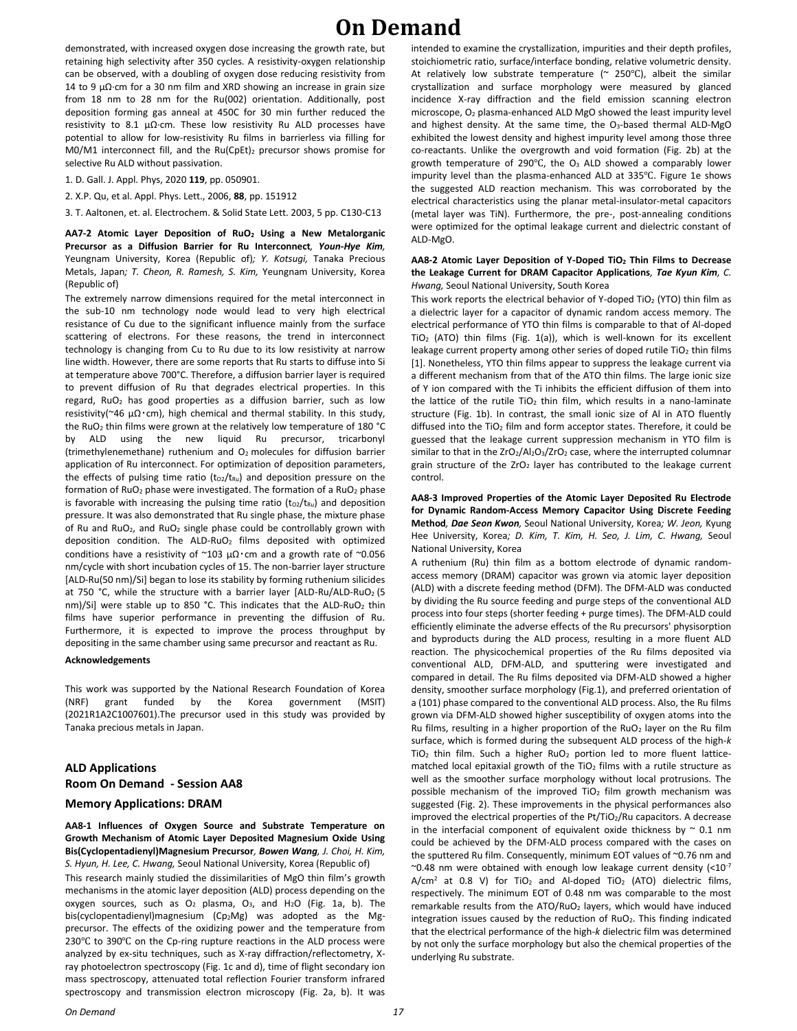demonstrated, with increased oxygen dose increasing the growth rate, but retaining high selectivity after 350 cycles. A resistivity-oxygen relationship can be observed, with a doubling of oxygen dose reducing resistivity from 14 to 9 μΩ·cm for a 30 nm film and XRD showing an increase in grain size from 18 nm to 28 nm for the Ru(002) orientation. Additionally, post deposition forming gas anneal at 450C for 30 min further reduced the resistivity to 8.1 μΩ·cm. These low resistivity Ru ALD processes have potential to allow for low-resistivity Ru films in barrierless via filling for M0/M1 interconnect fill, and the $Ru(CpEt)_2$ precursor shows promise for selective Ru ALD without passivation.

1. D. Gall. J. Appl. Phys, 2020 **119**, pp. 050901.

2. X.P. Qu, et al. Appl. Phys. Lett., 2006, **88**, pp. 151912

3. T. Aaltonen, et. al. Electrochem. & Solid State Lett. 2003, 5 pp. C130-C13

**AA7-2 Atomic Layer Deposition of $RuO_2$ Using a New Metalorganic Precursor as a Diffusion Barrier for Ru Interconnect**, ***Youn-Hye Kim***, Yeungnam University, Korea (Republic of)*; Y. Kotsugi,* Tanaka Precious Metals, Japan*; T. Cheon, R. Ramesh, S. Kim,* Yeungnam University, Korea (Republic of)

The extremely narrow dimensions required for the metal interconnect in the sub-10 nm technology node would lead to very high electrical resistance of Cu due to the significant influence mainly from the surface scattering of electrons. For these reasons, the trend in interconnect technology is changing from Cu to Ru due to its low resistivity at narrow line width. However, there are some reports that Ru starts to diffuse into Si at temperature above 700°C. Therefore, a diffusion barrier layer is required to prevent diffusion of Ru that degrades electrical properties. In this regard, $RuO_2$ has good properties as a diffusion barrier, such as low resistivity(~46 μΩ･cm), high chemical and thermal stability. In this study, the $RuO_2$ thin films were grown at the relatively low temperature of 180 °C by ALD using the new liquid Ru precursor, tricarbonyl (trimethylenemethane) ruthenium and $O_2$ molecules for diffusion barrier application of Ru interconnect. For optimization of deposition parameters, the effects of pulsing time ratio ($t_{O2}/t_{Ru}$) and deposition pressure on the formation of $RuO_2$ phase were investigated. The formation of a $RuO_2$ phase is favorable with increasing the pulsing time ratio ($t_{O2}/t_{Ru}$) and deposition pressure. It was also demonstrated that Ru single phase, the mixture phase of Ru and $RuO_2$, and $RuO_2$ single phase could be controllably grown with deposition condition. The ALD-$RuO_2$ films deposited with optimized conditions have a resistivity of ~103 μΩ･cm and a growth rate of ~0.056 nm/cycle with short incubation cycles of 15. The non-barrier layer structure [ALD-Ru(50 nm)/Si] began to lose its stability by forming ruthenium silicides at 750 °C, while the structure with a barrier layer [ALD-Ru/ALD-$RuO_2$(5 nm)/Si] were stable up to 850 °C. This indicates that the ALD-$RuO_2$ thin films have superior performance in preventing the diffusion of Ru. Furthermore, it is expected to improve the process throughput by depositing in the same chamber using same precursor and reactant as Ru.

**Acknowledgements**

This work was supported by the National Research Foundation of Korea (NRF) grant funded by the Korea government (MSIT) (2021R1A2C1007601).The precursor used in this study was provided by Tanaka precious metals in Japan.

## ALD Applications
## Room On Demand - Session AA8
## Memory Applications: DRAM

**AA8-1 Influences of Oxygen Source and Substrate Temperature on Growth Mechanism of Atomic Layer Deposited Magnesium Oxide Using Bis(Cyclopentadienyl)Magnesium Precursor**, ***Bowen Wang****, J. Choi, H. Kim, S. Hyun, H. Lee, C. Hwang,* Seoul National University, Korea (Republic of)

This research mainly studied the dissimilarities of MgO thin film's growth mechanisms in the atomic layer deposition (ALD) process depending on the oxygen sources, such as $O_2$ plasma, $O_3$, and $H_2O$ (Fig. 1a, b). The bis(cyclopentadienyl)magnesium ($Cp_2Mg$) was adopted as the Mg-precursor. The effects of the oxidizing power and the temperature from 230℃ to 390℃ on the Cp-ring rupture reactions in the ALD process were analyzed by ex-situ techniques, such as X-ray diffraction/reflectometry, X-ray photoelectron spectroscopy (Fig. 1c and d), time of flight secondary ion mass spectroscopy, attenuated total reflection Fourier transform infrared spectroscopy and transmission electron microscopy (Fig. 2a, b). It was intended to examine the crystallization, impurities and their depth profiles, stoichiometric ratio, surface/interface bonding, relative volumetric density. At relatively low substrate temperature (~ 250℃), albeit the similar crystallization and surface morphology were measured by glanced incidence X-ray diffraction and the field emission scanning electron microscope, $O_2$ plasma-enhanced ALD MgO showed the least impurity level and highest density. At the same time, the $O_3$-based thermal ALD-MgO exhibited the lowest density and highest impurity level among those three co-reactants. Unlike the overgrowth and void formation (Fig. 2b) at the growth temperature of 290℃, the $O_3$ ALD showed a comparably lower impurity level than the plasma-enhanced ALD at 335℃. Figure 1e shows the suggested ALD reaction mechanism. This was corroborated by the electrical characteristics using the planar metal-insulator-metal capacitors (metal layer was TiN). Furthermore, the pre-, post-annealing conditions were optimized for the optimal leakage current and dielectric constant of ALD-MgO.

**AA8-2 Atomic Layer Deposition of Y-Doped $TiO_2$ Thin Films to Decrease the Leakage Current for DRAM Capacitor Applications**, ***Tae Kyun Kim****, C. Hwang,* Seoul National University, South Korea

This work reports the electrical behavior of Y-doped $TiO_2$ (YTO) thin film as a dielectric layer for a capacitor of dynamic random access memory. The electrical performance of YTO thin films is comparable to that of Al-doped $TiO_2$ (ATO) thin films (Fig. 1(a)), which is well-known for its excellent leakage current property among other series of doped rutile $TiO_2$ thin films [1]. Nonetheless, YTO thin films appear to suppress the leakage current via a different mechanism from that of the ATO thin films. The large ionic size of Y ion compared with the Ti inhibits the efficient diffusion of them into the lattice of the rutile $TiO_2$ thin film, which results in a nano-laminate structure (Fig. 1b). In contrast, the small ionic size of Al in ATO fluently diffused into the $TiO_2$ film and form acceptor states. Therefore, it could be guessed that the leakage current suppression mechanism in YTO film is similar to that in the $ZrO_2/Al_2O_3/ZrO_2$ case, where the interrupted columnar grain structure of the $ZrO_2$ layer has contributed to the leakage current control.

**AA8-3 Improved Properties of the Atomic Layer Deposited Ru Electrode for Dynamic Random-Access Memory Capacitor Using Discrete Feeding Method**, ***Dae Seon Kwon***, Seoul National University, Korea*; W. Jeon,* Kyung Hee University, Korea*; D. Kim, T. Kim, H. Seo, J. Lim, C. Hwang,* Seoul National University, Korea

A ruthenium (Ru) thin film as a bottom electrode of dynamic random-access memory (DRAM) capacitor was grown via atomic layer deposition (ALD) with a discrete feeding method (DFM). The DFM-ALD was conducted by dividing the Ru source feeding and purge steps of the conventional ALD process into four steps (shorter feeding + purge times). The DFM-ALD could efficiently eliminate the adverse effects of the Ru precursors' physisorption and byproducts during the ALD process, resulting in a more fluent ALD reaction. The physicochemical properties of the Ru films deposited via conventional ALD, DFM-ALD, and sputtering were investigated and compared in detail. The Ru films deposited via DFM-ALD showed a higher density, smoother surface morphology (Fig.1), and preferred orientation of a (101) phase compared to the conventional ALD process. Also, the Ru films grown via DFM-ALD showed higher susceptibility of oxygen atoms into the Ru films, resulting in a higher proportion of the $RuO_2$ layer on the Ru film surface, which is formed during the subsequent ALD process of the high-*k* $TiO_2$ thin film. Such a higher $RuO_2$ portion led to more fluent lattice-matched local epitaxial growth of the $TiO_2$ films with a rutile structure as well as the smoother surface morphology without local protrusions. The possible mechanism of the improved $TiO_2$ film growth mechanism was suggested (Fig. 2). These improvements in the physical performances also improved the electrical properties of the Pt/$TiO_2$/Ru capacitors. A decrease in the interfacial component of equivalent oxide thickness by ~ 0.1 nm could be achieved by the DFM-ALD process compared with the cases on the sputtered Ru film. Consequently, minimum EOT values of ~0.76 nm and ~0.48 nm were obtained with enough low leakage current density (<$10^{-7}$ A/cm$^2$ at 0.8 V) for $TiO_2$ and Al-doped $TiO_2$ (ATO) dielectric films, respectively. The minimum EOT of 0.48 nm was comparable to the most remarkable results from the ATO/$RuO_2$ layers, which would have induced integration issues caused by the reduction of $RuO_2$. This finding indicated that the electrical performance of the high-*k* dielectric film was determined by not only the surface morphology but also the chemical properties of the underlying Ru substrate.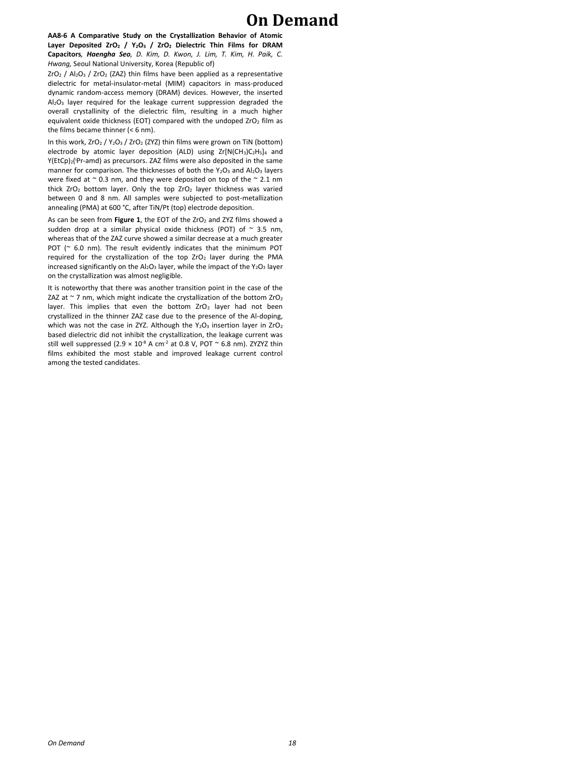# On Demand

**AA8-6 A Comparative Study on the Crystallization Behavior of Atomic Layer Deposited $ZrO_2$ / $Y_2O_3$ / $ZrO_2$ Dielectric Thin Films for DRAM Capacitors**, ***Haengha Seo****, D. Kim, D. Kwon, J. Lim, T. Kim, H. Paik, C. Hwang,* Seoul National University, Korea (Republic of)

$ZrO_2$ / $Al_2O_3$ / $ZrO_2$ (ZAZ) thin films have been applied as a representative dielectric for metal-insulator-metal (MIM) capacitors in mass-produced dynamic random-access memory (DRAM) devices. However, the inserted $Al_2O_3$ layer required for the leakage current suppression degraded the overall crystallinity of the dielectric film, resulting in a much higher equivalent oxide thickness (EOT) compared with the undoped $ZrO_2$ film as the films became thinner (< 6 nm).

In this work, $ZrO_2$ / $Y_2O_3$ / $ZrO_2$ (ZYZ) thin films were grown on TiN (bottom) electrode by atomic layer deposition (ALD) using $Zr[N(CH_3)C_2H_5]_4$ and $Y(EtCp)_2(^iPr\text{-amd})$ as precursors. ZAZ films were also deposited in the same manner for comparison. The thicknesses of both the $Y_2O_3$ and $Al_2O_3$ layers were fixed at ~ 0.3 nm, and they were deposited on top of the ~ 2.1 nm thick $ZrO_2$ bottom layer. Only the top $ZrO_2$ layer thickness was varied between 0 and 8 nm. All samples were subjected to post-metallization annealing (PMA) at 600 °C, after TiN/Pt (top) electrode deposition.

As can be seen from **Figure 1**, the EOT of the $ZrO_2$ and ZYZ films showed a sudden drop at a similar physical oxide thickness (POT) of ~ 3.5 nm, whereas that of the ZAZ curve showed a similar decrease at a much greater POT (~ 6.0 nm). The result evidently indicates that the minimum POT required for the crystallization of the top $ZrO_2$ layer during the PMA increased significantly on the $Al_2O_3$ layer, while the impact of the $Y_2O_3$ layer on the crystallization was almost negligible.

It is noteworthy that there was another transition point in the case of the ZAZ at ~ 7 nm, which might indicate the crystallization of the bottom $ZrO_2$ layer. This implies that even the bottom $ZrO_2$ layer had not been crystallized in the thinner ZAZ case due to the presence of the Al-doping, which was not the case in ZYZ. Although the $Y_2O_3$ insertion layer in $ZrO_2$ based dielectric did not inhibit the crystallization, the leakage current was still well suppressed ($2.9 \times 10^{-8}$ A $cm^{-2}$ at 0.8 V, POT ~ 6.8 nm). ZYZYZ thin films exhibited the most stable and improved leakage current control among the tested candidates.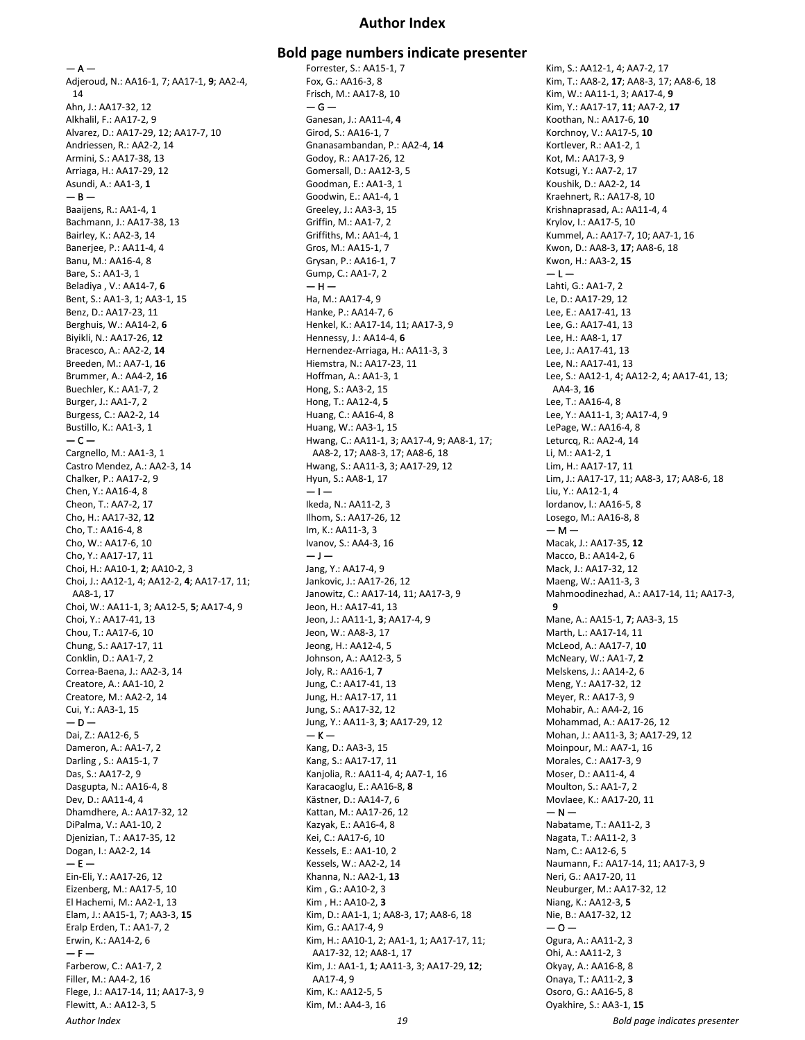# Author Index

## Bold page numbers indicate presenter

— A —

Adjeroud, N.: AA16-1, 7; AA17-1, **9**; AA2-4, 14
Ahn, J.: AA17-32, 12
Alkhalil, F.: AA17-2, 9
Alvarez, D.: AA17-29, 12; AA17-7, 10
Andriessen, R.: AA2-2, 14
Armini, S.: AA17-38, 13
Arriaga, H.: AA17-29, 12
Asundi, A.: AA1-3, **1**

— B —

Baaijens, R.: AA1-4, 1
Bachmann, J.: AA17-38, 13
Bairley, K.: AA2-3, 14
Banerjee, P.: AA11-4, 4
Banu, M.: AA16-4, 8
Bare, S.: AA1-3, 1
Beladiya , V.: AA14-7, **6**
Bent, S.: AA1-3, 1; AA3-1, 15
Benz, D.: AA17-23, 11
Berghuis, W.: AA14-2, **6**
Biyikli, N.: AA17-26, **12**
Bracesco, A.: AA2-2, **14**
Breeden, M.: AA7-1, **16**
Brummer, A.: AA4-2, **16**
Buechler, K.: AA1-7, 2
Burger, J.: AA1-7, 2
Burgess, C.: AA2-2, 14
Bustillo, K.: AA1-3, 1

— C —

Cargnello, M.: AA1-3, 1
Castro Mendez, A.: AA2-3, 14
Chalker, P.: AA17-2, 9
Chen, Y.: AA16-4, 8
Cheon, T.: AA7-2, 17
Cho, H.: AA17-32, **12**
Cho, T.: AA16-4, 8
Cho, W.: AA17-6, 10
Cho, Y.: AA17-17, 11
Choi, H.: AA10-1, **2**; AA10-2, 3
Choi, J.: AA12-1, 4; AA12-2, **4**; AA17-17, 11; AA8-1, 17
Choi, W.: AA11-1, 3; AA12-5, **5**; AA17-4, 9
Choi, Y.: AA17-41, 13
Chou, T.: AA17-6, 10
Chung, S.: AA17-17, 11
Conklin, D.: AA1-7, 2
Correa-Baena, J.: AA2-3, 14
Creatore, A.: AA1-10, 2
Creatore, M.: AA2-2, 14
Cui, Y.: AA3-1, 15

— D —

Dai, Z.: AA12-6, 5
Dameron, A.: AA1-7, 2
Darling , S.: AA15-1, 7
Das, S.: AA17-2, 9
Dasgupta, N.: AA16-4, 8
Dev, D.: AA11-4, 4
Dhamdhere, A.: AA17-32, 12
DiPalma, V.: AA1-10, 2
Djenizian, T.: AA17-35, 12
Dogan, I.: AA2-2, 14

— E —

Ein-Eli, Y.: AA17-26, 12
Eizenberg, M.: AA17-5, 10
El Hachemi, M.: AA2-1, 13
Elam, J.: AA15-1, 7; AA3-3, **15**
Eralp Erden, T.: AA1-7, 2
Erwin, K.: AA14-2, 6

— F —

Farberow, C.: AA1-7, 2
Filler, M.: AA4-2, 16
Flege, J.: AA17-14, 11; AA17-3, 9
Flewitt, A.: AA12-3, 5
Forrester, S.: AA15-1, 7
Fox, G.: AA16-3, 8
Frisch, M.: AA17-8, 10

— G —

Ganesan, J.: AA11-4, **4**
Girod, S.: AA16-1, 7
Gnanasambandan, P.: AA2-4, **14**
Godoy, R.: AA17-26, 12
Gomersall, D.: AA12-3, 5
Goodman, E.: AA1-3, 1
Goodwin, E.: AA1-4, 1
Greeley, J.: AA3-3, 15
Griffin, M.: AA1-7, 2
Griffiths, M.: AA1-4, 1
Gros, M.: AA15-1, 7
Grysan, P.: AA16-1, 7
Gump, C.: AA1-7, 2

— H —

Ha, M.: AA17-4, 9
Hanke, P.: AA14-7, 6
Henkel, K.: AA17-14, 11; AA17-3, 9
Hennessy, J.: AA14-4, **6**
Hernendez-Arriaga, H.: AA11-3, 3
Hiemstra, N.: AA17-23, 11
Hoffman, A.: AA1-3, 1
Hong, S.: AA3-2, 15
Hong, T.: AA12-4, **5**
Huang, C.: AA16-4, 8
Huang, W.: AA3-1, 15
Hwang, C.: AA11-1, 3; AA17-4, 9; AA8-1, 17; AA8-2, 17; AA8-3, 17; AA8-6, 18
Hwang, S.: AA11-3, 3; AA17-29, 12
Hyun, S.: AA8-1, 17

— I —

Ikeda, N.: AA11-2, 3
Ilhom, S.: AA17-26, 12
Im, K.: AA11-3, 3
Ivanov, S.: AA4-3, 16

— J —

Jang, Y.: AA17-4, 9
Jankovic, J.: AA17-26, 12
Janowitz, C.: AA17-14, 11; AA17-3, 9
Jeon, H.: AA17-41, 13
Jeon, J.: AA11-1, **3**; AA17-4, 9
Jeon, W.: AA8-3, 17
Jeong, H.: AA12-4, 5
Johnson, A.: AA12-3, 5
Joly, R.: AA16-1, **7**
Jung, C.: AA17-41, 13
Jung, H.: AA17-17, 11
Jung, S.: AA17-32, 12
Jung, Y.: AA11-3, **3**; AA17-29, 12

— K —

Kang, D.: AA3-3, 15
Kang, S.: AA17-17, 11
Kanjolia, R.: AA11-4, 4; AA7-1, 16
Karacaoglu, E.: AA16-8, **8**
Kästner, D.: AA14-7, 6
Kattan, M.: AA17-26, 12
Kazyak, E.: AA16-4, 8
Kei, C.: AA17-6, 10
Kessels, E.: AA1-10, 2
Kessels, W.: AA2-2, 14
Khanna, N.: AA2-1, **13**
Kim , G.: AA10-2, 3
Kim , H.: AA10-2, **3**
Kim, D.: AA1-1, 1; AA8-3, 17; AA8-6, 18
Kim, G.: AA17-4, 9
Kim, H.: AA10-1, 2; AA1-1, 1; AA17-17, 11; AA17-32, 12; AA8-1, 17
Kim, J.: AA1-1, **1**; AA11-3, 3; AA17-29, **12**; AA17-4, 9
Kim, K.: AA12-5, 5
Kim, M.: AA4-3, 16
Kim, S.: AA12-1, 4; AA7-2, 17
Kim, T.: AA8-2, **17**; AA8-3, 17; AA8-6, 18
Kim, W.: AA11-1, 3; AA17-4, **9**
Kim, Y.: AA17-17, **11**; AA7-2, **17**
Koothan, N.: AA17-6, **10**
Korchnoy, V.: AA17-5, **10**
Kortlever, R.: AA1-2, 1
Kot, M.: AA17-3, 9
Kotsugi, Y.: AA7-2, 17
Koushik, D.: AA2-2, 14
Kraehnert, R.: AA17-8, 10
Krishnaprasad, A.: AA11-4, 4
Krylov, I.: AA17-5, 10
Kummel, A.: AA17-7, 10; AA7-1, 16
Kwon, D.: AA8-3, **17**; AA8-6, 18
Kwon, H.: AA3-2, **15**

— L —

Lahti, G.: AA1-7, 2
Le, D.: AA17-29, 12
Lee, E.: AA17-41, 13
Lee, G.: AA17-41, 13
Lee, H.: AA8-1, 17
Lee, J.: AA17-41, 13
Lee, N.: AA17-41, 13
Lee, S.: AA12-1, 4; AA12-2, 4; AA17-41, 13; AA4-3, **16**
Lee, T.: AA16-4, 8
Lee, Y.: AA11-1, 3; AA17-4, 9
LePage, W.: AA16-4, 8
Leturcq, R.: AA2-4, 14
Li, M.: AA1-2, **1**
Lim, H.: AA17-17, 11
Lim, J.: AA17-17, 11; AA8-3, 17; AA8-6, 18
Liu, Y.: AA12-1, 4
Iordanov, I.: AA16-5, 8
Losego, M.: AA16-8, 8

— M —

Macak, J.: AA17-35, **12**
Macco, B.: AA14-2, 6
Mack, J.: AA17-32, 12
Maeng, W.: AA11-3, 3
Mahmoodinezhad, A.: AA17-14, 11; AA17-3, **9**
Mane, A.: AA15-1, **7**; AA3-3, 15
Marth, L.: AA17-14, 11
McLeod, A.: AA17-7, **10**
McNeary, W.: AA1-7, **2**
Melskens, J.: AA14-2, 6
Meng, Y.: AA17-32, 12
Meyer, R.: AA17-3, 9
Mohabir, A.: AA4-2, 16
Mohammad, A.: AA17-26, 12
Mohan, J.: AA11-3, 3; AA17-29, 12
Moinpour, M.: AA7-1, 16
Morales, C.: AA17-3, 9
Moser, D.: AA11-4, 4
Moulton, S.: AA1-7, 2
Movlaee, K.: AA17-20, 11

— N —

Nabatame, T.: AA11-2, 3
Nagata, T.: AA11-2, 3
Nam, C.: AA12-6, 5
Naumann, F.: AA17-14, 11; AA17-3, 9
Neri, G.: AA17-20, 11
Neuburger, M.: AA17-32, 12
Niang, K.: AA12-3, **5**
Nie, B.: AA17-32, 12

— O —

Ogura, A.: AA11-2, 3
Ohi, A.: AA11-2, 3
Okyay, A.: AA16-8, 8
Onaya, T.: AA11-2, **3**
Osoro, G.: AA16-5, 8
Oyakhire, S.: AA3-1, **15**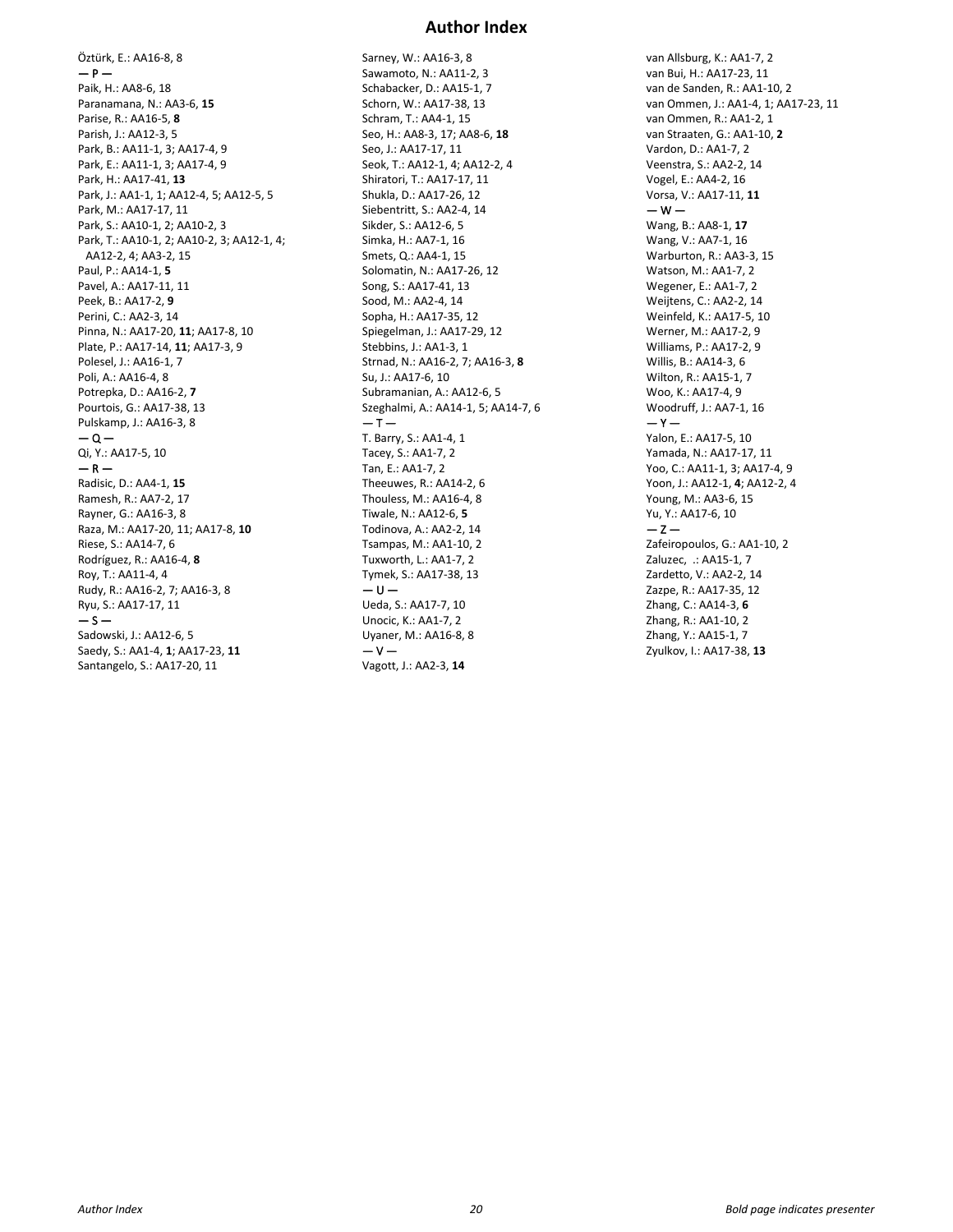# Author Index

Öztürk, E.: AA16-8, 8

— P —

Paik, H.: AA8-6, 18

Paranamana, N.: AA3-6, **15**

Parise, R.: AA16-5, **8**

Parish, J.: AA12-3, 5

Park, B.: AA11-1, 3; AA17-4, 9

Park, E.: AA11-1, 3; AA17-4, 9

Park, H.: AA17-41, **13**

Park, J.: AA1-1, 1; AA12-4, 5; AA12-5, 5

Park, M.: AA17-17, 11

Park, S.: AA10-1, 2; AA10-2, 3

Park, T.: AA10-1, 2; AA10-2, 3; AA12-1, 4; AA12-2, 4; AA3-2, 15

Paul, P.: AA14-1, **5**

Pavel, A.: AA17-11, 11

Peek, B.: AA17-2, **9**

Perini, C.: AA2-3, 14

Pinna, N.: AA17-20, **11**; AA17-8, 10

Plate, P.: AA17-14, **11**; AA17-3, 9

Polesel, J.: AA16-1, 7

Poli, A.: AA16-4, 8

Potrepka, D.: AA16-2, **7**

Pourtois, G.: AA17-38, 13

Pulskamp, J.: AA16-3, 8

— Q —

Qi, Y.: AA17-5, 10

— R —

Radisic, D.: AA4-1, **15**

Ramesh, R.: AA7-2, 17

Rayner, G.: AA16-3, 8

Raza, M.: AA17-20, 11; AA17-8, **10**

Riese, S.: AA14-7, 6

Rodríguez, R.: AA16-4, **8**

Roy, T.: AA11-4, 4

Rudy, R.: AA16-2, 7; AA16-3, 8

Ryu, S.: AA17-17, 11

— S —

Sadowski, J.: AA12-6, 5

Saedy, S.: AA1-4, **1**; AA17-23, **11**

Santangelo, S.: AA17-20, 11

Sarney, W.: AA16-3, 8

Sawamoto, N.: AA11-2, 3

Schabacker, D.: AA15-1, 7

Schorn, W.: AA17-38, 13

Schram, T.: AA4-1, 15

Seo, H.: AA8-3, 17; AA8-6, **18**

Seo, J.: AA17-17, 11

Seok, T.: AA12-1, 4; AA12-2, 4

Shiratori, T.: AA17-17, 11

Shukla, D.: AA17-26, 12

Siebentritt, S.: AA2-4, 14

Sikder, S.: AA12-6, 5

Simka, H.: AA7-1, 16

Smets, Q.: AA4-1, 15

Solomatin, N.: AA17-26, 12

Song, S.: AA17-41, 13

Sood, M.: AA2-4, 14

Sopha, H.: AA17-35, 12

Spiegelman, J.: AA17-29, 12

Stebbins, J.: AA1-3, 1

Strnad, N.: AA16-2, 7; AA16-3, **8**

Su, J.: AA17-6, 10

Subramanian, A.: AA12-6, 5

Szeghalmi, A.: AA14-1, 5; AA14-7, 6

— T —

T. Barry, S.: AA1-4, 1

Tacey, S.: AA1-7, 2

Tan, E.: AA1-7, 2

Theeuwes, R.: AA14-2, 6

Thouless, M.: AA16-4, 8

Tiwale, N.: AA12-6, **5**

Todinova, A.: AA2-2, 14

Tsampas, M.: AA1-10, 2

Tuxworth, L.: AA1-7, 2

Tymek, S.: AA17-38, 13

— U —

Ueda, S.: AA17-7, 10

Unocic, K.: AA1-7, 2

Uyaner, M.: AA16-8, 8

— V —

Vagott, J.: AA2-3, **14**

van Allsburg, K.: AA1-7, 2

van Bui, H.: AA17-23, 11

van de Sanden, R.: AA1-10, 2

van Ommen, J.: AA1-4, 1; AA17-23, 11

van Ommen, R.: AA1-2, 1

van Straaten, G.: AA1-10, **2**

Vardon, D.: AA1-7, 2

Veenstra, S.: AA2-2, 14

Vogel, E.: AA4-2, 16

Vorsa, V.: AA17-11, **11**

— W —

Wang, B.: AA8-1, **17**

Wang, V.: AA7-1, 16

Warburton, R.: AA3-3, 15

Watson, M.: AA1-7, 2

Wegener, E.: AA1-7, 2

Weijtens, C.: AA2-2, 14

Weinfeld, K.: AA17-5, 10

Werner, M.: AA17-2, 9

Williams, P.: AA17-2, 9

Willis, B.: AA14-3, 6

Wilton, R.: AA15-1, 7

Woo, K.: AA17-4, 9

Woodruff, J.: AA7-1, 16

— Y —

Yalon, E.: AA17-5, 10

Yamada, N.: AA17-17, 11

Yoo, C.: AA11-1, 3; AA17-4, 9

Yoon, J.: AA12-1, **4**; AA12-2, 4

Young, M.: AA3-6, 15

Yu, Y.: AA17-6, 10

— Z —

Zafeiropoulos, G.: AA1-10, 2

Zaluzec, .: AA15-1, 7

Zardetto, V.: AA2-2, 14

Zazpe, R.: AA17-35, 12

Zhang, C.: AA14-3, **6**

Zhang, R.: AA1-10, 2

Zhang, Y.: AA15-1, 7

Zyulkov, I.: AA17-38, **13**